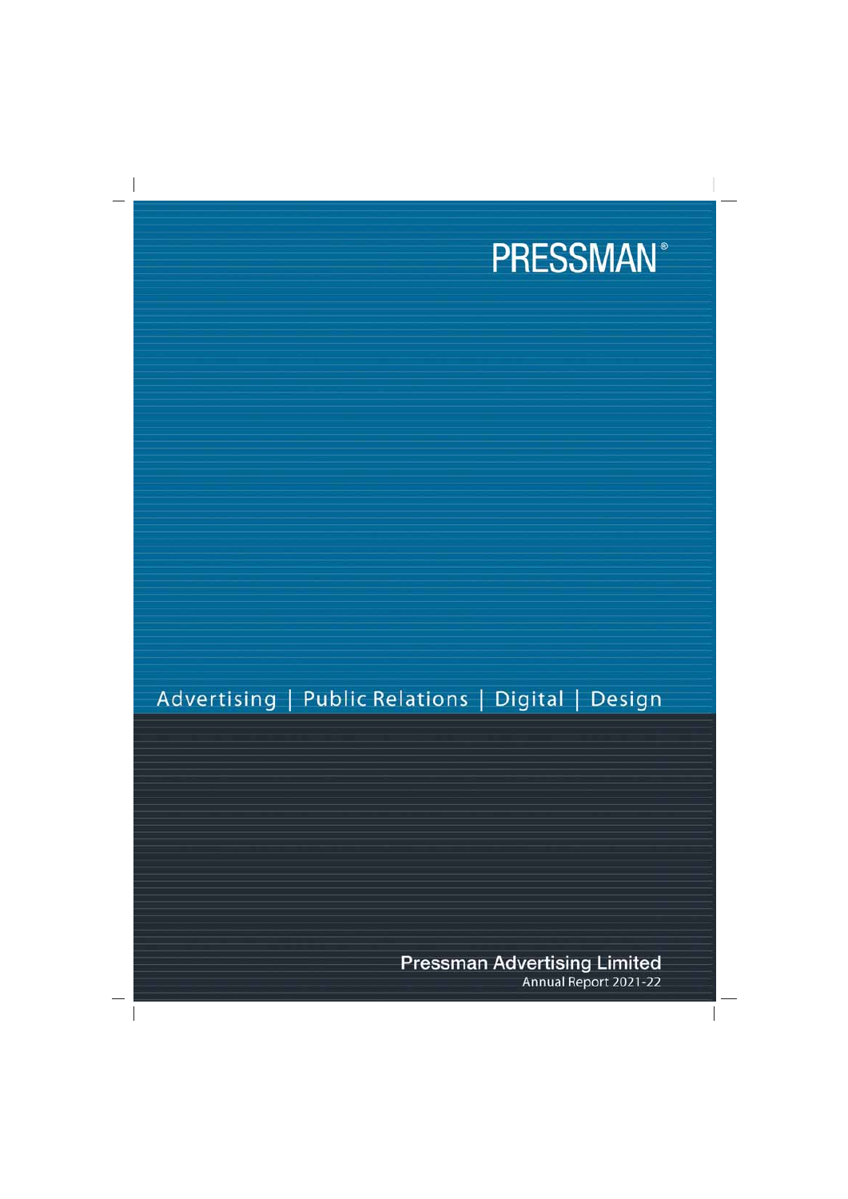# PRESSMAN®

Advertising | Public Relations | Digital | Design

**Pressman Advertising Limited**

Annual Report 2021-22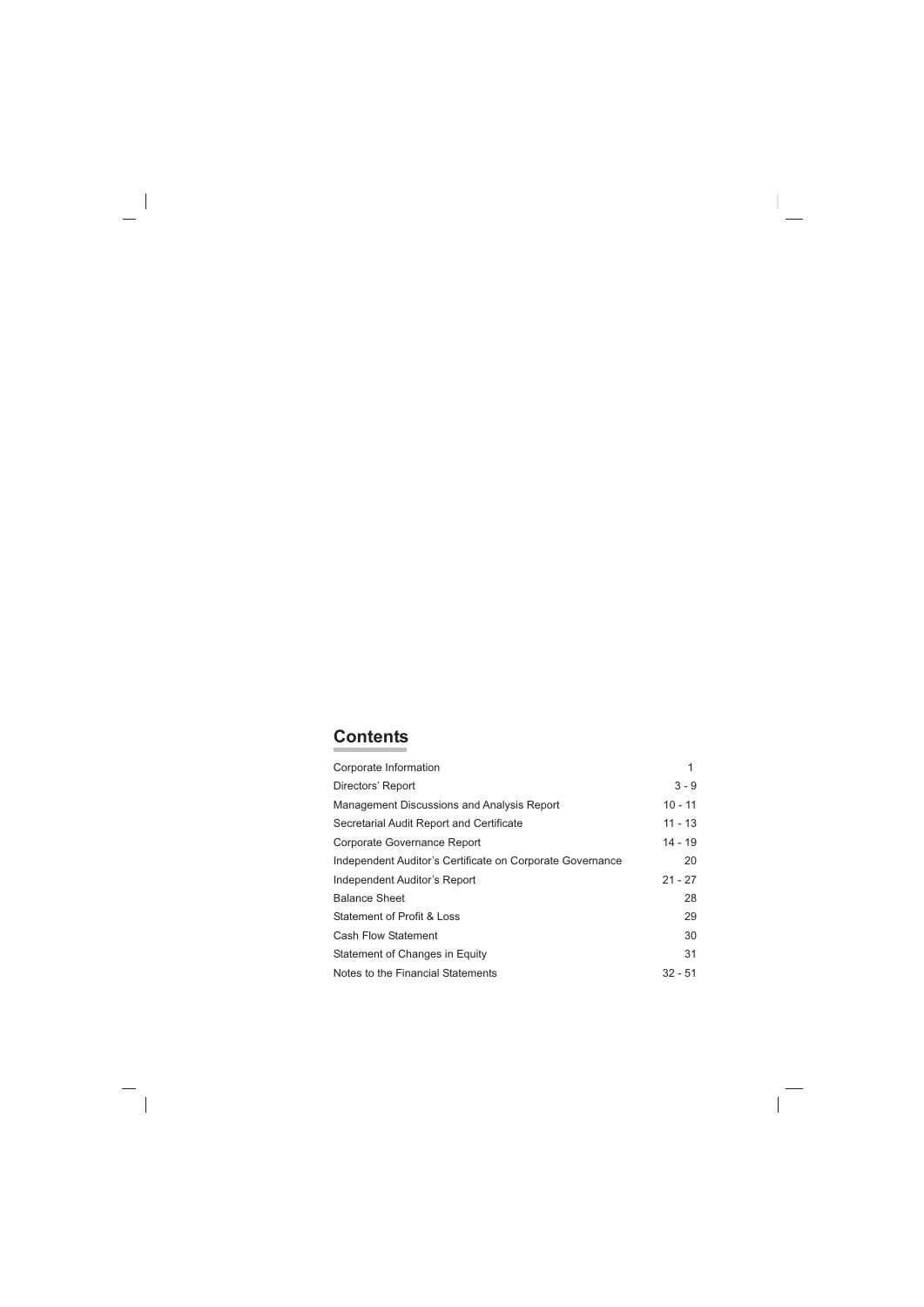## Contents

| | |
|---|---|
| Corporate Information | 1 |
| Directors' Report | 3 - 9 |
| Management Discussions and Analysis Report | 10 - 11 |
| Secretarial Audit Report and Certificate | 11 - 13 |
| Corporate Governance Report | 14 - 19 |
| Independent Auditor's Certificate on Corporate Governance | 20 |
| Independent Auditor's Report | 21 - 27 |
| Balance Sheet | 28 |
| Statement of Profit & Loss | 29 |
| Cash Flow Statement | 30 |
| Statement of Changes in Equity | 31 |
| Notes to the Financial Statements | 32 - 51 |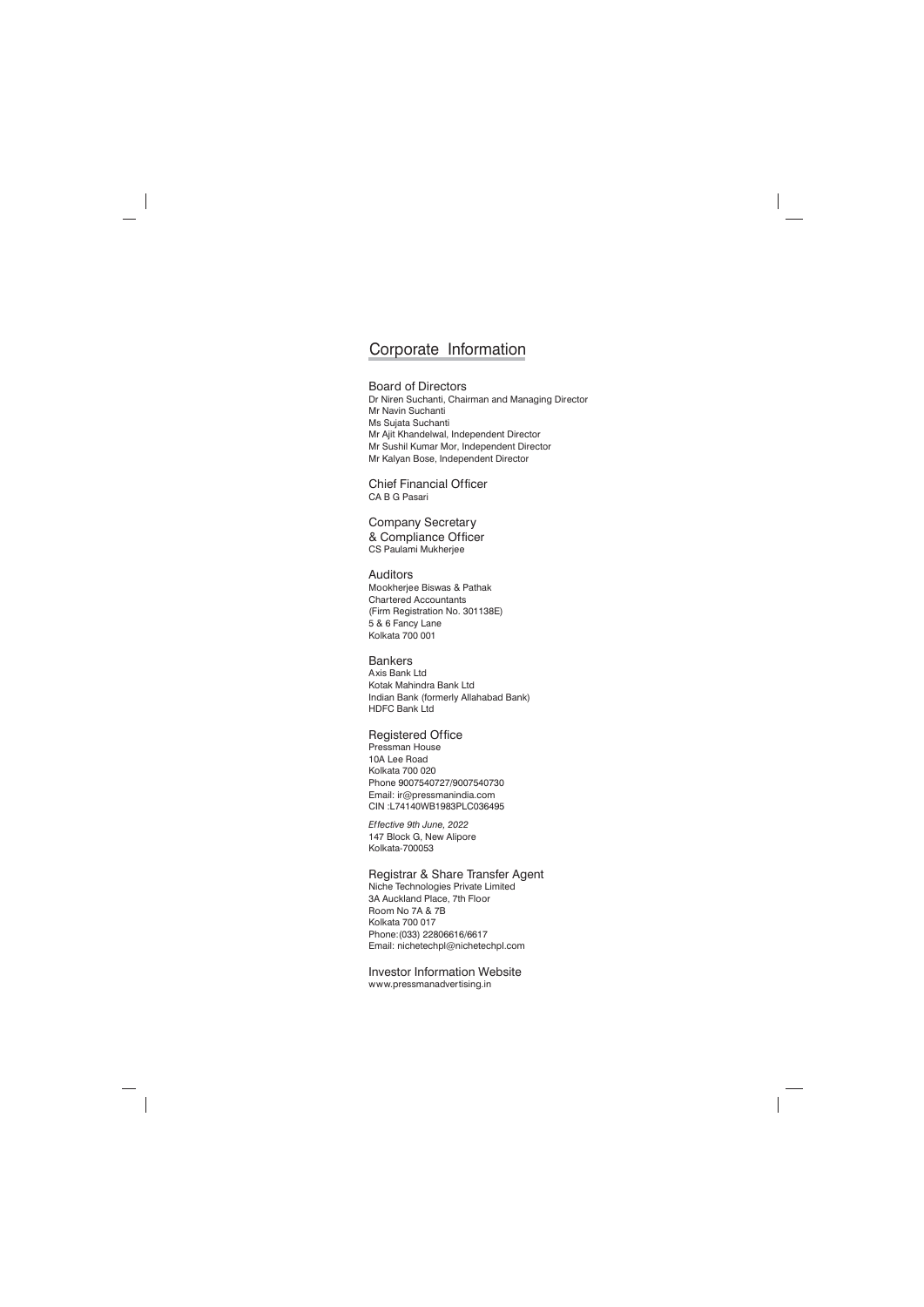# Corporate Information

## Board of Directors

Dr Niren Suchanti, Chairman and Managing Director
Mr Navin Suchanti
Ms Sujata Suchanti
Mr Ajit Khandelwal, Independent Director
Mr Sushil Kumar Mor, Independent Director
Mr Kalyan Bose, Independent Director

## Chief Financial Officer

CA B G Pasari

## Company Secretary & Compliance Officer

CS Paulami Mukherjee

## Auditors

Mookherjee Biswas & Pathak
Chartered Accountants
(Firm Registration No. 301138E)
5 & 6 Fancy Lane
Kolkata 700 001

## Bankers

Axis Bank Ltd
Kotak Mahindra Bank Ltd
Indian Bank (formerly Allahabad Bank)
HDFC Bank Ltd

## Registered Office

Pressman House
10A Lee Road
Kolkata 700 020
Phone 9007540727/9007540730
Email: ir@pressmanindia.com
CIN :L74140WB1983PLC036495

*Effective 9th June, 2022*
147 Block G, New Alipore
Kolkata-700053

## Registrar & Share Transfer Agent

Niche Technologies Private Limited
3A Auckland Place, 7th Floor
Room No 7A & 7B
Kolkata 700 017
Phone:(033) 22806616/6617
Email: nichetechpl@nichetechpl.com

## Investor Information Website

www.pressmanadvertising.in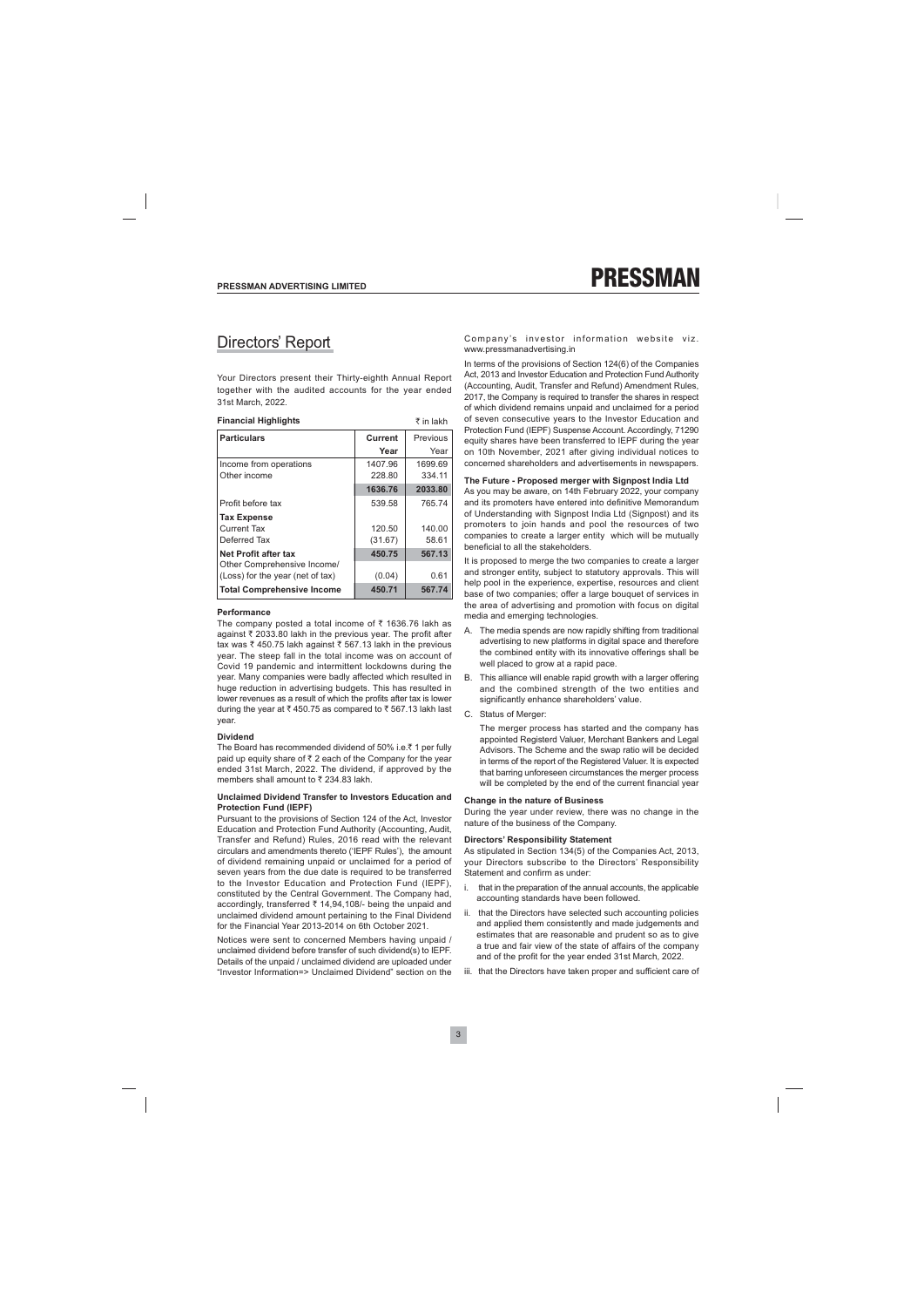# Directors' Report

Your Directors present their Thirty-eighth Annual Report together with the audited accounts for the year ended 31st March, 2022.

**Financial Highlights** ₹ in lakh

| Particulars | Current Year | Previous Year |
|---|---|---|
| Income from operations | 1407.96 | 1699.69 |
| Other income | 228.80 | 334.11 |
| | **1636.76** | **2033.80** |
| Profit before tax | 539.58 | 765.74 |
| **Tax Expense** | | |
| Current Tax | 120.50 | 140.00 |
| Deferred Tax | (31.67) | 58.61 |
| **Net Profit after tax** | **450.75** | **567.13** |
| Other Comprehensive Income/ (Loss) for the year (net of tax) | (0.04) | 0.61 |
| **Total Comprehensive Income** | **450.71** | **567.74** |

**Performance**

The company posted a total income of ₹ 1636.76 lakh as against ₹ 2033.80 lakh in the previous year. The profit after tax was ₹ 450.75 lakh against ₹ 567.13 lakh in the previous year. The steep fall in the total income was on account of Covid 19 pandemic and intermittent lockdowns during the year. Many companies were badly affected which resulted in huge reduction in advertising budgets. This has resulted in lower revenues as a result of which the profits after tax is lower during the year at ₹ 450.75 as compared to ₹ 567.13 lakh last year.

**Dividend**

The Board has recommended dividend of 50% i.e.₹ 1 per fully paid up equity share of ₹ 2 each of the Company for the year ended 31st March, 2022. The dividend, if approved by the members shall amount to ₹ 234.83 lakh.

**Unclaimed Dividend Transfer to Investors Education and Protection Fund (IEPF)**

Pursuant to the provisions of Section 124 of the Act, Investor Education and Protection Fund Authority (Accounting, Audit, Transfer and Refund) Rules, 2016 read with the relevant circulars and amendments thereto ('IEPF Rules'), the amount of dividend remaining unpaid or unclaimed for a period of seven years from the due date is required to be transferred to the Investor Education and Protection Fund (IEPF), constituted by the Central Government. The Company had, accordingly, transferred ₹ 14,94,108/- being the unpaid and unclaimed dividend amount pertaining to the Final Dividend for the Financial Year 2013-2014 on 6th October 2021.

Notices were sent to concerned Members having unpaid / unclaimed dividend before transfer of such dividend(s) to IEPF. Details of the unpaid / unclaimed dividend are uploaded under "Investor Information=> Unclaimed Dividend" section on the Company's investor information website viz. www.pressmanadvertising.in

In terms of the provisions of Section 124(6) of the Companies Act, 2013 and Investor Education and Protection Fund Authority (Accounting, Audit, Transfer and Refund) Amendment Rules, 2017, the Company is required to transfer the shares in respect of which dividend remains unpaid and unclaimed for a period of seven consecutive years to the Investor Education and Protection Fund (IEPF) Suspense Account. Accordingly, 71290 equity shares have been transferred to IEPF during the year on 10th November, 2021 after giving individual notices to concerned shareholders and advertisements in newspapers.

**The Future - Proposed merger with Signpost India Ltd**

As you may be aware, on 14th February 2022, your company and its promoters have entered into definitive Memorandum of Understanding with Signpost India Ltd (Signpost) and its promoters to join hands and pool the resources of two companies to create a larger entity which will be mutually beneficial to all the stakeholders.

It is proposed to merge the two companies to create a larger and stronger entity, subject to statutory approvals. This will help pool in the experience, expertise, resources and client base of two companies; offer a large bouquet of services in the area of advertising and promotion with focus on digital media and emerging technologies.

A. The media spends are now rapidly shifting from traditional advertising to new platforms in digital space and therefore the combined entity with its innovative offerings shall be well placed to grow at a rapid pace.

B. This alliance will enable rapid growth with a larger offering and the combined strength of the two entities and significantly enhance shareholders' value.

C. Status of Merger:

   The merger process has started and the company has appointed Registerd Valuer, Merchant Bankers and Legal Advisors. The Scheme and the swap ratio will be decided in terms of the report of the Registered Valuer. It is expected that barring unforeseen circumstances the merger process will be completed by the end of the current financial year

**Change in the nature of Business**

During the year under review, there was no change in the nature of the business of the Company.

**Directors' Responsibility Statement**

As stipulated in Section 134(5) of the Companies Act, 2013, your Directors subscribe to the Directors' Responsibility Statement and confirm as under:

i. that in the preparation of the annual accounts, the applicable accounting standards have been followed.

ii. that the Directors have selected such accounting policies and applied them consistently and made judgements and estimates that are reasonable and prudent so as to give a true and fair view of the state of affairs of the company and of the profit for the year ended 31st March, 2022.

iii. that the Directors have taken proper and sufficient care of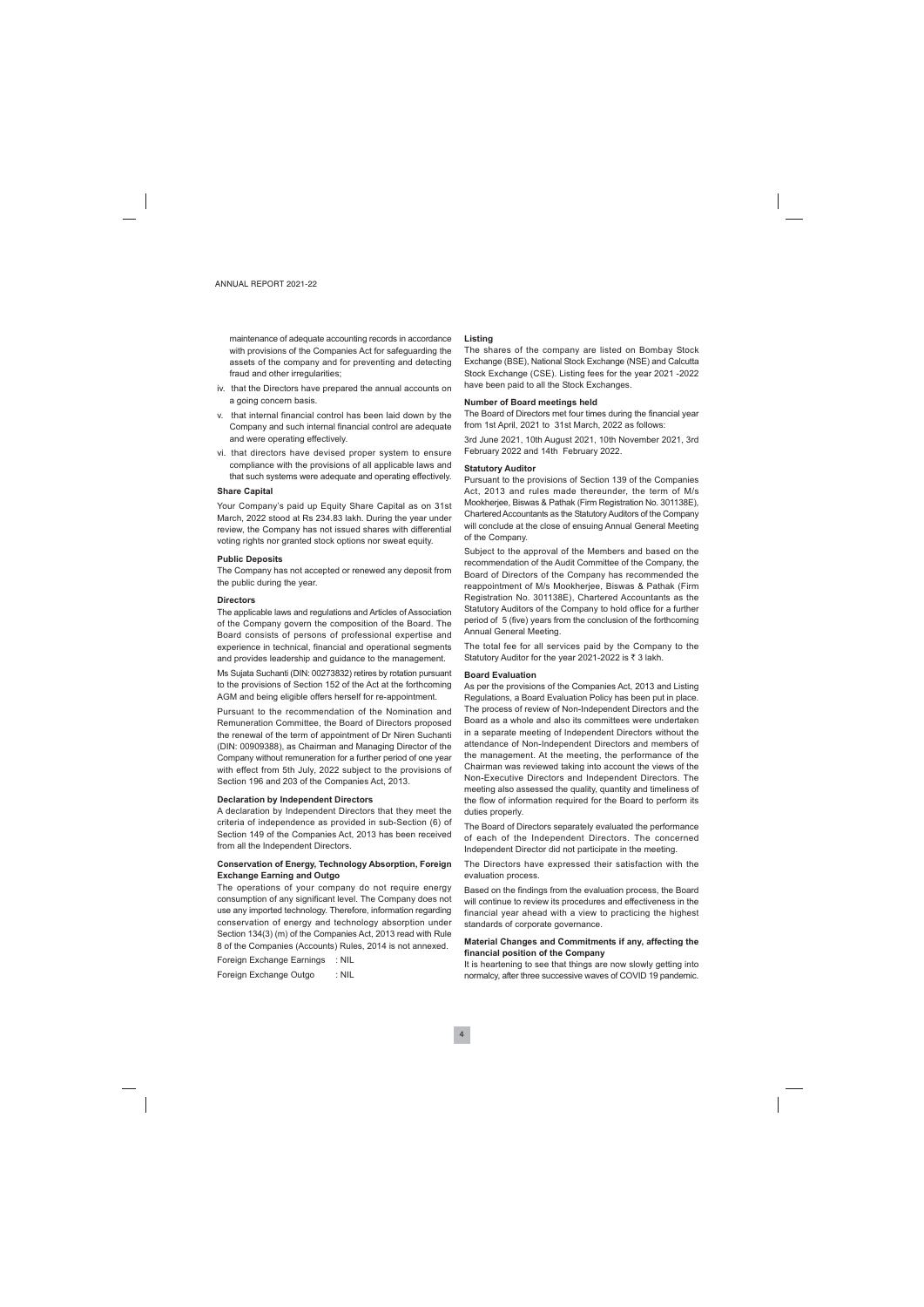maintenance of adequate accounting records in accordance with provisions of the Companies Act for safeguarding the assets of the company and for preventing and detecting fraud and other irregularities;

iv. that the Directors have prepared the annual accounts on a going concern basis.

v. that internal financial control has been laid down by the Company and such internal financial control are adequate and were operating effectively.

vi. that directors have devised proper system to ensure compliance with the provisions of all applicable laws and that such systems were adequate and operating effectively.

**Share Capital**

Your Company's paid up Equity Share Capital as on 31st March, 2022 stood at Rs 234.83 lakh. During the year under review, the Company has not issued shares with differential voting rights nor granted stock options nor sweat equity.

**Public Deposits**

The Company has not accepted or renewed any deposit from the public during the year.

**Directors**

The applicable laws and regulations and Articles of Association of the Company govern the composition of the Board. The Board consists of persons of professional expertise and experience in technical, financial and operational segments and provides leadership and guidance to the management.

Ms Sujata Suchanti (DIN: 00273832) retires by rotation pursuant to the provisions of Section 152 of the Act at the forthcoming AGM and being eligible offers herself for re-appointment.

Pursuant to the recommendation of the Nomination and Remuneration Committee, the Board of Directors proposed the renewal of the term of appointment of Dr Niren Suchanti (DIN: 00909388), as Chairman and Managing Director of the Company without remuneration for a further period of one year with effect from 5th July, 2022 subject to the provisions of Section 196 and 203 of the Companies Act, 2013.

**Declaration by Independent Directors**

A declaration by Independent Directors that they meet the criteria of independence as provided in sub-Section (6) of Section 149 of the Companies Act, 2013 has been received from all the Independent Directors.

**Conservation of Energy, Technology Absorption, Foreign Exchange Earning and Outgo**

The operations of your company do not require energy consumption of any significant level. The Company does not use any imported technology. Therefore, information regarding conservation of energy and technology absorption under Section 134(3) (m) of the Companies Act, 2013 read with Rule 8 of the Companies (Accounts) Rules, 2014 is not annexed.

Foreign Exchange Earnings : NIL

Foreign Exchange Outgo : NIL

**Listing**

The shares of the company are listed on Bombay Stock Exchange (BSE), National Stock Exchange (NSE) and Calcutta Stock Exchange (CSE). Listing fees for the year 2021 -2022 have been paid to all the Stock Exchanges.

**Number of Board meetings held**

The Board of Directors met four times during the financial year from 1st April, 2021 to 31st March, 2022 as follows:

3rd June 2021, 10th August 2021, 10th November 2021, 3rd February 2022 and 14th February 2022.

**Statutory Auditor**

Pursuant to the provisions of Section 139 of the Companies Act, 2013 and rules made thereunder, the term of M/s Mookherjee, Biswas & Pathak (Firm Registration No. 301138E), Chartered Accountants as the Statutory Auditors of the Company will conclude at the close of ensuing Annual General Meeting of the Company.

Subject to the approval of the Members and based on the recommendation of the Audit Committee of the Company, the Board of Directors of the Company has recommended the reappointment of M/s Mookherjee, Biswas & Pathak (Firm Registration No. 301138E), Chartered Accountants as the Statutory Auditors of the Company to hold office for a further period of 5 (five) years from the conclusion of the forthcoming Annual General Meeting.

The total fee for all services paid by the Company to the Statutory Auditor for the year 2021-2022 is ₹ 3 lakh.

**Board Evaluation**

As per the provisions of the Companies Act, 2013 and Listing Regulations, a Board Evaluation Policy has been put in place. The process of review of Non-Independent Directors and the Board as a whole and also its committees were undertaken in a separate meeting of Independent Directors without the attendance of Non-Independent Directors and members of the management. At the meeting, the performance of the Chairman was reviewed taking into account the views of the Non-Executive Directors and Independent Directors. The meeting also assessed the quality, quantity and timeliness of the flow of information required for the Board to perform its duties properly.

The Board of Directors separately evaluated the performance of each of the Independent Directors. The concerned Independent Director did not participate in the meeting.

The Directors have expressed their satisfaction with the evaluation process.

Based on the findings from the evaluation process, the Board will continue to review its procedures and effectiveness in the financial year ahead with a view to practicing the highest standards of corporate governance.

**Material Changes and Commitments if any, affecting the financial position of the Company**

It is heartening to see that things are now slowly getting into normalcy, after three successive waves of COVID 19 pandemic.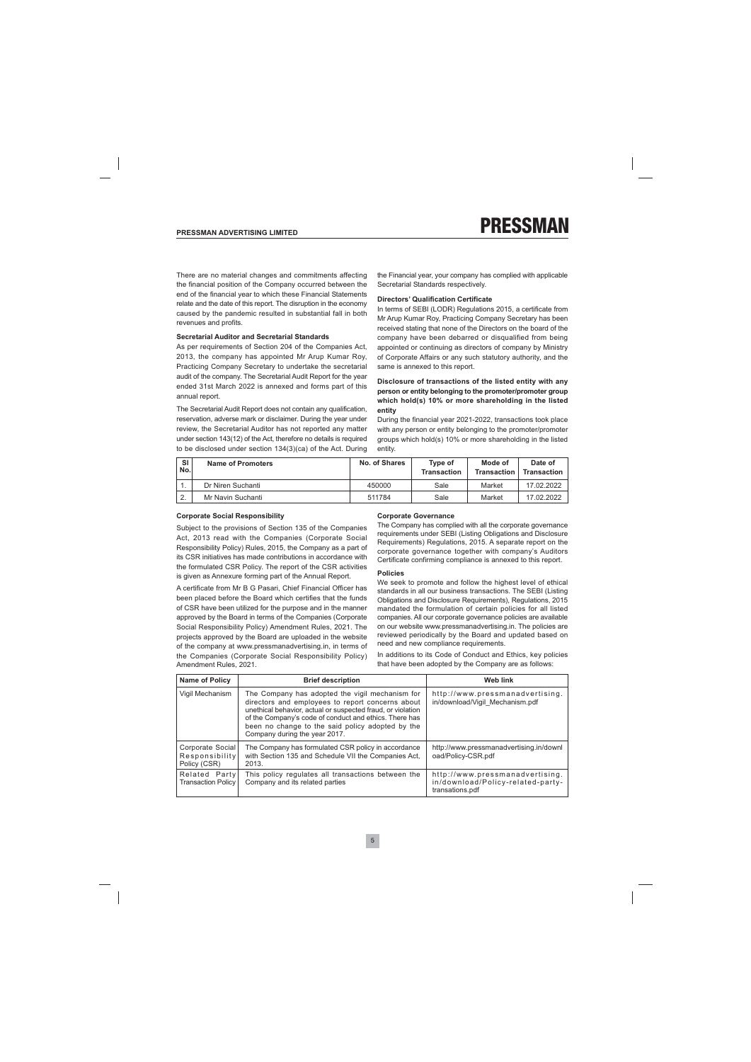There are no material changes and commitments affecting the financial position of the Company occurred between the end of the financial year to which these Financial Statements relate and the date of this report. The disruption in the economy caused by the pandemic resulted in substantial fall in both revenues and profits.

**Secretarial Auditor and Secretarial Standards**

As per requirements of Section 204 of the Companies Act, 2013, the company has appointed Mr Arup Kumar Roy, Practicing Company Secretary to undertake the secretarial audit of the company. The Secretarial Audit Report for the year ended 31st March 2022 is annexed and forms part of this annual report.

The Secretarial Audit Report does not contain any qualification, reservation, adverse mark or disclaimer. During the year under review, the Secretarial Auditor has not reported any matter under section 143(12) of the Act, therefore no details is required to be disclosed under section 134(3)(ca) of the Act. During the Financial year, your company has complied with applicable Secretarial Standards respectively.

**Directors' Qualification Certificate**

In terms of SEBI (LODR) Regulations 2015, a certificate from Mr Arup Kumar Roy, Practicing Company Secretary has been received stating that none of the Directors on the board of the company have been debarred or disqualified from being appointed or continuing as directors of company by Ministry of Corporate Affairs or any such statutory authority, and the same is annexed to this report.

**Disclosure of transactions of the listed entity with any person or entity belonging to the promoter/promoter group which hold(s) 10% or more shareholding in the listed entity**

During the financial year 2021-2022, transactions took place with any person or entity belonging to the promoter/promoter groups which hold(s) 10% or more shareholding in the listed entity.

| Sl No. | Name of Promoters | No. of Shares | Type of Transaction | Mode of Transaction | Date of Transaction |
|---|---|---|---|---|---|
| 1. | Dr Niren Suchanti | 450000 | Sale | Market | 17.02.2022 |
| 2. | Mr Navin Suchanti | 511784 | Sale | Market | 17.02.2022 |

**Corporate Social Responsibility**

Subject to the provisions of Section 135 of the Companies Act, 2013 read with the Companies (Corporate Social Responsibility Policy) Rules, 2015, the Company as a part of its CSR initiatives has made contributions in accordance with the formulated CSR Policy. The report of the CSR activities is given as Annexure forming part of the Annual Report.

A certificate from Mr B G Pasari, Chief Financial Officer has been placed before the Board which certifies that the funds of CSR have been utilized for the purpose and in the manner approved by the Board in terms of the Companies (Corporate Social Responsibility Policy) Amendment Rules, 2021. The projects approved by the Board are uploaded in the website of the company at www.pressmanadvertising.in, in terms of the Companies (Corporate Social Responsibility Policy) Amendment Rules, 2021.

**Corporate Governance**

The Company has complied with all the corporate governance requirements under SEBI (Listing Obligations and Disclosure Requirements) Regulations, 2015. A separate report on the corporate governance together with company's Auditors Certificate confirming compliance is annexed to this report.

**Policies**

We seek to promote and follow the highest level of ethical standards in all our business transactions. The SEBI (Listing Obligations and Disclosure Requirements), Regulations, 2015 mandated the formulation of certain policies for all listed companies. All our corporate governance policies are available on our website www.pressmanadvertising.in. The policies are reviewed periodically by the Board and updated based on need and new compliance requirements.

In additions to its Code of Conduct and Ethics, key policies that have been adopted by the Company are as follows:

| Name of Policy | Brief description | Web link |
|---|---|---|
| Vigil Mechanism | The Company has adopted the vigil mechanism for directors and employees to report concerns about unethical behavior, actual or suspected fraud, or violation of the Company's code of conduct and ethics. There has been no change to the said policy adopted by the Company during the year 2017. | http://www.pressmanadvertising.in/download/Vigil_Mechanism.pdf |
| Corporate Social Responsibility Policy (CSR) | The Company has formulated CSR policy in accordance with Section 135 and Schedule VII the Companies Act, 2013. | http://www.pressmanadvertising.in/download/Policy-CSR.pdf |
| Related Party Transaction Policy | This policy regulates all transactions between the Company and its related parties | http://www.pressmanadvertising.in/download/Policy-related-party-transations.pdf |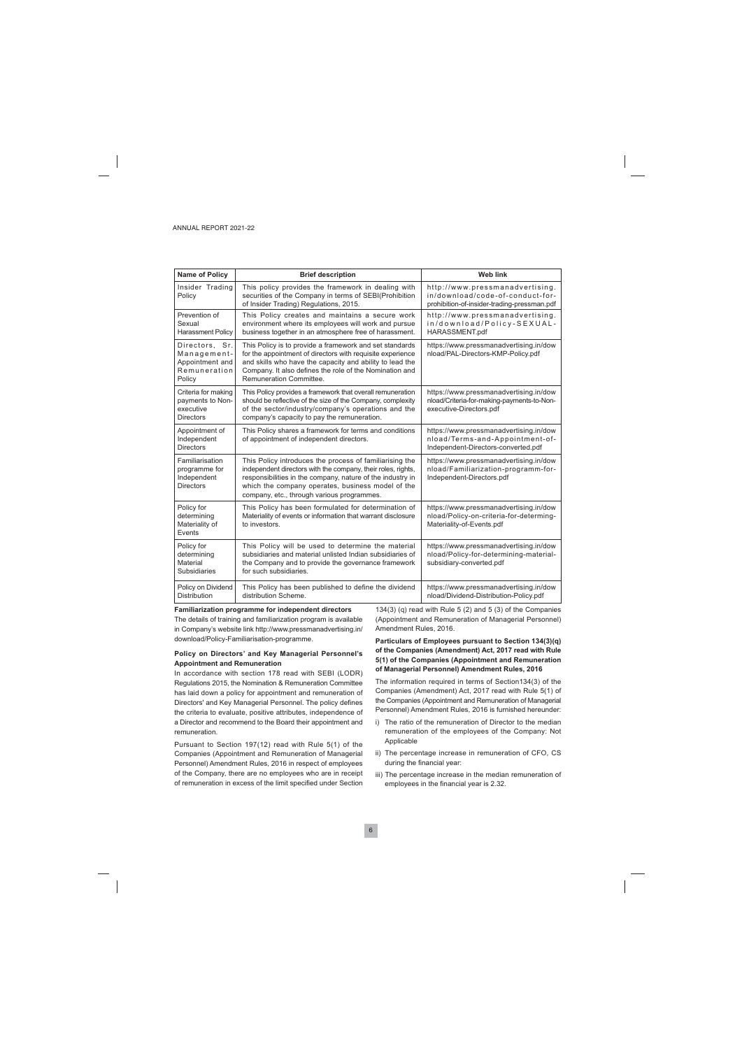| Name of Policy | Brief description | Web link |
|---|---|---|
| Insider Trading Policy | This policy provides the framework in dealing with securities of the Company in terms of SEBI(Prohibition of Insider Trading) Regulations, 2015. | http://www.pressmanadvertising.in/download/code-of-conduct-for-prohibition-of-insider-trading-pressman.pdf |
| Prevention of Sexual Harassment Policy | This Policy creates and maintains a secure work environment where its employees will work and pursue business together in an atmosphere free of harassment. | http://www.pressmanadvertising.in/download/Policy-SEXUAL-HARASSMENT.pdf |
| Directors, Sr. Management-Appointment and Remuneration Policy | This Policy is to provide a framework and set standards for the appointment of directors with requisite experience and skills who have the capacity and ability to lead the Company. It also defines the role of the Nomination and Remuneration Committee. | https://www.pressmanadvertising.in/download/PAL-Directors-KMP-Policy.pdf |
| Criteria for making payments to Non-executive Directors | This Policy provides a framework that overall remuneration should be reflective of the size of the Company, complexity of the sector/industry/company's operations and the company's capacity to pay the remuneration. | https://www.pressmanadvertising.in/download/Criteria-for-making-payments-to-Non-executive-Directors.pdf |
| Appointment of Independent Directors | This Policy shares a framework for terms and conditions of appointment of independent directors. | https://www.pressmanadvertising.in/download/Terms-and-Appointment-of-Independent-Directors-converted.pdf |
| Familiarisation programme for Independent Directors | This Policy introduces the process of familiarising the independent directors with the company, their roles, rights, responsibilities in the company, nature of the industry in which the company operates, business model of the company, etc., through various programmes. | https://www.pressmanadvertising.in/download/Familiarization-programm-for-Independent-Directors.pdf |
| Policy for determining Materiality of Events | This Policy has been formulated for determination of Materiality of events or information that warrant disclosure to investors. | https://www.pressmanadvertising.in/download/Policy-on-criteria-for-determing-Materiality-of-Events.pdf |
| Policy for determining Material Subsidiaries | This Policy will be used to determine the material subsidiaries and material unlisted Indian subsidiaries of the Company and to provide the governance framework for such subsidiaries. | https://www.pressmanadvertising.in/download/Policy-for-determining-material-subsidiary-converted.pdf |
| Policy on Dividend Distribution | This Policy has been published to define the dividend distribution Scheme. | https://www.pressmanadvertising.in/download/Dividend-Distribution-Policy.pdf |

**Familiarization programme for independent directors**

The details of training and familiarization program is available in Company's website link http://www.pressmanadvertising.in/download/Policy-Familiarisation-programme.

**Policy on Directors' and Key Managerial Personnel's Appointment and Remuneration**

In accordance with section 178 read with SEBI (LODR) Regulations 2015, the Nomination & Remuneration Committee has laid down a policy for appointment and remuneration of Directors' and Key Managerial Personnel. The policy defines the criteria to evaluate, positive attributes, independence of a Director and recommend to the Board their appointment and remuneration.

Pursuant to Section 197(12) read with Rule 5(1) of the Companies (Appointment and Remuneration of Managerial Personnel) Amendment Rules, 2016 in respect of employees of the Company, there are no employees who are in receipt of remuneration in excess of the limit specified under Section 134(3) (q) read with Rule 5 (2) and 5 (3) of the Companies (Appointment and Remuneration of Managerial Personnel) Amendment Rules, 2016.

**Particulars of Employees pursuant to Section 134(3)(q) of the Companies (Amendment) Act, 2017 read with Rule 5(1) of the Companies (Appointment and Remuneration of Managerial Personnel) Amendment Rules, 2016**

The information required in terms of Section134(3) of the Companies (Amendment) Act, 2017 read with Rule 5(1) of the Companies (Appointment and Remuneration of Managerial Personnel) Amendment Rules, 2016 is furnished hereunder:

i) The ratio of the remuneration of Director to the median remuneration of the employees of the Company: Not Applicable

ii) The percentage increase in remuneration of CFO, CS during the financial year:

iii) The percentage increase in the median remuneration of employees in the financial year is 2.32.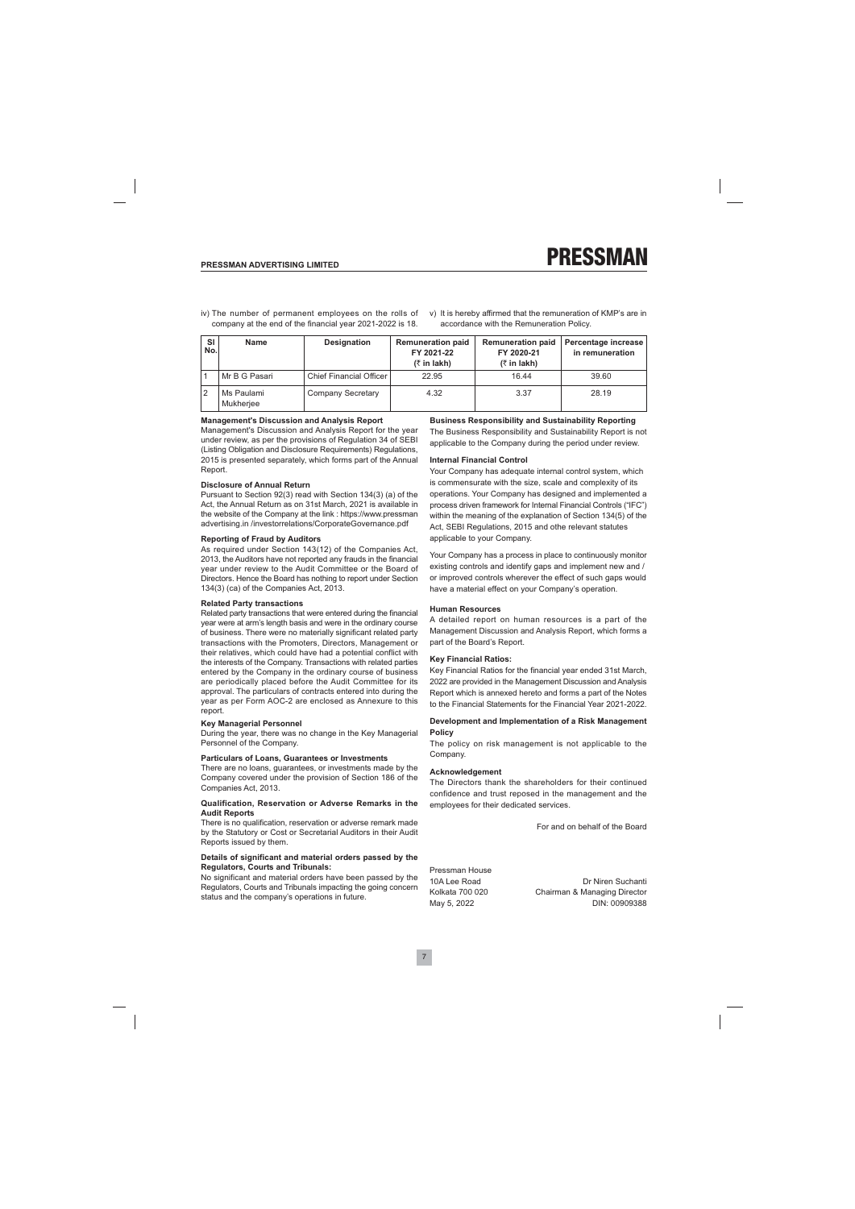iv) The number of permanent employees on the rolls of company at the end of the financial year 2021-2022 is 18.

v) It is hereby affirmed that the remuneration of KMP's are in accordance with the Remuneration Policy.

| Sl No. | Name | Designation | Remuneration paid FY 2021-22 (₹ in lakh) | Remuneration paid FY 2020-21 (₹ in lakh) | Percentage increase in remuneration |
|---|---|---|---|---|---|
| 1 | Mr B G Pasari | Chief Financial Officer | 22.95 | 16.44 | 39.60 |
| 2 | Ms Paulami Mukherjee | Company Secretary | 4.32 | 3.37 | 28.19 |

### Management's Discussion and Analysis Report

Management's Discussion and Analysis Report for the year under review, as per the provisions of Regulation 34 of SEBI (Listing Obligation and Disclosure Requirements) Regulations, 2015 is presented separately, which forms part of the Annual Report.

### Disclosure of Annual Return

Pursuant to Section 92(3) read with Section 134(3) (a) of the Act, the Annual Return as on 31st March, 2021 is available in the website of the Company at the link : https://www.pressman advertising.in /investorrelations/CorporateGovernance.pdf

### Reporting of Fraud by Auditors

As required under Section 143(12) of the Companies Act, 2013, the Auditors have not reported any frauds in the financial year under review to the Audit Committee or the Board of Directors. Hence the Board has nothing to report under Section 134(3) (ca) of the Companies Act, 2013.

### Related Party transactions

Related party transactions that were entered during the financial year were at arm's length basis and were in the ordinary course of business. There were no materially significant related party transactions with the Promoters, Directors, Management or their relatives, which could have had a potential conflict with the interests of the Company. Transactions with related parties entered by the Company in the ordinary course of business are periodically placed before the Audit Committee for its approval. The particulars of contracts entered into during the year as per Form AOC-2 are enclosed as Annexure to this report.

### Key Managerial Personnel

During the year, there was no change in the Key Managerial Personnel of the Company.

### Particulars of Loans, Guarantees or Investments

There are no loans, guarantees, or investments made by the Company covered under the provision of Section 186 of the Companies Act, 2013.

### Qualification, Reservation or Adverse Remarks in the Audit Reports

There is no qualification, reservation or adverse remark made by the Statutory or Cost or Secretarial Auditors in their Audit Reports issued by them.

### Details of significant and material orders passed by the Regulators, Courts and Tribunals:

No significant and material orders have been passed by the Regulators, Courts and Tribunals impacting the going concern status and the company's operations in future.

### Business Responsibility and Sustainability Reporting

The Business Responsibility and Sustainability Report is not applicable to the Company during the period under review.

### Internal Financial Control

Your Company has adequate internal control system, which is commensurate with the size, scale and complexity of its operations. Your Company has designed and implemented a process driven framework for Internal Financial Controls ("IFC") within the meaning of the explanation of Section 134(5) of the Act, SEBI Regulations, 2015 and othe relevant statutes applicable to your Company.

Your Company has a process in place to continuously monitor existing controls and identify gaps and implement new and / or improved controls wherever the effect of such gaps would have a material effect on your Company's operation.

### Human Resources

A detailed report on human resources is a part of the Management Discussion and Analysis Report, which forms a part of the Board's Report.

### Key Financial Ratios:

Key Financial Ratios for the financial year ended 31st March, 2022 are provided in the Management Discussion and Analysis Report which is annexed hereto and forms a part of the Notes to the Financial Statements for the Financial Year 2021-2022.

### Development and Implementation of a Risk Management Policy

The policy on risk management is not applicable to the Company.

### Acknowledgement

The Directors thank the shareholders for their continued confidence and trust reposed in the management and the employees for their dedicated services.

For and on behalf of the Board

Pressman House
10A Lee Road
Kolkata 700 020
May 5, 2022

Dr Niren Suchanti
Chairman & Managing Director
DIN: 00909388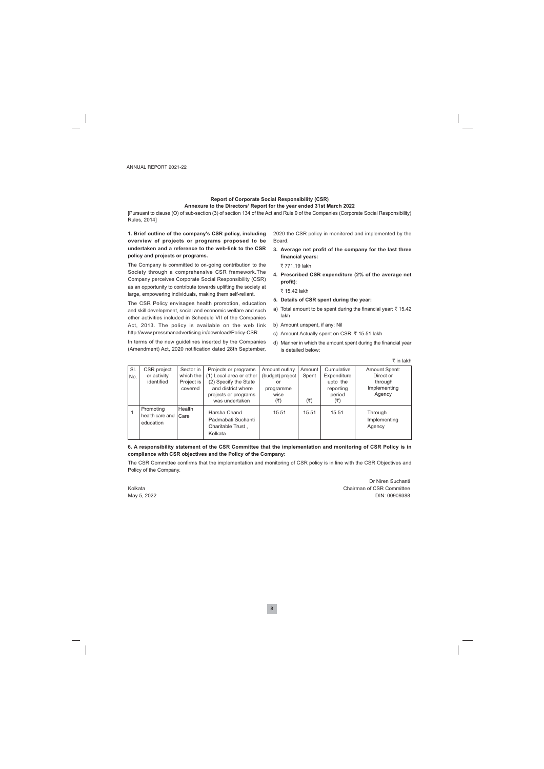# Report of Corporate Social Responsibility (CSR)

## Annexure to the Directors' Report for the year ended 31st March 2022

[Pursuant to clause (O) of sub-section (3) of section 134 of the Act and Rule 9 of the Companies (Corporate Social Responsibility) Rules, 2014]

**1. Brief outline of the company's CSR policy, including overview of projects or programs proposed to be undertaken and a reference to the web-link to the CSR policy and projects or programs.**

The Company is committed to on-going contribution to the Society through a comprehensive CSR framework.The Company perceives Corporate Social Responsibility (CSR) as an opportunity to contribute towards uplifting the society at large, empowering individuals, making them self-reliant.

The CSR Policy envisages health promotion, education and skill development, social and economic welfare and such other activities included in Schedule VII of the Companies Act, 2013. The policy is available on the web link http://www.pressmanadvertising.in/download/Policy-CSR.

In terms of the new guidelines inserted by the Companies (Amendment) Act, 2020 notification dated 28th September, 2020 the CSR policy in monitored and implemented by the Board.

**3. Average net profit of the company for the last three financial years:**

₹ 771.19 lakh

**4. Prescribed CSR expenditure (2% of the average net profit)**:

₹ 15.42 lakh

**5. Details of CSR spent during the year:**

a) Total amount to be spent during the financial year: ₹ 15.42 lakh

b) Amount unspent, if any: Nil

c) Amount Actually spent on CSR: ₹ 15.51 lakh

d) Manner in which the amount spent during the financial year is detailed below:

₹ in lakh

| Sl. No. | CSR project or activity identified | Sector in which the Project is covered | Projects or programs (1) Local area or other (2) Specify the State and district where projects or programs was undertaken | Amount outlay (budget) project or programme wise (₹) | Amount Spent (₹) | Cumulative Expenditure upto the reporting period (₹) | Amount Spent: Direct or through Implementing Agency |
|---|---|---|---|---|---|---|---|
| 1 | Promoting health care and education | Health Care | Harsha Chand Padmabati Suchanti Charitable Trust , Kolkata | 15.51 | 15.51 | 15.51 | Through Implementing Agency |

**6. A responsibility statement of the CSR Committee that the implementation and monitoring of CSR Policy is in compliance with CSR objectives and the Policy of the Company:**

The CSR Committee confirms that the implementation and monitoring of CSR policy is in line with the CSR Objectives and Policy of the Company.

Kolkata
May 5, 2022

Dr Niren Suchanti
Chairman of CSR Committee
DIN: 00909388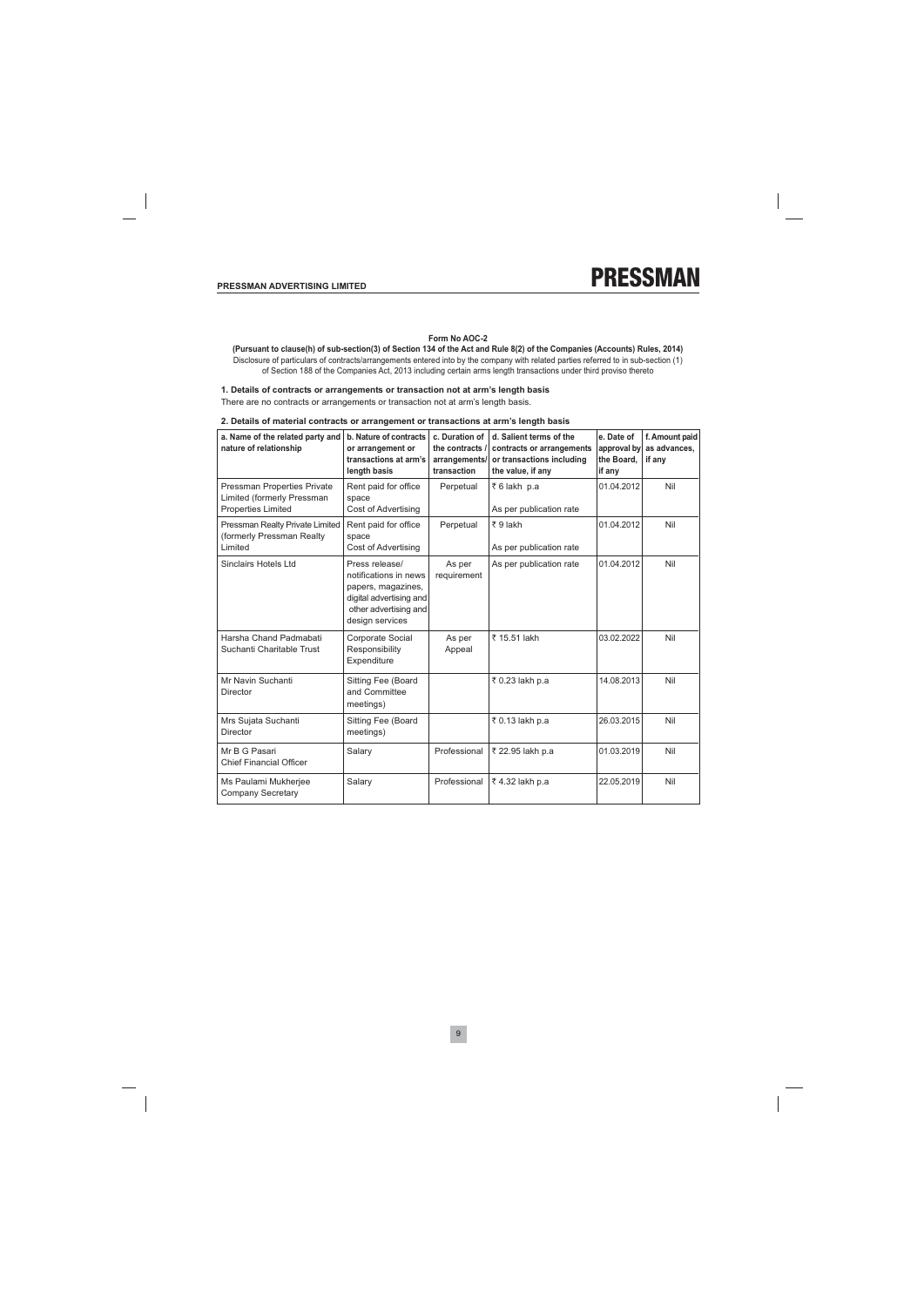## Form No AOC-2

**(Pursuant to clause(h) of sub-section(3) of Section 134 of the Act and Rule 8(2) of the Companies (Accounts) Rules, 2014)**

Disclosure of particulars of contracts/arrangements entered into by the company with related parties referred to in sub-section (1) of Section 188 of the Companies Act, 2013 including certain arms length transactions under third proviso thereto

**1. Details of contracts or arrangements or transaction not at arm's length basis**

There are no contracts or arrangements or transaction not at arm's length basis.

**2. Details of material contracts or arrangement or transactions at arm's length basis**

| a. Name of the related party and nature of relationship | b. Nature of contracts or arrangement or transactions at arm's length basis | c. Duration of the contracts / arrangements/ transaction | d. Salient terms of the contracts or arrangements or transactions including the value, if any | e. Date of approval by the Board, if any | f. Amount paid as advances, if any |
|---|---|---|---|---|---|
| Pressman Properties Private Limited (formerly Pressman Properties Limited | Rent paid for office space<br>Cost of Advertising | Perpetual | ₹ 6 lakh p.a<br>As per publication rate | 01.04.2012 | Nil |
| Pressman Realty Private Limited (formerly Pressman Realty Limited | Rent paid for office space<br>Cost of Advertising | Perpetual | ₹ 9 lakh<br>As per publication rate | 01.04.2012 | Nil |
| Sinclairs Hotels Ltd | Press release/ notifications in news papers, magazines, digital advertising and other advertising and design services | As per requirement | As per publication rate | 01.04.2012 | Nil |
| Harsha Chand Padmabati Suchanti Charitable Trust | Corporate Social Responsibility Expenditure | As per Appeal | ₹ 15.51 lakh | 03.02.2022 | Nil |
| Mr Navin Suchanti<br>Director | Sitting Fee (Board and Committee meetings) | | ₹ 0.23 lakh p.a | 14.08.2013 | Nil |
| Mrs Sujata Suchanti<br>Director | Sitting Fee (Board meetings) | | ₹ 0.13 lakh p.a | 26.03.2015 | Nil |
| Mr B G Pasari<br>Chief Financial Officer | Salary | Professional | ₹ 22.95 lakh p.a | 01.03.2019 | Nil |
| Ms Paulami Mukherjee<br>Company Secretary | Salary | Professional | ₹ 4.32 lakh p.a | 22.05.2019 | Nil |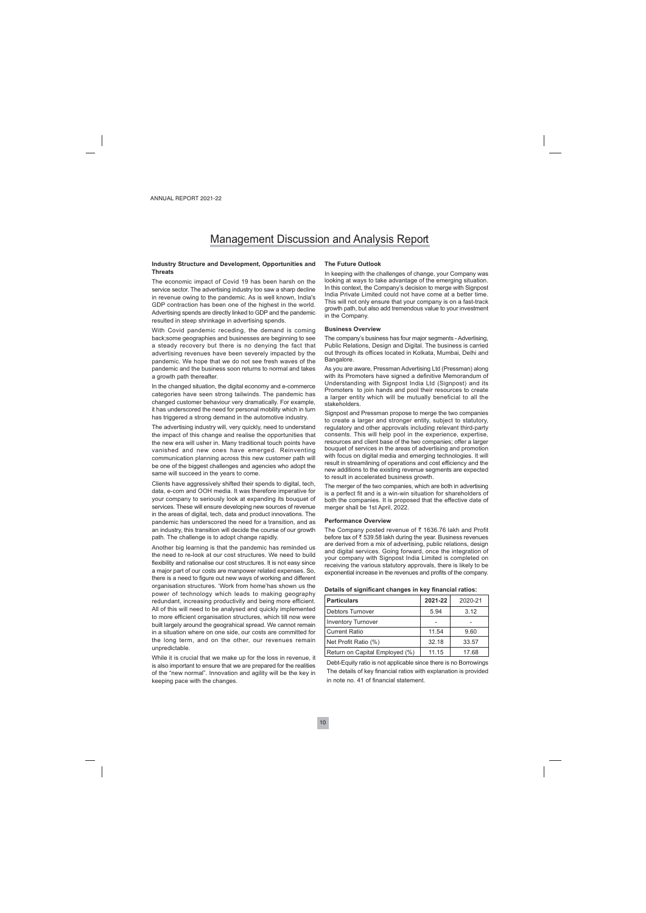# Management Discussion and Analysis Report

### Industry Structure and Development, Opportunities and Threats

The economic impact of Covid 19 has been harsh on the service sector. The advertising industry too saw a sharp decline in revenue owing to the pandemic. As is well known, India's GDP contraction has been one of the highest in the world. Advertising spends are directly linked to GDP and the pandemic resulted in steep shrinkage in advertising spends.

With Covid pandemic receding, the demand is coming back;some geographies and businesses are beginning to see a steady recovery but there is no denying the fact that advertising revenues have been severely impacted by the pandemic. We hope that we do not see fresh waves of the pandemic and the business soon returns to normal and takes a growth path thereafter.

In the changed situation, the digital economy and e-commerce categories have seen strong tailwinds. The pandemic has changed customer behaviour very dramatically. For example, it has underscored the need for personal mobility which in turn has triggered a strong demand in the automotive industry.

The advertising industry will, very quickly, need to understand the impact of this change and realise the opportunities that the new era will usher in. Many traditional touch points have vanished and new ones have emerged. Reinventing communication planning across this new customer path will be one of the biggest challenges and agencies who adopt the same will succeed in the years to come.

Clients have aggressively shifted their spends to digital, tech, data, e-com and OOH media. It was therefore imperative for your company to seriously look at expanding its bouquet of services. These will ensure developing new sources of revenue in the areas of digital, tech, data and product innovations. The pandemic has underscored the need for a transition, and as an industry, this transition will decide the course of our growth path. The challenge is to adopt change rapidly.

Another big learning is that the pandemic has reminded us the need to re-look at our cost structures. We need to build flexibility and rationalise our cost structures. It is not easy since a major part of our costs are manpower related expenses. So, there is a need to figure out new ways of working and different organisation structures. 'Work from home'has shown us the power of technology which leads to making geography redundant, increasing productivity and being more efficient. All of this will need to be analysed and quickly implemented to more efficient organisation structures, which till now were built largely around the geograhical spread. We cannot remain in a situation where on one side, our costs are committed for the long term, and on the other, our revenues remain unpredictable.

While it is crucial that we make up for the loss in revenue, it is also important to ensure that we are prepared for the realities of the "new normal". Innovation and agility will be the key in keeping pace with the changes.

### The Future Outlook

In keeping with the challenges of change, your Company was looking at ways to take advantage of the emerging situation. In this context, the Company's decision to merge with Signpost India Private Limited could not have come at a better time. This will not only ensure that your company is on a fast-track growth path, but also add tremendous value to your investment in the Company.

### Business Overview

The company's business has four major segments - Advertising, Public Relations, Design and Digital. The business is carried out through its offices located in Kolkata, Mumbai, Delhi and Bangalore.

As you are aware, Pressman Advertising Ltd (Pressman) along with its Promoters have signed a definitive Memorandum of Understanding with Signpost India Ltd (Signpost) and its Promoters to join hands and pool their resources to create a larger entity which will be mutually beneficial to all the stakeholders.

Signpost and Pressman propose to merge the two companies to create a larger and stronger entity, subject to statutory, regulatory and other approvals including relevant third-party consents. This will help pool in the experience, expertise, resources and client base of the two companies; offer a larger bouquet of services in the areas of advertising and promotion with focus on digital media and emerging technologies. It will result in streamlining of operations and cost efficiency and the new additions to the existing revenue segments are expected to result in accelerated business growth.

The merger of the two companies, which are both in advertising is a perfect fit and is a win-win situation for shareholders of both the companies. It is proposed that the effective date of merger shall be 1st April, 2022.

### Performance Overview

The Company posted revenue of ₹ 1636.76 lakh and Profit before tax of ₹ 539.58 lakh during the year. Business revenues are derived from a mix of advertising, public relations, design and digital services. Going forward, once the integration of your company with Signpost India Limited is completed on receiving the various statutory approvals, there is likely to be exponential increase in the revenues and profits of the company.

**Details of significant changes in key financial ratios:**

| Particulars | 2021-22 | 2020-21 |
|---|---|---|
| Debtors Turnover | 5.94 | 3.12 |
| Inventory Turnover | - | - |
| Current Ratio | 11.54 | 9.60 |
| Net Profit Ratio (%) | 32.18 | 33.57 |
| Return on Capital Employed (%) | 11.15 | 17.68 |

Debt-Equity ratio is not applicable since there is no Borrowings

The details of key financial ratios with explanation is provided in note no. 41 of financial statement.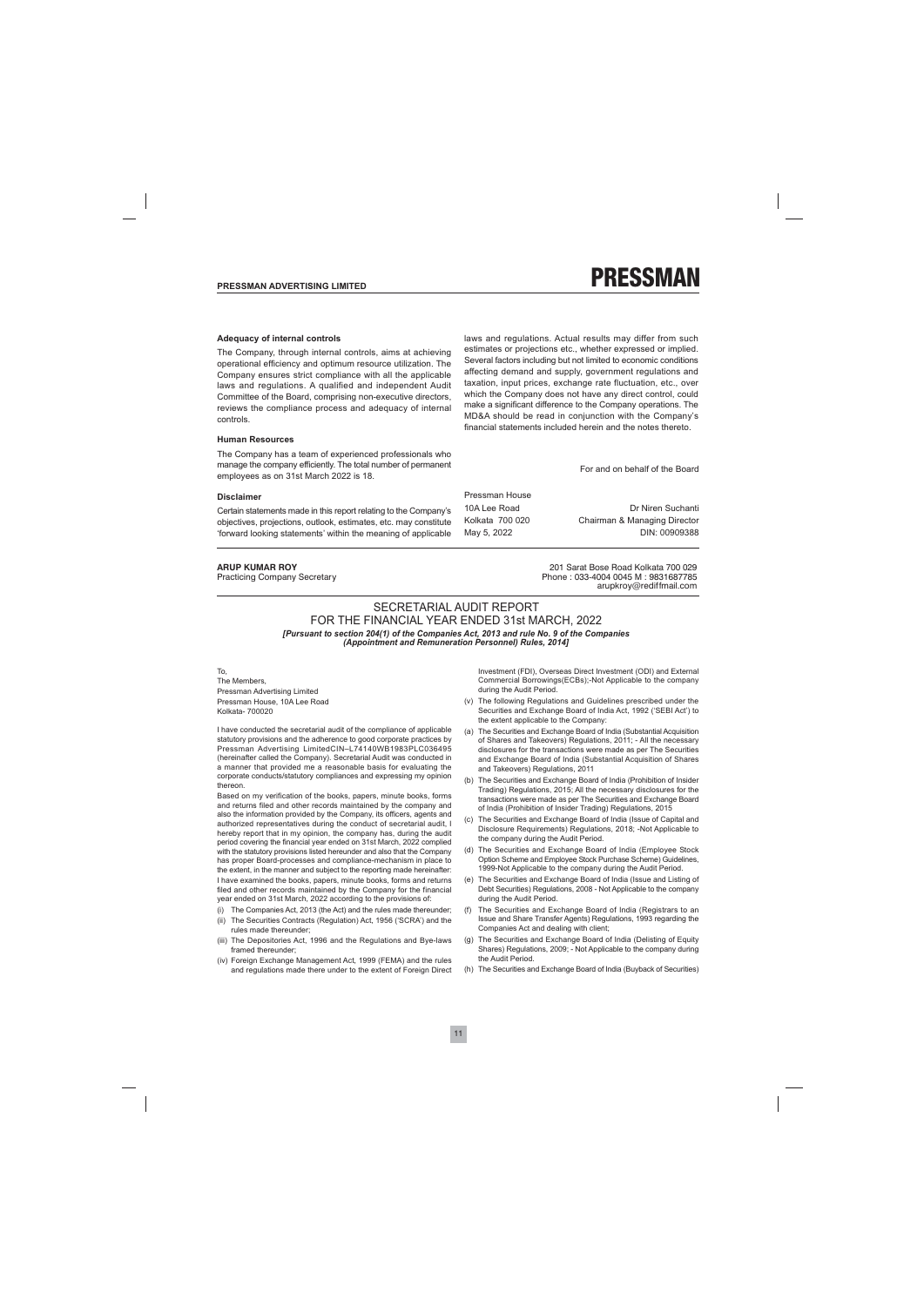### Adequacy of internal controls

The Company, through internal controls, aims at achieving operational efficiency and optimum resource utilization. The Company ensures strict compliance with all the applicable laws and regulations. A qualified and independent Audit Committee of the Board, comprising non-executive directors, reviews the compliance process and adequacy of internal controls.

### Human Resources

The Company has a team of experienced professionals who manage the company efficiently. The total number of permanent employees as on 31st March 2022 is 18.

### Disclaimer

Certain statements made in this report relating to the Company's objectives, projections, outlook, estimates, etc. may constitute 'forward looking statements' within the meaning of applicable laws and regulations. Actual results may differ from such estimates or projections etc., whether expressed or implied. Several factors including but not limited to economic conditions affecting demand and supply, government regulations and taxation, input prices, exchange rate fluctuation, etc., over which the Company does not have any direct control, could make a significant difference to the Company operations. The MD&A should be read in conjunction with the Company's financial statements included herein and the notes thereto.

For and on behalf of the Board

Pressman House
10A Lee Road
Kolkata 700 020
May 5, 2022

Dr Niren Suchanti
Chairman & Managing Director
DIN: 00909388

---

**ARUP KUMAR ROY**
Practicing Company Secretary

201 Sarat Bose Road Kolkata 700 029
Phone : 033-4004 0045 M : 9831687785
arupkroy@rediffmail.com

## SECRETARIAL AUDIT REPORT
## FOR THE FINANCIAL YEAR ENDED 31st MARCH, 2022

***[Pursuant to section 204(1) of the Companies Act, 2013 and rule No. 9 of the Companies (Appointment and Remuneration Personnel) Rules, 2014]***

To,
The Members,
Pressman Advertising Limited
Pressman House, 10A Lee Road
Kolkata- 700020

I have conducted the secretarial audit of the compliance of applicable statutory provisions and the adherence to good corporate practices by Pressman Advertising LimitedCIN–L74140WB1983PLC036495 (hereinafter called the Company). Secretarial Audit was conducted in a manner that provided me a reasonable basis for evaluating the corporate conducts/statutory compliances and expressing my opinion thereon.

Based on my verification of the books, papers, minute books, forms and returns filed and other records maintained by the company and also the information provided by the Company, its officers, agents and authorized representatives during the conduct of secretarial audit, I hereby report that in my opinion, the company has, during the audit period covering the financial year ended on 31st March, 2022 complied with the statutory provisions listed hereunder and also that the Company has proper Board-processes and compliance-mechanism in place to the extent, in the manner and subject to the reporting made hereinafter:

I have examined the books, papers, minute books, forms and returns filed and other records maintained by the Company for the financial year ended on 31st March, 2022 according to the provisions of:

(i) The Companies Act, 2013 (the Act) and the rules made thereunder;

(ii) The Securities Contracts (Regulation) Act, 1956 ('SCRA') and the rules made thereunder;

(iii) The Depositories Act, 1996 and the Regulations and Bye-laws framed thereunder;

(iv) Foreign Exchange Management Act, 1999 (FEMA) and the rules and regulations made there under to the extent of Foreign Direct Investment (FDI), Overseas Direct Investment (ODI) and External Commercial Borrowings(ECBs);-Not Applicable to the company during the Audit Period.

(v) The following Regulations and Guidelines prescribed under the Securities and Exchange Board of India Act, 1992 ('SEBI Act') to the extent applicable to the Company:

(a) The Securities and Exchange Board of India (Substantial Acquisition of Shares and Takeovers) Regulations, 2011; - All the necessary disclosures for the transactions were made as per The Securities and Exchange Board of India (Substantial Acquisition of Shares and Takeovers) Regulations, 2011

(b) The Securities and Exchange Board of India (Prohibition of Insider Trading) Regulations, 2015; All the necessary disclosures for the transactions were made as per The Securities and Exchange Board of India (Prohibition of Insider Trading) Regulations, 2015

(c) The Securities and Exchange Board of India (Issue of Capital and Disclosure Requirements) Regulations, 2018; -Not Applicable to the company during the Audit Period.

(d) The Securities and Exchange Board of India (Employee Stock Option Scheme and Employee Stock Purchase Scheme) Guidelines, 1999-Not Applicable to the company during the Audit Period.

(e) The Securities and Exchange Board of India (Issue and Listing of Debt Securities) Regulations, 2008 - Not Applicable to the company during the Audit Period.

(f) The Securities and Exchange Board of India (Registrars to an Issue and Share Transfer Agents) Regulations, 1993 regarding the Companies Act and dealing with client;

(g) The Securities and Exchange Board of India (Delisting of Equity Shares) Regulations, 2009; - Not Applicable to the company during the Audit Period.

(h) The Securities and Exchange Board of India (Buyback of Securities)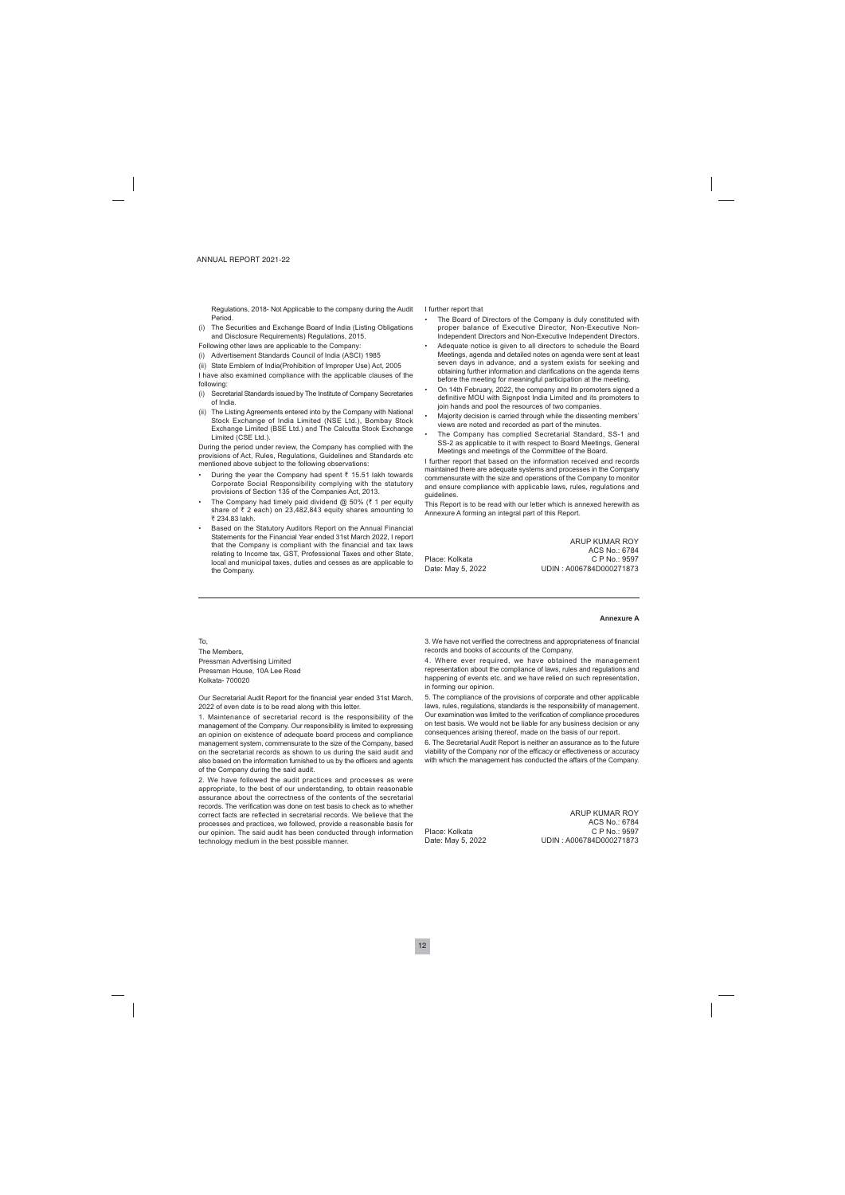Regulations, 2018- Not Applicable to the company during the Audit Period.

(i) The Securities and Exchange Board of India (Listing Obligations and Disclosure Requirements) Regulations, 2015.

Following other laws are applicable to the Company:

(i) Advertisement Standards Council of India (ASCI) 1985

(ii) State Emblem of India(Prohibition of Improper Use) Act, 2005

I have also examined compliance with the applicable clauses of the following:

(i) Secretarial Standards issued by The Institute of Company Secretaries of India.

(ii) The Listing Agreements entered into by the Company with National Stock Exchange of India Limited (NSE Ltd.), Bombay Stock Exchange Limited (BSE Ltd.) and The Calcutta Stock Exchange Limited (CSE Ltd.).

During the period under review, the Company has complied with the provisions of Act, Rules, Regulations, Guidelines and Standards etc mentioned above subject to the following observations:

- During the year the Company had spent ₹ 15.51 lakh towards Corporate Social Responsibility complying with the statutory provisions of Section 135 of the Companies Act, 2013.
- The Company had timely paid dividend @ 50% (₹ 1 per equity share of ₹ 2 each) on 23,482,843 equity shares amounting to ₹ 234.83 lakh.
- Based on the Statutory Auditors Report on the Annual Financial Statements for the Financial Year ended 31st March 2022, I report that the Company is compliant with the financial and tax laws relating to Income tax, GST, Professional Taxes and other State, local and municipal taxes, duties and cesses as are applicable to the Company.

I further report that

- The Board of Directors of the Company is duly constituted with proper balance of Executive Director, Non-Executive Non-Independent Directors and Non-Executive Independent Directors.
- Adequate notice is given to all directors to schedule the Board Meetings, agenda and detailed notes on agenda were sent at least seven days in advance, and a system exists for seeking and obtaining further information and clarifications on the agenda items before the meeting for meaningful participation at the meeting.
- On 14th February, 2022, the company and its promoters signed a definitive MOU with Signpost India Limited and its promoters to join hands and pool the resources of two companies.
- Majority decision is carried through while the dissenting members' views are noted and recorded as part of the minutes.
- The Company has complied Secretarial Standard, SS-1 and SS-2 as applicable to it with respect to Board Meetings, General Meetings and meetings of the Committee of the Board.

I further report that based on the information received and records maintained there are adequate systems and processes in the Company commensurate with the size and operations of the Company to monitor and ensure compliance with applicable laws, rules, regulations and guidelines.

This Report is to be read with our letter which is annexed herewith as Annexure A forming an integral part of this Report.

ARUP KUMAR ROY
ACS No.: 6784
C P No.: 9597
UDIN : A006784D000271873

Place: Kolkata
Date: May 5, 2022

## Annexure A

To,
The Members,
Pressman Advertising Limited
Pressman House, 10A Lee Road
Kolkata- 700020

Our Secretarial Audit Report for the financial year ended 31st March, 2022 of even date is to be read along with this letter.

1. Maintenance of secretarial record is the responsibility of the management of the Company. Our responsibility is limited to expressing an opinion on existence of adequate board process and compliance management system, commensurate to the size of the Company, based on the secretarial records as shown to us during the said audit and also based on the information furnished to us by the officers and agents of the Company during the said audit.

2. We have followed the audit practices and processes as were appropriate, to the best of our understanding, to obtain reasonable assurance about the correctness of the contents of the secretarial records. The verification was done on test basis to check as to whether correct facts are reflected in secretarial records. We believe that the processes and practices, we followed, provide a reasonable basis for our opinion. The said audit has been conducted through information technology medium in the best possible manner.

3. We have not verified the correctness and appropriateness of financial records and books of accounts of the Company.

4. Where ever required, we have obtained the management representation about the compliance of laws, rules and regulations and happening of events etc. and we have relied on such representation, in forming our opinion.

5. The compliance of the provisions of corporate and other applicable laws, rules, regulations, standards is the responsibility of management. Our examination was limited to the verification of compliance procedures on test basis. We would not be liable for any business decision or any consequences arising thereof, made on the basis of our report.

6. The Secretarial Audit Report is neither an assurance as to the future viability of the Company nor of the efficacy or effectiveness or accuracy with which the management has conducted the affairs of the Company.

ARUP KUMAR ROY
ACS No.: 6784
C P No.: 9597
UDIN : A006784D000271873

Place: Kolkata
Date: May 5, 2022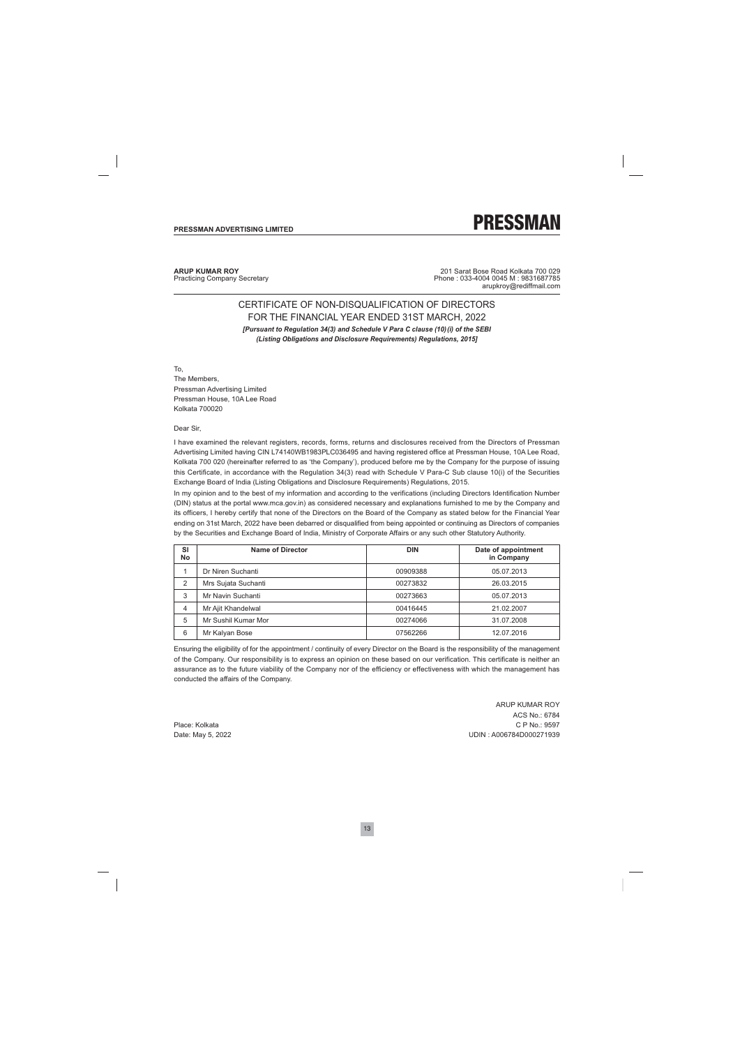**ARUP KUMAR ROY**
Practicing Company Secretary

201 Sarat Bose Road Kolkata 700 029
Phone : 033-4004 0045 M : 9831687785
arupkroy@rediffmail.com

## CERTIFICATE OF NON-DISQUALIFICATION OF DIRECTORS FOR THE FINANCIAL YEAR ENDED 31ST MARCH, 2022

***[Pursuant to Regulation 34(3) and Schedule V Para C clause (10)(i) of the SEBI (Listing Obligations and Disclosure Requirements) Regulations, 2015]***

To,
The Members,
Pressman Advertising Limited
Pressman House, 10A Lee Road
Kolkata 700020

Dear Sir,

I have examined the relevant registers, records, forms, returns and disclosures received from the Directors of Pressman Advertising Limited having CIN L74140WB1983PLC036495 and having registered office at Pressman House, 10A Lee Road, Kolkata 700 020 (hereinafter referred to as 'the Company'), produced before me by the Company for the purpose of issuing this Certificate, in accordance with the Regulation 34(3) read with Schedule V Para-C Sub clause 10(i) of the Securities Exchange Board of India (Listing Obligations and Disclosure Requirements) Regulations, 2015.

In my opinion and to the best of my information and according to the verifications (including Directors Identification Number (DIN) status at the portal www.mca.gov.in) as considered necessary and explanations furnished to me by the Company and its officers, I hereby certify that none of the Directors on the Board of the Company as stated below for the Financial Year ending on 31st March, 2022 have been debarred or disqualified from being appointed or continuing as Directors of companies by the Securities and Exchange Board of India, Ministry of Corporate Affairs or any such other Statutory Authority.

| Sl No | Name of Director | DIN | Date of appointment in Company |
|---|---|---|---|
| 1 | Dr Niren Suchanti | 00909388 | 05.07.2013 |
| 2 | Mrs Sujata Suchanti | 00273832 | 26.03.2015 |
| 3 | Mr Navin Suchanti | 00273663 | 05.07.2013 |
| 4 | Mr Ajit Khandelwal | 00416445 | 21.02.2007 |
| 5 | Mr Sushil Kumar Mor | 00274066 | 31.07.2008 |
| 6 | Mr Kalyan Bose | 07562266 | 12.07.2016 |

Ensuring the eligibility of for the appointment / continuity of every Director on the Board is the responsibility of the management of the Company. Our responsibility is to express an opinion on these based on our verification. This certificate is neither an assurance as to the future viability of the Company nor of the efficiency or effectiveness with which the management has conducted the affairs of the Company.

ARUP KUMAR ROY
ACS No.: 6784
C P No.: 9597
UDIN : A006784D000271939

Place: Kolkata
Date: May 5, 2022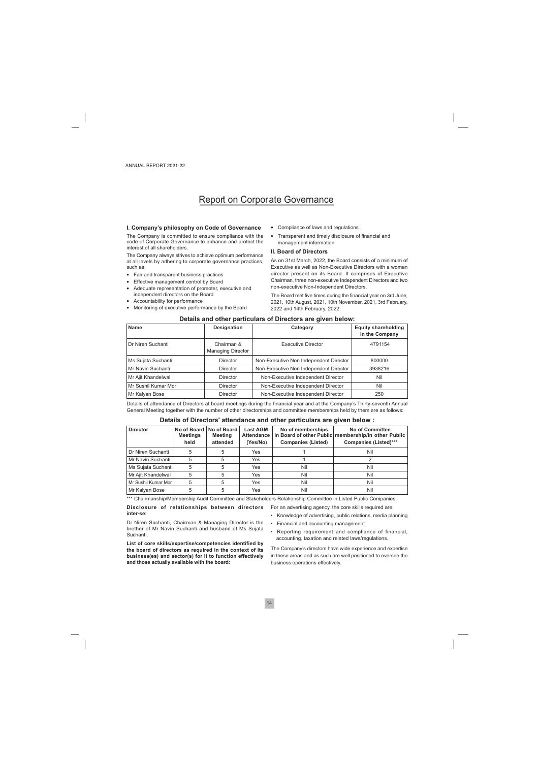# Report on Corporate Governance

### I. Company's philosophy on Code of Governance

The Company is committed to ensure compliance with the code of Corporate Governance to enhance and protect the interest of all shareholders.

The Company always strives to achieve optimum performance at all levels by adhering to corporate governance practices, such as:

- Fair and transparent business practices
- Effective management control by Board
- Adequate representation of promoter, executive and independent directors on the Board
- Accountability for performance
- Monitoring of executive performance by the Board
- Compliance of laws and regulations
- Transparent and timely disclosure of financial and management information.

### II. Board of Directors

As on 31st March, 2022, the Board consists of a minimum of Executive as well as Non-Executive Directors with a woman director present on its Board. It comprises of Executive Chairman, three non-executive Independent Directors and two non-executive Non-Independent Directors.

The Board met five times during the financial year on 3rd June, 2021, 10th August, 2021, 10th November, 2021, 3rd February, 2022 and 14th February, 2022.

**Details and other particulars of Directors are given below:**

| Name | Designation | Category | Equity shareholding in the Company |
|---|---|---|---|
| Dr Niren Suchanti | Chairman & Managing Director | Executive Director | 4791154 |
| Ms Sujata Suchanti | Director | Non-Executive Non Independent Director | 800000 |
| Mr Navin Suchanti | Director | Non-Executive Non Independent Director | 3938216 |
| Mr Ajit Khandelwal | Director | Non-Executive Independent Director | Nil |
| Mr Sushil Kumar Mor | Director | Non-Executive Independent Director | Nil |
| Mr Kalyan Bose | Director | Non-Executive Independent Director | 250 |

Details of attendance of Directors at board meetings during the financial year and at the Company's Thirty-seventh Annual General Meeting together with the number of other directorships and committee memberships held by them are as follows:

**Details of Directors' attendance and other particulars are given below :**

| Director | No of Board Meetings held | No of Board Meeting attended | Last AGM Attendance (Yes/No) | No of memberships in Board of other Public Companies (Listed) | No of Committee membership/in other Public Companies (Listed)*** |
|---|---|---|---|---|---|
| Dr Niren Suchanti | 5 | 5 | Yes | 1 | Nil |
| Mr Navin Suchanti | 5 | 5 | Yes | 1 | 2 |
| Ms Sujata Suchanti | 5 | 5 | Yes | Nil | Nil |
| Mr Ajit Khandelwal | 5 | 5 | Yes | Nil | Nil |
| Mr Sushil Kumar Mor | 5 | 5 | Yes | Nil | Nil |
| Mr Kalyan Bose | 5 | 5 | Yes | Nil | Nil |

*** Chairmanship/Membership Audit Committee and Stakeholders Relationship Committee in Listed Public Companies.

**Disclosure of relationships between directors inter-se:**

Dr Niren Suchanti, Chairman & Managing Director is the brother of Mr Navin Suchanti and husband of Ms Sujata Suchanti.

**List of core skills/expertise/competencies identified by the board of directors as required in the context of its business(es) and sector(s) for it to function effectively and those actually available with the board:**

For an advertising agency, the core skills required are:

- Knowledge of advertising, public relations, media planning
- Financial and accounting management
- Reporting requirement and compliance of financial, accounting, taxation and related laws/regulations.

The Company's directors have wide experience and expertise in these areas and as such are well positioned to oversee the business operations effectively.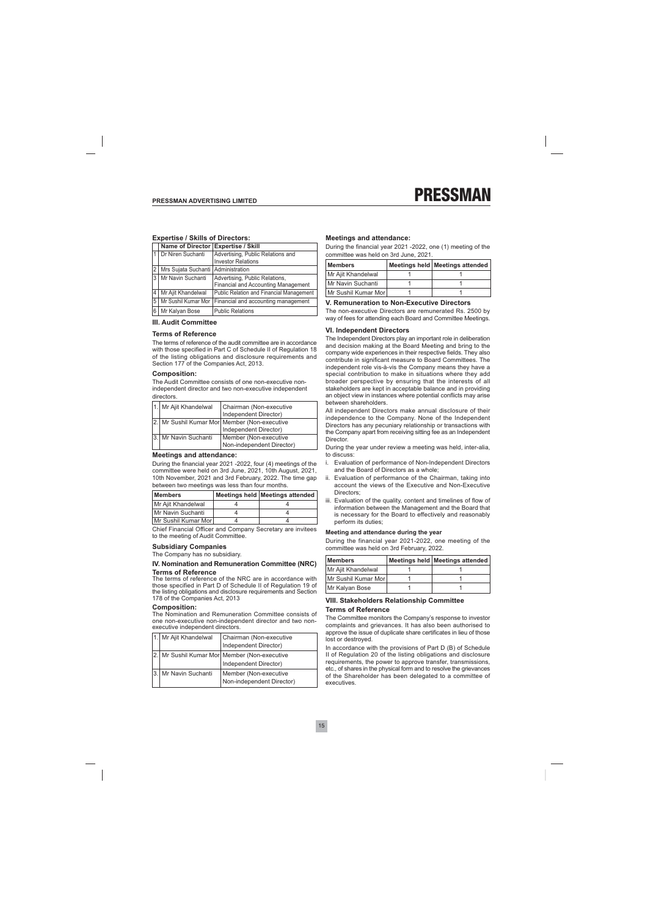### Expertise / Skills of Directors:

| | Name of Director | Expertise / Skill |
|---|---|---|
| 1 | Dr Niren Suchanti | Advertising, Public Relations and Investor Relations |
| 2 | Mrs Sujata Suchanti | Administration |
| 3 | Mr Navin Suchanti | Advertising, Public Relations, Financial and Accounting Management |
| 4 | Mr Ajit Khandelwal | Public Relation and Financial Management |
| 5 | Mr Sushil Kumar Mor | Financial and accounting management |
| 6 | Mr Kalyan Bose | Public Relations |

### III. Audit Committee

#### Terms of Reference

The terms of reference of the audit committee are in accordance with those specified in Part C of Schedule II of Regulation 18 of the listing obligations and disclosure requirements and Section 177 of the Companies Act, 2013.

#### Composition:

The Audit Committee consists of one non-executive non-independent director and two non-executive independent directors.

| | | |
|---|---|---|
| 1. | Mr Ajit Khandelwal | Chairman (Non-executive Independent Director) |
| 2. | Mr Sushil Kumar Mor | Member (Non-executive Independent Director) |
| 3. | Mr Navin Suchanti | Member (Non-executive Non-independent Director) |

#### Meetings and attendance:

During the financial year 2021 -2022, four (4) meetings of the committee were held on 3rd June, 2021, 10th August, 2021, 10th November, 2021 and 3rd February, 2022. The time gap between two meetings was less than four months.

| Members | Meetings held | Meetings attended |
|---|---|---|
| Mr Ajit Khandelwal | 4 | 4 |
| Mr Navin Suchanti | 4 | 4 |
| Mr Sushil Kumar Mor | 4 | 4 |

Chief Financial Officer and Company Secretary are invitees to the meeting of Audit Committee.

#### Subsidiary Companies

The Company has no subsidiary.

### IV. Nomination and Remuneration Committee (NRC)

#### Terms of Reference

The terms of reference of the NRC are in accordance with those specified in Part D of Schedule II of Regulation 19 of the listing obligations and disclosure requirements and Section 178 of the Companies Act, 2013

#### Composition:

The Nomination and Remuneration Committee consists of one non-executive non-independent director and two non-executive independent directors.

| | | |
|---|---|---|
| 1. | Mr Ajit Khandelwal | Chairman (Non-executive Independent Director) |
| 2. | Mr Sushil Kumar Mor | Member (Non-executive Independent Director) |
| 3. | Mr Navin Suchanti | Member (Non-executive Non-independent Director) |

#### Meetings and attendance:

During the financial year 2021 -2022, one (1) meeting of the committee was held on 3rd June, 2021.

| Members | Meetings held | Meetings attended |
|---|---|---|
| Mr Ajit Khandelwal | 1 | 1 |
| Mr Navin Suchanti | 1 | 1 |
| Mr Sushil Kumar Mor | 1 | 1 |

### V. Remuneration to Non-Executive Directors

The non-executive Directors are remunerated Rs. 2500 by way of fees for attending each Board and Committee Meetings.

### VI. Independent Directors

The Independent Directors play an important role in deliberation and decision making at the Board Meeting and bring to the company wide experiences in their respective fields. They also contribute in significant measure to Board Committees. The independent role vis-à-vis the Company means they have a special contribution to make in situations where they add broader perspective by ensuring that the interests of all stakeholders are kept in acceptable balance and in providing an object view in instances where potential conflicts may arise between shareholders.

All independent Directors make annual disclosure of their independence to the Company. None of the Independent Directors has any pecuniary relationship or transactions with the Company apart from receiving sitting fee as an Independent Director.

During the year under review a meeting was held, inter-alia, to discuss:

i. Evaluation of performance of Non-Independent Directors and the Board of Directors as a whole;

ii. Evaluation of performance of the Chairman, taking into account the views of the Executive and Non-Executive Directors;

iii. Evaluation of the quality, content and timelines of flow of information between the Management and the Board that is necessary for the Board to effectively and reasonably perform its duties;

#### Meeting and attendance during the year

During the financial year 2021-2022, one meeting of the committee was held on 3rd February, 2022.

| Members | Meetings held | Meetings attended |
|---|---|---|
| Mr Ajit Khandelwal | 1 | 1 |
| Mr Sushil Kumar Mor | 1 | 1 |
| Mr Kalyan Bose | 1 | 1 |

### VIII. Stakeholders Relationship Committee

#### Terms of Reference

The Committee monitors the Company's response to investor complaints and grievances. It has also been authorised to approve the issue of duplicate share certificates in lieu of those lost or destroyed.

In accordance with the provisions of Part D (B) of Schedule II of Regulation 20 of the listing obligations and disclosure requirements, the power to approve transfer, transmissions, etc., of shares in the physical form and to resolve the grievances of the Shareholder has been delegated to a committee of executives.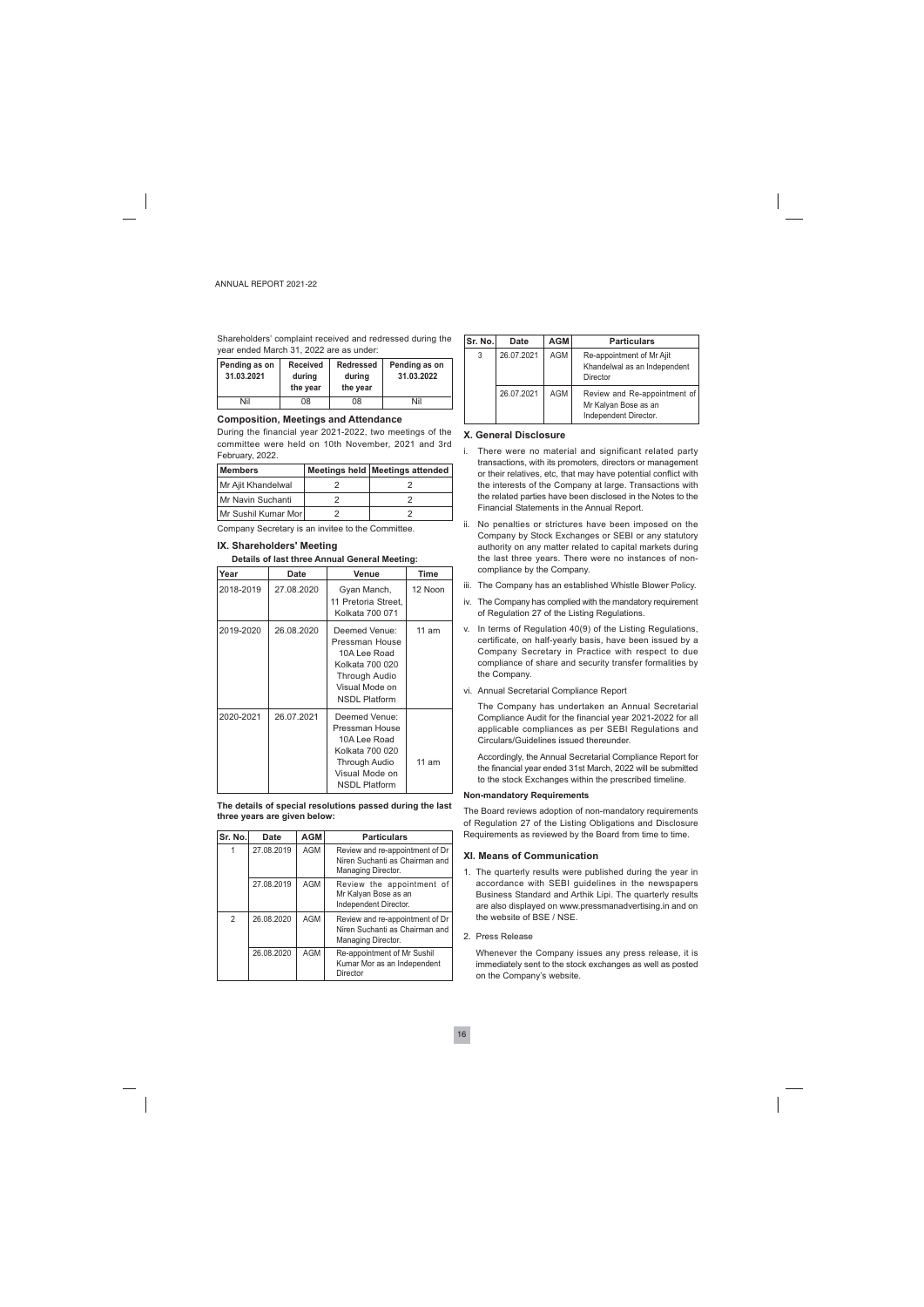Shareholders' complaint received and redressed during the year ended March 31, 2022 are as under:

| Pending as on 31.03.2021 | Received during the year | Redressed during the year | Pending as on 31.03.2022 |
|---|---|---|---|
| Nil | 08 | 08 | Nil |

### Composition, Meetings and Attendance

During the financial year 2021-2022, two meetings of the committee were held on 10th November, 2021 and 3rd February, 2022.

| Members | Meetings held | Meetings attended |
|---|---|---|
| Mr Ajit Khandelwal | 2 | 2 |
| Mr Navin Suchanti | 2 | 2 |
| Mr Sushil Kumar Mor | 2 | 2 |

Company Secretary is an invitee to the Committee.

## IX. Shareholders' Meeting

**Details of last three Annual General Meeting:**

| Year | Date | Venue | Time |
|---|---|---|---|
| 2018-2019 | 27.08.2020 | Gyan Manch, 11 Pretoria Street, Kolkata 700 071 | 12 Noon |
| 2019-2020 | 26.08.2020 | Deemed Venue: Pressman House 10A Lee Road Kolkata 700 020 Through Audio Visual Mode on NSDL Platform | 11 am |
| 2020-2021 | 26.07.2021 | Deemed Venue: Pressman House 10A Lee Road Kolkata 700 020 Through Audio Visual Mode on NSDL Platform | 11 am |

**The details of special resolutions passed during the last three years are given below:**

| Sr. No. | Date | AGM | Particulars |
|---|---|---|---|
| 1 | 27.08.2019 | AGM | Review and re-appointment of Dr Niren Suchanti as Chairman and Managing Director. |
| | 27.08.2019 | AGM | Review the appointment of Mr Kalyan Bose as an Independent Director. |
| 2 | 26.08.2020 | AGM | Review and re-appointment of Dr Niren Suchanti as Chairman and Managing Director. |
| | 26.08.2020 | AGM | Re-appointment of Mr Sushil Kumar Mor as an Independent Director |
| 3 | 26.07.2021 | AGM | Re-appointment of Mr Ajit Khandelwal as an Independent Director |
| | 26.07.2021 | AGM | Review and Re-appointment of Mr Kalyan Bose as an Independent Director. |

## X. General Disclosure

i. There were no material and significant related party transactions, with its promoters, directors or management or their relatives, etc, that may have potential conflict with the interests of the Company at large. Transactions with the related parties have been disclosed in the Notes to the Financial Statements in the Annual Report.

ii. No penalties or strictures have been imposed on the Company by Stock Exchanges or SEBI or any statutory authority on any matter related to capital markets during the last three years. There were no instances of non-compliance by the Company.

iii. The Company has an established Whistle Blower Policy.

iv. The Company has complied with the mandatory requirement of Regulation 27 of the Listing Regulations.

v. In terms of Regulation 40(9) of the Listing Regulations, certificate, on half-yearly basis, have been issued by a Company Secretary in Practice with respect to due compliance of share and security transfer formalities by the Company.

vi. Annual Secretarial Compliance Report

The Company has undertaken an Annual Secretarial Compliance Audit for the financial year 2021-2022 for all applicable compliances as per SEBI Regulations and Circulars/Guidelines issued thereunder.

Accordingly, the Annual Secretarial Compliance Report for the financial year ended 31st March, 2022 will be submitted to the stock Exchanges within the prescribed timeline.

### Non-mandatory Requirements

The Board reviews adoption of non-mandatory requirements of Regulation 27 of the Listing Obligations and Disclosure Requirements as reviewed by the Board from time to time.

## XI. Means of Communication

1. The quarterly results were published during the year in accordance with SEBI guidelines in the newspapers Business Standard and Arthik Lipi. The quarterly results are also displayed on www.pressmanadvertising.in and on the website of BSE / NSE.

2. Press Release

Whenever the Company issues any press release, it is immediately sent to the stock exchanges as well as posted on the Company's website.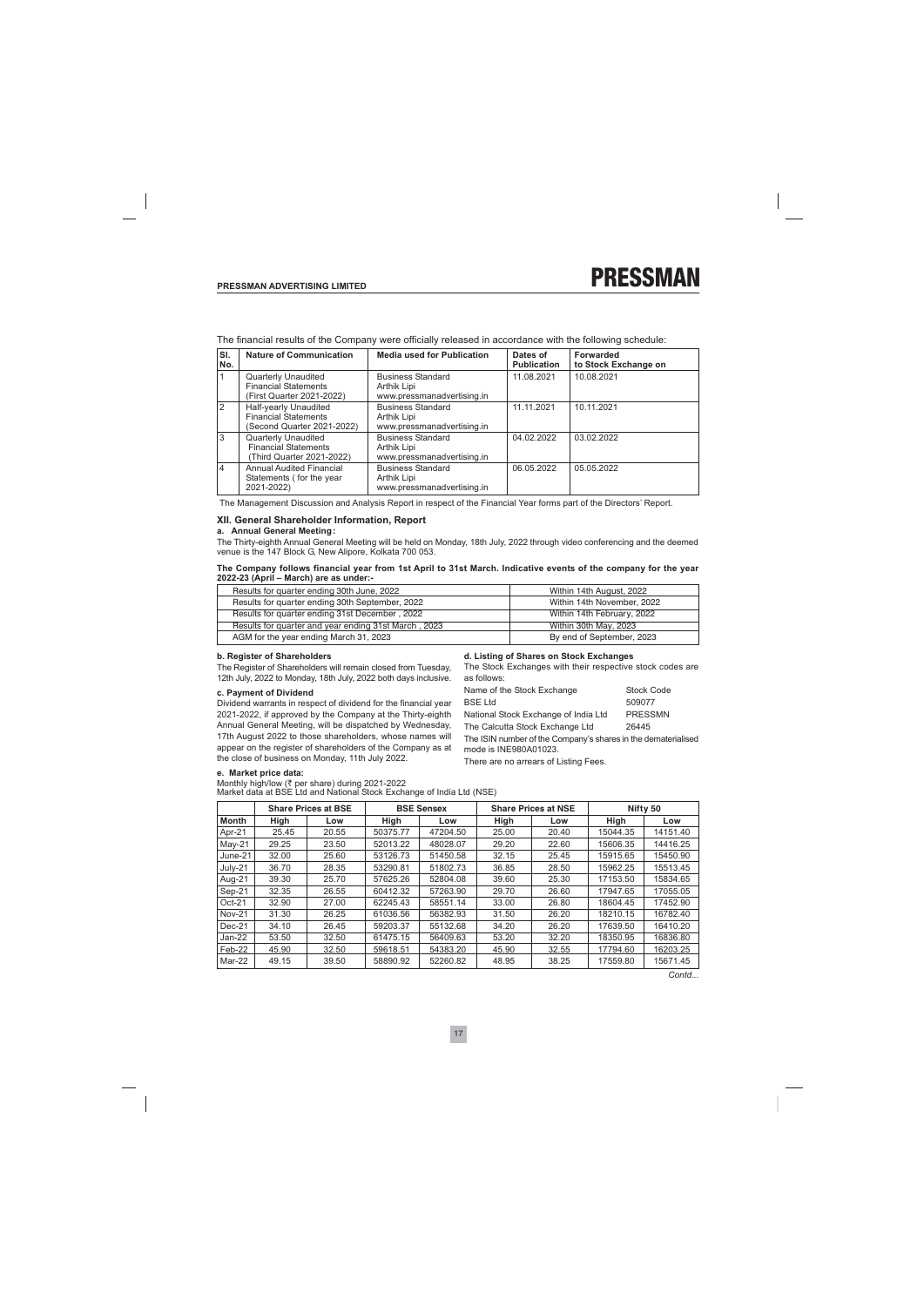The financial results of the Company were officially released in accordance with the following schedule:

| Sl. No. | Nature of Communication | Media used for Publication | Dates of Publication | Forwarded to Stock Exchange on |
|---|---|---|---|---|
| 1 | Quarterly Unaudited Financial Statements (First Quarter 2021-2022) | Business Standard Arthik Lipi www.pressmanadvertising.in | 11.08.2021 | 10.08.2021 |
| 2 | Half-yearly Unaudited Financial Statements (Second Quarter 2021-2022) | Business Standard Arthik Lipi www.pressmanadvertising.in | 11.11.2021 | 10.11.2021 |
| 3 | Quarterly Unaudited Financial Statements (Third Quarter 2021-2022) | Business Standard Arthik Lipi www.pressmanadvertising.in | 04.02.2022 | 03.02.2022 |
| 4 | Annual Audited Financial Statements ( for the year 2021-2022) | Business Standard Arthik Lipi www.pressmanadvertising.in | 06.05.2022 | 05.05.2022 |

The Management Discussion and Analysis Report in respect of the Financial Year forms part of the Directors' Report.

## XII. General Shareholder Information, Report

### a. Annual General Meeting:

The Thirty-eighth Annual General Meeting will be held on Monday, 18th July, 2022 through video conferencing and the deemed venue is the 147 Block G, New Alipore, Kolkata 700 053.

**The Company follows financial year from 1st April to 31st March. Indicative events of the company for the year 2022-23 (April – March) are as under:-**

| Event | Timeline |
|---|---|
| Results for quarter ending 30th June, 2022 | Within 14th August, 2022 |
| Results for quarter ending 30th September, 2022 | Within 14th November, 2022 |
| Results for quarter ending 31st December , 2022 | Within 14th February, 2022 |
| Results for quarter and year ending 31st March , 2023 | Within 30th May, 2023 |
| AGM for the year ending March 31, 2023 | By end of September, 2023 |

### b. Register of Shareholders

The Register of Shareholders will remain closed from Tuesday, 12th July, 2022 to Monday, 18th July, 2022 both days inclusive.

### c. Payment of Dividend

Dividend warrants in respect of dividend for the financial year 2021-2022, if approved by the Company at the Thirty-eighth Annual General Meeting, will be dispatched by Wednesday, 17th August 2022 to those shareholders, whose names will appear on the register of shareholders of the Company as at the close of business on Monday, 11th July 2022.

### d. Listing of Shares on Stock Exchanges

The Stock Exchanges with their respective stock codes are as follows:

| Name of the Stock Exchange | Stock Code |
|---|---|
| BSE Ltd | 509077 |
| National Stock Exchange of India Ltd | PRESSMN |
| The Calcutta Stock Exchange Ltd | 26445 |

The ISIN number of the Company's shares in the dematerialised mode is INE980A01023.

There are no arrears of Listing Fees.

### e. Market price data:

Monthly high/low (₹ per share) during 2021-2022

Market data at BSE Ltd and National Stock Exchange of India Ltd (NSE)

| | Share Prices at BSE | | BSE Sensex | | Share Prices at NSE | | Nifty 50 | |
|---|---|---|---|---|---|---|---|---|
| Month | High | Low | High | Low | High | Low | High | Low |
| Apr-21 | 25.45 | 20.55 | 50375.77 | 47204.50 | 25.00 | 20.40 | 15044.35 | 14151.40 |
| May-21 | 29.25 | 23.50 | 52013.22 | 48028.07 | 29.20 | 22.60 | 15606.35 | 14416.25 |
| June-21 | 32.00 | 25.60 | 53126.73 | 51450.58 | 32.15 | 25.45 | 15915.65 | 15450.90 |
| July-21 | 36.70 | 28.35 | 53290.81 | 51802.73 | 36.85 | 28.50 | 15962.25 | 15513.45 |
| Aug-21 | 39.30 | 25.70 | 57625.26 | 52804.08 | 39.60 | 25.30 | 17153.50 | 15834.65 |
| Sep-21 | 32.35 | 26.55 | 60412.32 | 57263.90 | 29.70 | 26.60 | 17947.65 | 17055.05 |
| Oct-21 | 32.90 | 27.00 | 62245.43 | 58551.14 | 33.00 | 26.80 | 18604.45 | 17452.90 |
| Nov-21 | 31.30 | 26.25 | 61036.56 | 56382.93 | 31.50 | 26.20 | 18210.15 | 16782.40 |
| Dec-21 | 34.10 | 26.45 | 59203.37 | 55132.68 | 34.20 | 26.20 | 17639.50 | 16410.20 |
| Jan-22 | 53.50 | 32.50 | 61475.15 | 56409.63 | 53.20 | 32.20 | 18350.95 | 16836.80 |
| Feb-22 | 45.90 | 32.50 | 59618.51 | 54383.20 | 45.90 | 32.55 | 17794.60 | 16203.25 |
| Mar-22 | 49.15 | 39.50 | 58890.92 | 52260.82 | 48.95 | 38.25 | 17559.80 | 15671.45 |

*Contd...*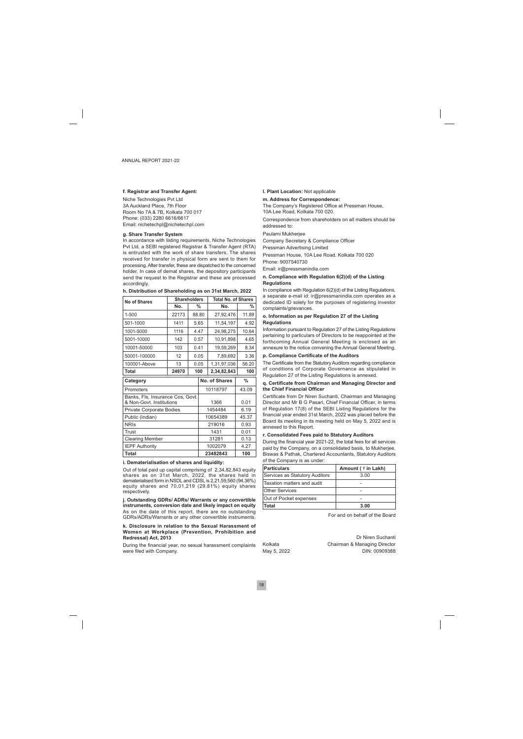#### f. Registrar and Transfer Agent:

Niche Technologies Pvt Ltd
3A Auckland Place, 7th Floor
Room No 7A & 7B, Kolkata 700 017
Phone: (033) 2280 6616/6617
Email: nichetechpl@nichetechpl.com

#### g. Share Transfer System

In accordance with listing requirements, Niche Technologies Pvt Ltd, a SEBI registered Registrar & Transfer Agent (RTA) is entrusted with the work of share transfers. The shares received for transfer in physical form are sent to them for processing. After transfer, these are dispatched to the concerned holder. In case of demat shares, the depository participants send the request to the Registrar and these are processed accordingly.

#### h. Distribution of Shareholding as on 31st March, 2022

| No of Shares | Shareholders | | Total No. of Shares | |
|---|---|---|---|---|
| | No. | % | No. | % |
| 1-500 | 22173 | 88.80 | 27,92,476 | 11.89 |
| 501-1000 | 1411 | 5.65 | 11,54,197 | 4.92 |
| 1001-5000 | 1116 | 4.47 | 24,98,275 | 10.64 |
| 5001-10000 | 142 | 0.57 | 10,91,898 | 4.65 |
| 10001-50000 | 103 | 0.41 | 19,59,269 | 8.34 |
| 50001-100000 | 12 | 0.05 | 7,89,692 | 3.36 |
| 100001-Above | 13 | 0.05 | 1,31,97,036 | 56.20 |
| **Total** | **24970** | **100** | **2,34,82,843** | **100** |

| Category | No. of Shares | % |
|---|---|---|
| Promoters | 10118797 | 43.09 |
| Banks, FIs, Insurance Cos, Govt. & Non-Govt. Institutions | 1366 | 0.01 |
| Private Corporate Bodies | 1454484 | 6.19 |
| Public (Indian) | 10654389 | 45.37 |
| NRIs | 219016 | 0.93 |
| Trust | 1431 | 0.01 |
| Clearing Member | 31281 | 0.13 |
| IEPF Authority | 1002079 | 4.27 |
| **Total** | **23482843** | **100** |

#### i. Dematerialisation of shares and liquidity:

Out of total paid up capital comprising of 2,34,82,843 equity shares as on 31st March, 2022, the shares held in dematerialised form in NSDL and CDSL is 2,21,59,560 (94.36%) equity shares and 70,01,219 (29.81%) equity shares respectively.

#### j. Outstanding GDRs/ ADRs/ Warrants or any convertible instruments, conversion date and likely impact on equity

As on the date of this report, there are no outstanding GDRs/ADRs/Warrants or any other convertible instruments.

#### k. Disclosure in relation to the Sexual Harassment of Women at Workplace (Prevention, Prohibition and Redressal) Act, 2013

During the financial year, no sexual harassment complaints were filed with Company.

#### l. Plant Location: Not applicable

#### m. Address for Correspondence:

The Company's Registered Office at Pressman House, 10A Lee Road, Kolkata 700 020.

Correspondence from shareholders on all matters should be addressed to:

Paulami Mukherjee
Company Secretary & Compliance Officer
Pressman Advertising Limited
Pressman House, 10A Lee Road, Kolkata 700 020
Phone: 9007540730
Email: ir@pressmanindia.com

#### n. Compliance with Regulation 6(2)(d) of the Listing Regulations

In compliance with Regulation 6(2)(d) of the Listing Regulations, a separate e-mail id: ir@pressmanindia.com operates as a dedicated ID solely for the purposes of registering investor complaints/grievances.

#### o. Information as per Regulation 27 of the Listing Regulations

Information pursuant to Regulation 27 of the Listing Regulations pertaining to particulars of Directors to be reappointed at the forthcoming Annual General Meeting is enclosed as an annexure to the notice convening the Annual General Meeting.

#### p. Compliance Certificate of the Auditors

The Certificate from the Statutory Auditors regarding compliance of conditions of Corporate Governance as stipulated in Regulation 27 of the Listing Regulations is annexed.

#### q. Certificate from Chairman and Managing Director and the Chief Financial Officer

Certificate from Dr Niren Suchanti, Chairman and Managing Director and Mr B G Pasari, Chief Financial Officer, in terms of Regulation 17(8) of the SEBI Listing Regulations for the financial year ended 31st March, 2022 was placed before the Board its meeting in its meeting held on May 5, 2022 and is annexed to this Report.

#### r. Consolidated Fees paid to Statutory Auditors

During the financial year 2021-22, the total fees for all services paid by the Company, on a consolidated basis, to Mukherjee, Biswas & Pathak, Chartered Accountants, Statutory Auditors of the Company is as under:

| Particulars | Amount ( ₹ in Lakh) |
|---|---|
| Services as Statutory Auditors | 3.00 |
| Taxation matters and audit | - |
| Other Services | - |
| Out of Pocket expenses | - |
| **Total** | **3.00** |

For and on behalf of the Board

Kolkata
May 5, 2022

Dr Niren Suchanti
Chairman & Managing Director
DIN: 00909388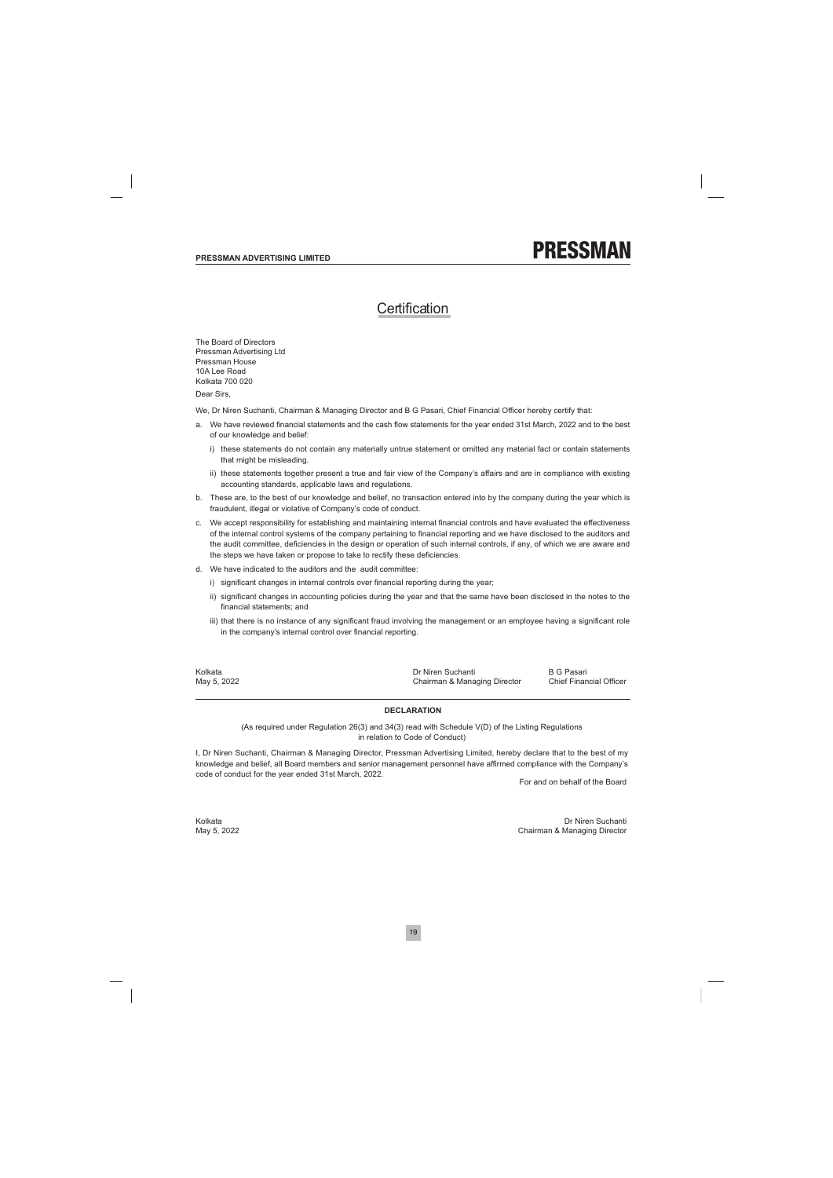# Certification

The Board of Directors
Pressman Advertising Ltd
Pressman House
10A Lee Road
Kolkata 700 020

Dear Sirs,

We, Dr Niren Suchanti, Chairman & Managing Director and B G Pasari, Chief Financial Officer hereby certify that:

a. We have reviewed financial statements and the cash flow statements for the year ended 31st March, 2022 and to the best of our knowledge and belief:

   i) these statements do not contain any materially untrue statement or omitted any material fact or contain statements that might be misleading.

   ii) these statements together present a true and fair view of the Company's affairs and are in compliance with existing accounting standards, applicable laws and regulations.

b. These are, to the best of our knowledge and belief, no transaction entered into by the company during the year which is fraudulent, illegal or violative of Company's code of conduct.

c. We accept responsibility for establishing and maintaining internal financial controls and have evaluated the effectiveness of the internal control systems of the company pertaining to financial reporting and we have disclosed to the auditors and the audit committee, deficiencies in the design or operation of such internal controls, if any, of which we are aware and the steps we have taken or propose to take to rectify these deficiencies.

d. We have indicated to the auditors and the audit committee:

   i) significant changes in internal controls over financial reporting during the year;

   ii) significant changes in accounting policies during the year and that the same have been disclosed in the notes to the financial statements; and

   iii) that there is no instance of any significant fraud involving the management or an employee having a significant role in the company's internal control over financial reporting.

Kolkata
May 5, 2022

Dr Niren Suchanti
Chairman & Managing Director

B G Pasari
Chief Financial Officer

---

**DECLARATION**

(As required under Regulation 26(3) and 34(3) read with Schedule V(D) of the Listing Regulations in relation to Code of Conduct)

I, Dr Niren Suchanti, Chairman & Managing Director, Pressman Advertising Limited, hereby declare that to the best of my knowledge and belief, all Board members and senior management personnel have affirmed compliance with the Company's code of conduct for the year ended 31st March, 2022.

For and on behalf of the Board

Kolkata
May 5, 2022

Dr Niren Suchanti
Chairman & Managing Director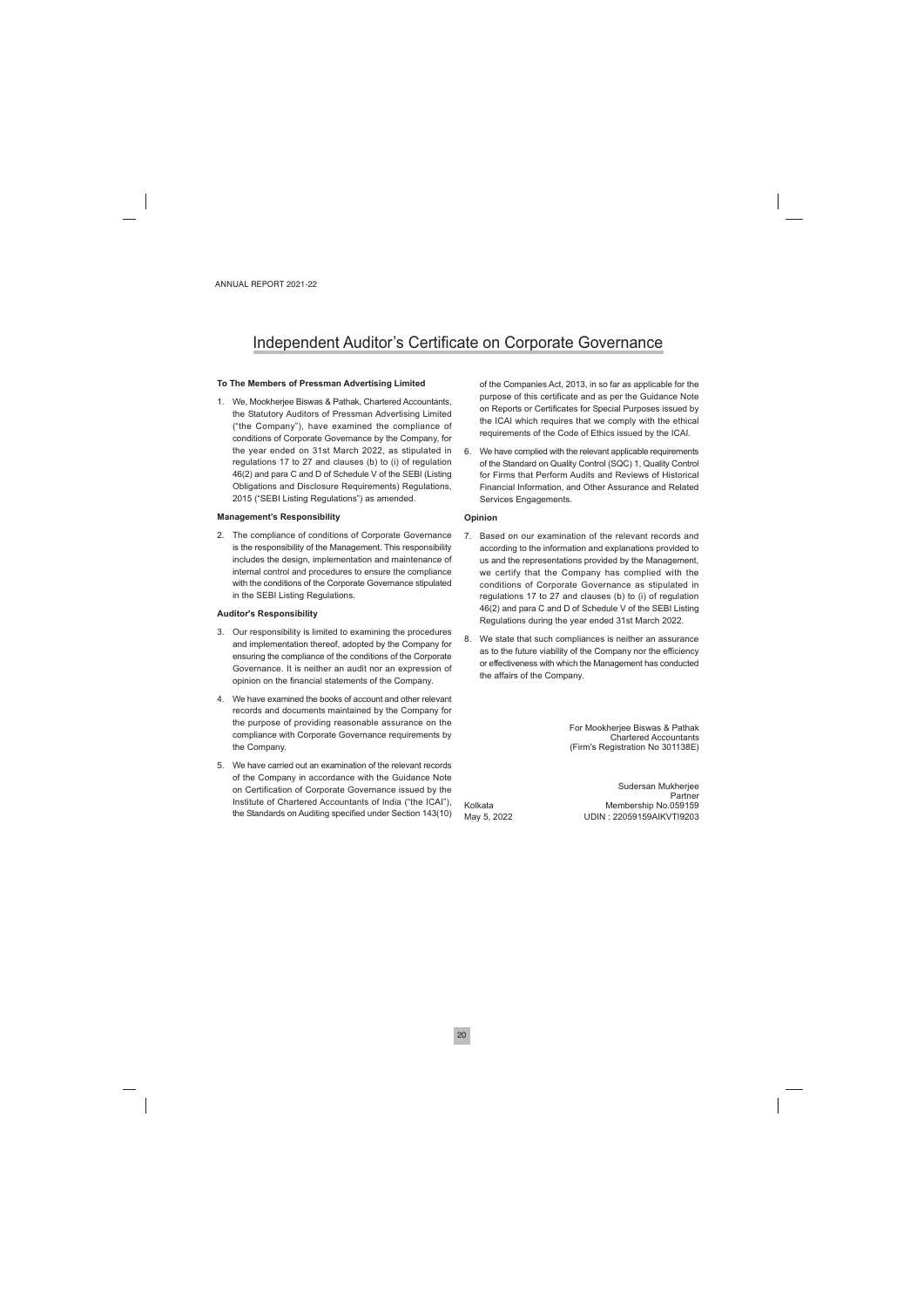# Independent Auditor's Certificate on Corporate Governance

**To The Members of Pressman Advertising Limited**

1. We, Mookherjee Biswas & Pathak, Chartered Accountants, the Statutory Auditors of Pressman Advertising Limited ("the Company"), have examined the compliance of conditions of Corporate Governance by the Company, for the year ended on 31st March 2022, as stipulated in regulations 17 to 27 and clauses (b) to (i) of regulation 46(2) and para C and D of Schedule V of the SEBI (Listing Obligations and Disclosure Requirements) Regulations, 2015 ("SEBI Listing Regulations") as amended.

**Management's Responsibility**

2. The compliance of conditions of Corporate Governance is the responsibility of the Management. This responsibility includes the design, implementation and maintenance of internal control and procedures to ensure the compliance with the conditions of the Corporate Governance stipulated in the SEBI Listing Regulations.

**Auditor's Responsibility**

3. Our responsibility is limited to examining the procedures and implementation thereof, adopted by the Company for ensuring the compliance of the conditions of the Corporate Governance. It is neither an audit nor an expression of opinion on the financial statements of the Company.

4. We have examined the books of account and other relevant records and documents maintained by the Company for the purpose of providing reasonable assurance on the compliance with Corporate Governance requirements by the Company.

5. We have carried out an examination of the relevant records of the Company in accordance with the Guidance Note on Certification of Corporate Governance issued by the Institute of Chartered Accountants of India ("the ICAI"), the Standards on Auditing specified under Section 143(10) of the Companies Act, 2013, in so far as applicable for the purpose of this certificate and as per the Guidance Note on Reports or Certificates for Special Purposes issued by the ICAI which requires that we comply with the ethical requirements of the Code of Ethics issued by the ICAI.

6. We have complied with the relevant applicable requirements of the Standard on Quality Control (SQC) 1, Quality Control for Firms that Perform Audits and Reviews of Historical Financial Information, and Other Assurance and Related Services Engagements.

**Opinion**

7. Based on our examination of the relevant records and according to the information and explanations provided to us and the representations provided by the Management, we certify that the Company has complied with the conditions of Corporate Governance as stipulated in regulations 17 to 27 and clauses (b) to (i) of regulation 46(2) and para C and D of Schedule V of the SEBI Listing Regulations during the year ended 31st March 2022.

8. We state that such compliances is neither an assurance as to the future viability of the Company nor the efficiency or effectiveness with which the Management has conducted the affairs of the Company.

For Mookherjee Biswas & Pathak
Chartered Accountants
(Firm's Registration No 301138E)

Sudersan Mukherjee
Partner
Membership No.059159
UDIN : 22059159AIKVTI9203

Kolkata
May 5, 2022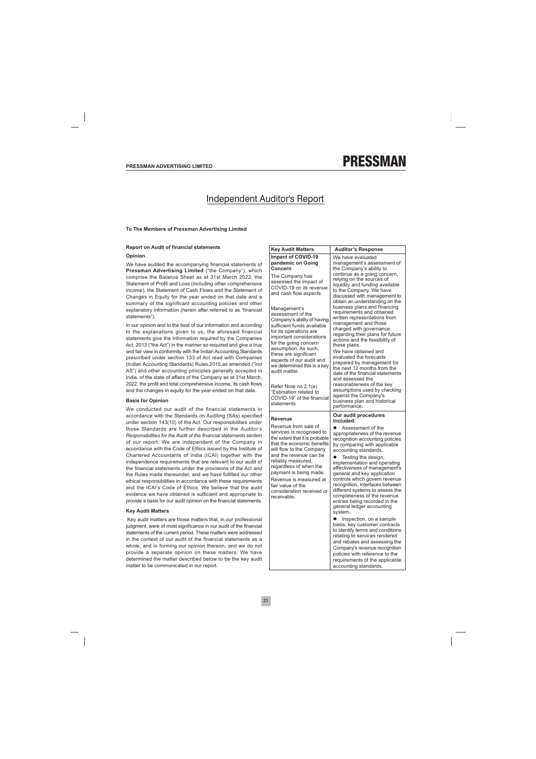# Independent Auditor's Report

**To The Members of Pressman Advertising Limited**

### Report on Audit of financial statements

#### Opinion

We have audited the accompanying financial statements of **Pressman Advertising Limited** ("the Company"), which comprise the Balance Sheet as at 31st March 2022, the Statement of Profit and Loss (including other comprehensive income), the Statement of Cash Flows and the Statement of Changes in Equity for the year ended on that date and a summary of the significant accounting policies and other explanatory information (herein after referred to as "financial statements").

In our opinion and to the best of our information and according to the explanations given to us, the aforesaid financial statements give the information required by the Companies Act, 2013 ("the Act") in the manner so required and give a true and fair view in conformity with the Indian Accounting Standards prescribed under section 133 of Act read with Companies (Indian Accounting Standards) Rules,2015,as amended ("Ind AS") and other accounting principles generally accepted in India, of the state of affairs of the Company as at 31st March, 2022, the profit and total comprehensive income, its cash flows and the changes in equity for the year ended on that date.

#### Basis for Opinion

We conducted our audit of the financial statements in accordance with the Standards on Auditing (SAs) specified under section 143(10) of the Act. Our responsibilities under those Standards are further described in the *Auditor's Responsibilities for the Audit of the financial statements* section of our report. We are independent of the Company in accordance with the Code of Ethics issued by the Institute of Chartered Accountants of India (ICAI) together with the independence requirements that are relevant to our audit of the financial statements under the provisions of the Act and the Rules made thereunder, and we have fulfilled our other ethical responsibilities in accordance with these requirements and the ICAI's Code of Ethics. We believe that the audit evidence we have obtained is sufficient and appropriate to provide a basis for our audit opinion on the financial statements.

#### Key Audit Matters

Key audit matters are those matters that, in our professional judgment, were of most significance in our audit of the financial statements of the current period. These matters were addressed in the context of our audit of the financial statements as a whole, and in forming our opinion thereon, and we do not provide a separate opinion on these matters. We have determined the matter described below to be the key audit matter to be communicated in our report.

| Key Audit Matters | Auditor's Response |
|---|---|
| **Impact of COVID-19 pandemic on Going Concern**<br><br>The Company has assessed the impact of COVID-19 on its revenue and cash flow aspects.<br><br>Management's assessment of the Company's ability of having sufficient funds available for its operations are important considerations for the going concern assumption. As such, these are significant aspects of our audit and we determined this is a key audit matter.<br><br>Refer Note no 2.1(e) "Estimation related to COVID-19" of the financial statements | We have evaluated management's assessment of the Company's ability to continue as a going concern, relying on the sources of liquidity and funding available to the Company. We have discussed with management to obtain an understanding on the business plans and financing requirements and obtained written representations from management and those charged with governance, regarding their plans for future actions and the feasibility of these plans.<br><br>We have obtained and evaluated the forecasts prepared by management for the next 12 months from the date of the financial statements and assessed the reasonableness of the key assumptions used by checking against the Company's business plan and historical performance. |
| **Revenue**<br><br>Revenue from sale of services is recognised to the extent that it is probable that the economic benefits will flow to the Company and the revenue can be reliably measured, regardless of when the payment is being made. Revenue is measured at fair value of the consideration received or receivable. | **Our audit procedures included:**<br><br>● Assessment of the appropriateness of the revenue recognition accounting policies by comparing with applicable accounting standards.<br><br>● Testing the design, implementation and operating effectiveness of management's general and key application controls which govern revenue recognition, interfaces between different systems to assess the completeness of the revenue entries being recorded in the general ledger accounting system.<br><br>● Inspection, on a sample basis, key customer contracts to identify terms and conditions relating to services rendered and rebates and assessing the Company's revenue recognition policies with reference to the requirements of the applicable accounting standards. |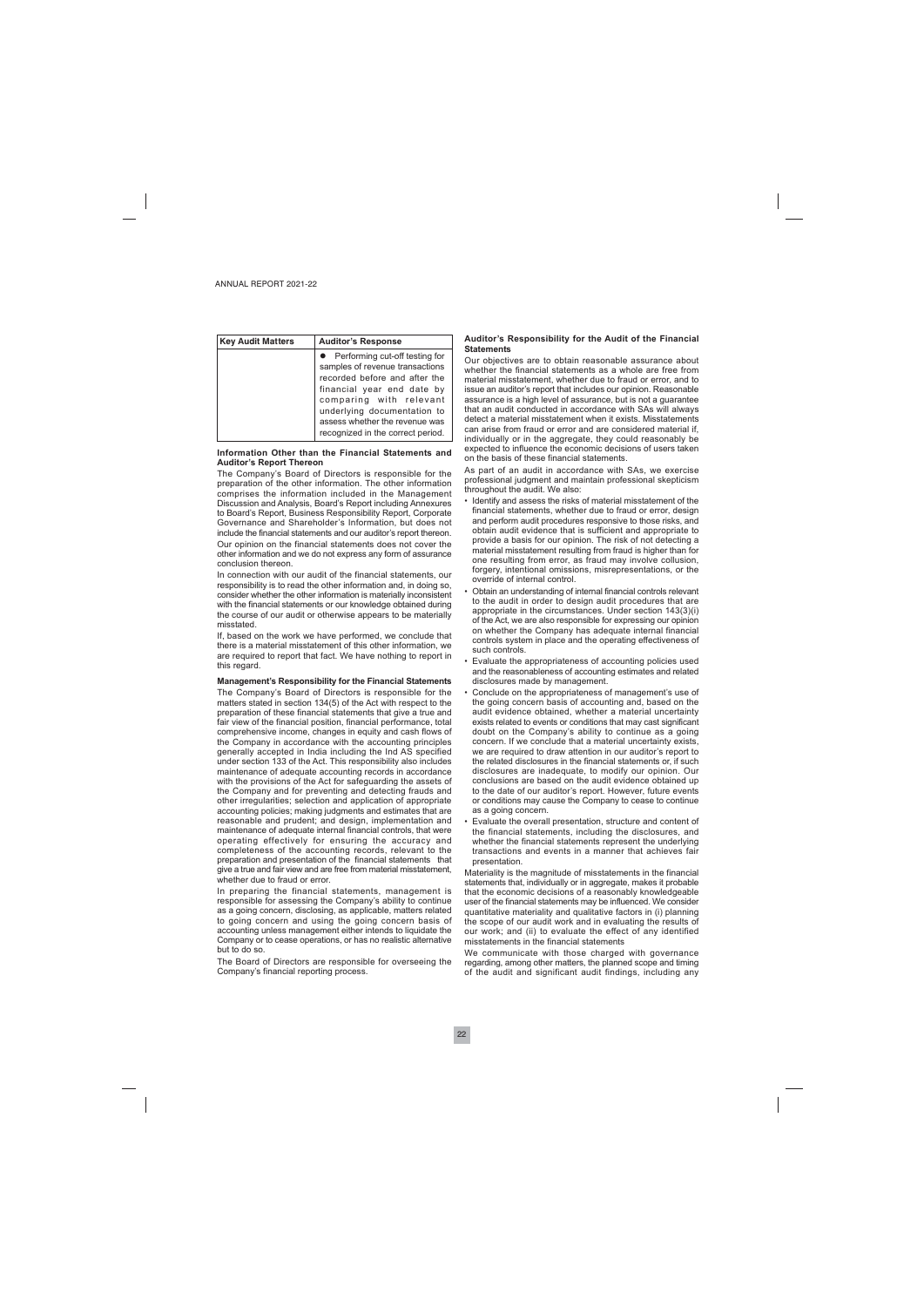| Key Audit Matters | Auditor's Response |
|---|---|
| | ● Performing cut-off testing for samples of revenue transactions recorded before and after the financial year end date by comparing with relevant underlying documentation to assess whether the revenue was recognized in the correct period. |

**Information Other than the Financial Statements and Auditor's Report Thereon**

The Company's Board of Directors is responsible for the preparation of the other information. The other information comprises the information included in the Management Discussion and Analysis, Board's Report including Annexures to Board's Report, Business Responsibility Report, Corporate Governance and Shareholder's Information, but does not include the financial statements and our auditor's report thereon.

Our opinion on the financial statements does not cover the other information and we do not express any form of assurance conclusion thereon.

In connection with our audit of the financial statements, our responsibility is to read the other information and, in doing so, consider whether the other information is materially inconsistent with the financial statements or our knowledge obtained during the course of our audit or otherwise appears to be materially misstated.

If, based on the work we have performed, we conclude that there is a material misstatement of this other information, we are required to report that fact. We have nothing to report in this regard.

**Management's Responsibility for the Financial Statements**

The Company's Board of Directors is responsible for the matters stated in section 134(5) of the Act with respect to the preparation of these financial statements that give a true and fair view of the financial position, financial performance, total comprehensive income, changes in equity and cash flows of the Company in accordance with the accounting principles generally accepted in India including the Ind AS specified under section 133 of the Act. This responsibility also includes maintenance of adequate accounting records in accordance with the provisions of the Act for safeguarding the assets of the Company and for preventing and detecting frauds and other irregularities; selection and application of appropriate accounting policies; making judgments and estimates that are reasonable and prudent; and design, implementation and maintenance of adequate internal financial controls, that were operating effectively for ensuring the accuracy and completeness of the accounting records, relevant to the preparation and presentation of the financial statements that give a true and fair view and are free from material misstatement, whether due to fraud or error.

In preparing the financial statements, management is responsible for assessing the Company's ability to continue as a going concern, disclosing, as applicable, matters related to going concern and using the going concern basis of accounting unless management either intends to liquidate the Company or to cease operations, or has no realistic alternative but to do so.

The Board of Directors are responsible for overseeing the Company's financial reporting process.

**Auditor's Responsibility for the Audit of the Financial Statements**

Our objectives are to obtain reasonable assurance about whether the financial statements as a whole are free from material misstatement, whether due to fraud or error, and to issue an auditor's report that includes our opinion. Reasonable assurance is a high level of assurance, but is not a guarantee that an audit conducted in accordance with SAs will always detect a material misstatement when it exists. Misstatements can arise from fraud or error and are considered material if, individually or in the aggregate, they could reasonably be expected to influence the economic decisions of users taken on the basis of these financial statements.

As part of an audit in accordance with SAs, we exercise professional judgment and maintain professional skepticism throughout the audit. We also:

- Identify and assess the risks of material misstatement of the financial statements, whether due to fraud or error, design and perform audit procedures responsive to those risks, and obtain audit evidence that is sufficient and appropriate to provide a basis for our opinion. The risk of not detecting a material misstatement resulting from fraud is higher than for one resulting from error, as fraud may involve collusion, forgery, intentional omissions, misrepresentations, or the override of internal control.
- Obtain an understanding of internal financial controls relevant to the audit in order to design audit procedures that are appropriate in the circumstances. Under section 143(3)(i) of the Act, we are also responsible for expressing our opinion on whether the Company has adequate internal financial controls system in place and the operating effectiveness of such controls.
- Evaluate the appropriateness of accounting policies used and the reasonableness of accounting estimates and related disclosures made by management.
- Conclude on the appropriateness of management's use of the going concern basis of accounting and, based on the audit evidence obtained, whether a material uncertainty exists related to events or conditions that may cast significant doubt on the Company's ability to continue as a going concern. If we conclude that a material uncertainty exists, we are required to draw attention in our auditor's report to the related disclosures in the financial statements or, if such disclosures are inadequate, to modify our opinion. Our conclusions are based on the audit evidence obtained up to the date of our auditor's report. However, future events or conditions may cause the Company to cease to continue as a going concern.
- Evaluate the overall presentation, structure and content of the financial statements, including the disclosures, and whether the financial statements represent the underlying transactions and events in a manner that achieves fair presentation.

Materiality is the magnitude of misstatements in the financial statements that, individually or in aggregate, makes it probable that the economic decisions of a reasonably knowledgeable user of the financial statements may be influenced. We consider quantitative materiality and qualitative factors in (i) planning the scope of our audit work and in evaluating the results of our work; and (ii) to evaluate the effect of any identified misstatements in the financial statements

We communicate with those charged with governance regarding, among other matters, the planned scope and timing of the audit and significant audit findings, including any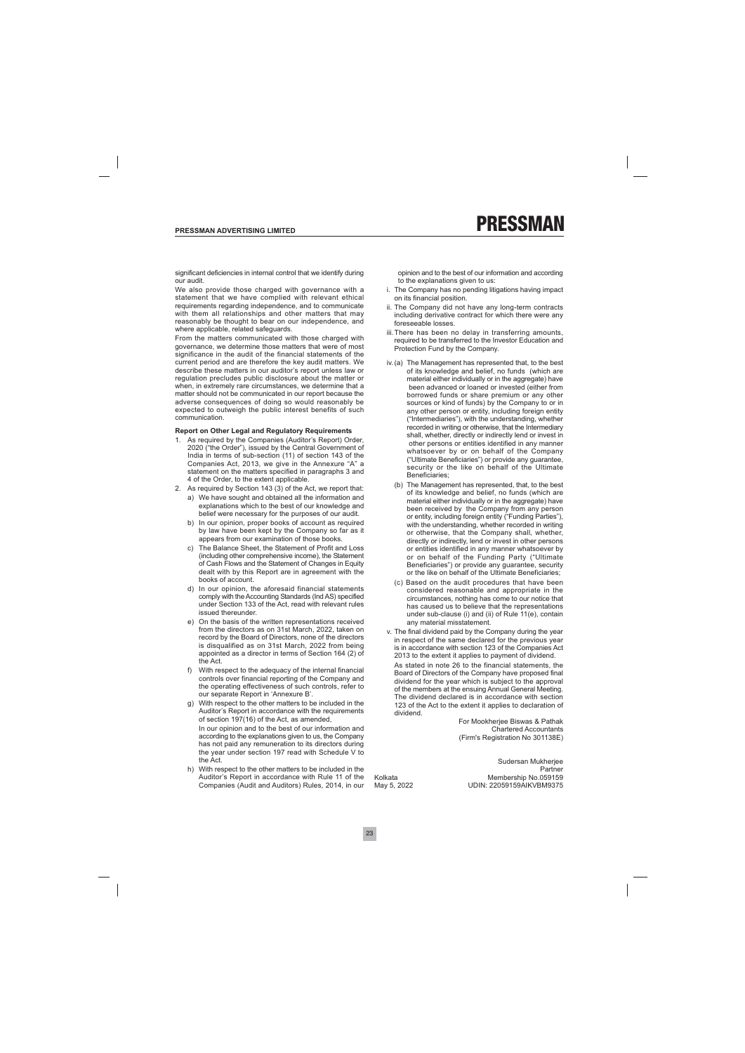significant deficiencies in internal control that we identify during our audit.

We also provide those charged with governance with a statement that we have complied with relevant ethical requirements regarding independence, and to communicate with them all relationships and other matters that may reasonably be thought to bear on our independence, and where applicable, related safeguards.

From the matters communicated with those charged with governance, we determine those matters that were of most significance in the audit of the financial statements of the current period and are therefore the key audit matters. We describe these matters in our auditor's report unless law or regulation precludes public disclosure about the matter or when, in extremely rare circumstances, we determine that a matter should not be communicated in our report because the adverse consequences of doing so would reasonably be expected to outweigh the public interest benefits of such communication.

**Report on Other Legal and Regulatory Requirements**

1. As required by the Companies (Auditor's Report) Order, 2020 ("the Order"), issued by the Central Government of India in terms of sub-section (11) of section 143 of the Companies Act, 2013, we give in the Annexure "A" a statement on the matters specified in paragraphs 3 and 4 of the Order, to the extent applicable.
2. As required by Section 143 (3) of the Act, we report that:
   a) We have sought and obtained all the information and explanations which to the best of our knowledge and belief were necessary for the purposes of our audit.
   b) In our opinion, proper books of account as required by law have been kept by the Company so far as it appears from our examination of those books.
   c) The Balance Sheet, the Statement of Profit and Loss (including other comprehensive income), the Statement of Cash Flows and the Statement of Changes in Equity dealt with by this Report are in agreement with the books of account.
   d) In our opinion, the aforesaid financial statements comply with the Accounting Standards (Ind AS) specified under Section 133 of the Act, read with relevant rules issued thereunder.
   e) On the basis of the written representations received from the directors as on 31st March, 2022, taken on record by the Board of Directors, none of the directors is disqualified as on 31st March, 2022 from being appointed as a director in terms of Section 164 (2) of the Act.
   f) With respect to the adequacy of the internal financial controls over financial reporting of the Company and the operating effectiveness of such controls, refer to our separate Report in 'Annexure B'.
   g) With respect to the other matters to be included in the Auditor's Report in accordance with the requirements of section 197(16) of the Act, as amended,

      In our opinion and to the best of our information and according to the explanations given to us, the Company has not paid any remuneration to its directors during the year under section 197 read with Schedule V to the Act.
   h) With respect to the other matters to be included in the Auditor's Report in accordance with Rule 11 of the Companies (Audit and Auditors) Rules, 2014, in our opinion and to the best of our information and according to the explanations given to us:

i. The Company has no pending litigations having impact on its financial position.

ii. The Company did not have any long-term contracts including derivative contract for which there were any foreseeable losses.

iii. There has been no delay in transferring amounts, required to be transferred to the Investor Education and Protection Fund by the Company.

iv. (a) The Management has represented that, to the best of its knowledge and belief, no funds (which are material either individually or in the aggregate) have been advanced or loaned or invested (either from borrowed funds or share premium or any other sources or kind of funds) by the Company to or in any other person or entity, including foreign entity ("Intermediaries"), with the understanding, whether recorded in writing or otherwise, that the Intermediary shall, whether, directly or indirectly lend or invest in other persons or entities identified in any manner whatsoever by or on behalf of the Company ("Ultimate Beneficiaries") or provide any guarantee, security or the like on behalf of the Ultimate Beneficiaries;

(b) The Management has represented, that, to the best of its knowledge and belief, no funds (which are material either individually or in the aggregate) have been received by the Company from any person or entity, including foreign entity ("Funding Parties"), with the understanding, whether recorded in writing or otherwise, that the Company shall, whether, directly or indirectly, lend or invest in other persons or entities identified in any manner whatsoever by or on behalf of the Funding Party ("Ultimate Beneficiaries") or provide any guarantee, security or the like on behalf of the Ultimate Beneficiaries;

(c) Based on the audit procedures that have been considered reasonable and appropriate in the circumstances, nothing has come to our notice that has caused us to believe that the representations under sub-clause (i) and (ii) of Rule 11(e), contain any material misstatement.

v. The final dividend paid by the Company during the year in respect of the same declared for the previous year is in accordance with section 123 of the Companies Act 2013 to the extent it applies to payment of dividend.

As stated in note 26 to the financial statements, the Board of Directors of the Company have proposed final dividend for the year which is subject to the approval of the members at the ensuing Annual General Meeting. The dividend declared is in accordance with section 123 of the Act to the extent it applies to declaration of dividend.

For Mookherjee Biswas & Pathak
Chartered Accountants
(Firm's Registration No 301138E)

Sudersan Mukherjee
Partner
Membership No.059159
UDIN: 22059159AIKVBM9375

Kolkata
May 5, 2022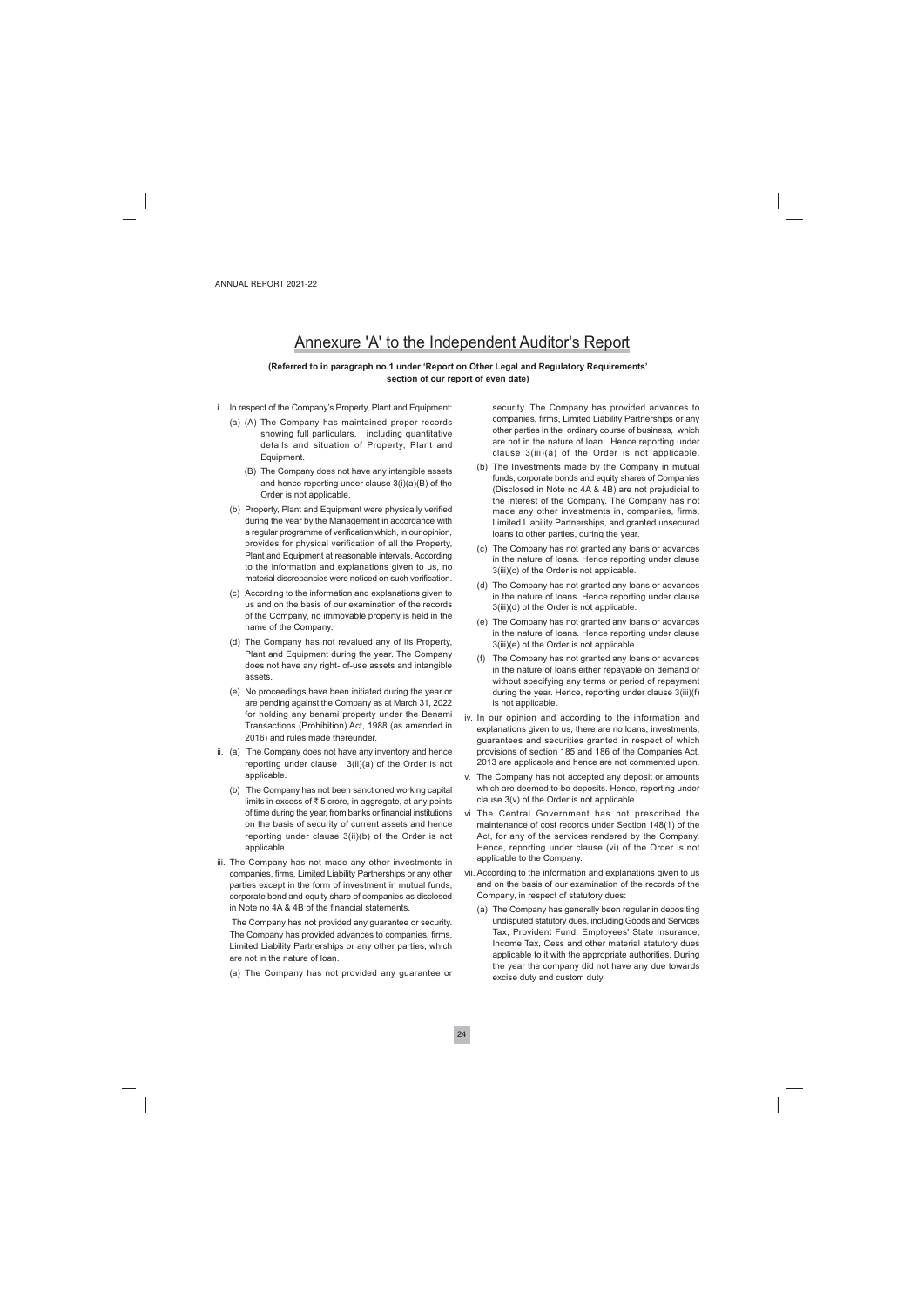# Annexure 'A' to the Independent Auditor's Report

**(Referred to in paragraph no.1 under 'Report on Other Legal and Regulatory Requirements' section of our report of even date)**

i. In respect of the Company's Property, Plant and Equipment:

   (a) (A) The Company has maintained proper records showing full particulars, including quantitative details and situation of Property, Plant and Equipment.

   (B) The Company does not have any intangible assets and hence reporting under clause 3(i)(a)(B) of the Order is not applicable.

   (b) Property, Plant and Equipment were physically verified during the year by the Management in accordance with a regular programme of verification which, in our opinion, provides for physical verification of all the Property, Plant and Equipment at reasonable intervals. According to the information and explanations given to us, no material discrepancies were noticed on such verification.

   (c) According to the information and explanations given to us and on the basis of our examination of the records of the Company, no immovable property is held in the name of the Company.

   (d) The Company has not revalued any of its Property, Plant and Equipment during the year. The Company does not have any right- of-use assets and intangible assets.

   (e) No proceedings have been initiated during the year or are pending against the Company as at March 31, 2022 for holding any benami property under the Benami Transactions (Prohibition) Act, 1988 (as amended in 2016) and rules made thereunder.

ii. (a) The Company does not have any inventory and hence reporting under clause 3(ii)(a) of the Order is not applicable.

   (b) The Company has not been sanctioned working capital limits in excess of ₹ 5 crore, in aggregate, at any points of time during the year, from banks or financial institutions on the basis of security of current assets and hence reporting under clause 3(ii)(b) of the Order is not applicable.

iii. The Company has not made any other investments in companies, firms, Limited Liability Partnerships or any other parties except in the form of investment in mutual funds, corporate bond and equity share of companies as disclosed in Note no 4A & 4B of the financial statements.

   The Company has not provided any guarantee or security. The Company has provided advances to companies, firms, Limited Liability Partnerships or any other parties, which are not in the nature of loan.

   (a) The Company has not provided any guarantee or security. The Company has provided advances to companies, firms, Limited Liability Partnerships or any other parties in the ordinary course of business, which are not in the nature of loan. Hence reporting under clause 3(iii)(a) of the Order is not applicable.

   (b) The Investments made by the Company in mutual funds, corporate bonds and equity shares of Companies (Disclosed in Note no 4A & 4B) are not prejudicial to the interest of the Company. The Company has not made any other investments in, companies, firms, Limited Liability Partnerships, and granted unsecured loans to other parties, during the year.

   (c) The Company has not granted any loans or advances in the nature of loans. Hence reporting under clause 3(iii)(c) of the Order is not applicable.

   (d) The Company has not granted any loans or advances in the nature of loans. Hence reporting under clause 3(iii)(d) of the Order is not applicable.

   (e) The Company has not granted any loans or advances in the nature of loans. Hence reporting under clause 3(iii)(e) of the Order is not applicable.

   (f) The Company has not granted any loans or advances in the nature of loans either repayable on demand or without specifying any terms or period of repayment during the year. Hence, reporting under clause 3(iii)(f) is not applicable.

iv. In our opinion and according to the information and explanations given to us, there are no loans, investments, guarantees and securities granted in respect of which provisions of section 185 and 186 of the Companies Act, 2013 are applicable and hence are not commented upon.

v. The Company has not accepted any deposit or amounts which are deemed to be deposits. Hence, reporting under clause 3(v) of the Order is not applicable.

vi. The Central Government has not prescribed the maintenance of cost records under Section 148(1) of the Act, for any of the services rendered by the Company. Hence, reporting under clause (vi) of the Order is not applicable to the Company.

vii. According to the information and explanations given to us and on the basis of our examination of the records of the Company, in respect of statutory dues:

   (a) The Company has generally been regular in depositing undisputed statutory dues, including Goods and Services Tax, Provident Fund, Employees' State Insurance, Income Tax, Cess and other material statutory dues applicable to it with the appropriate authorities. During the year the company did not have any due towards excise duty and custom duty.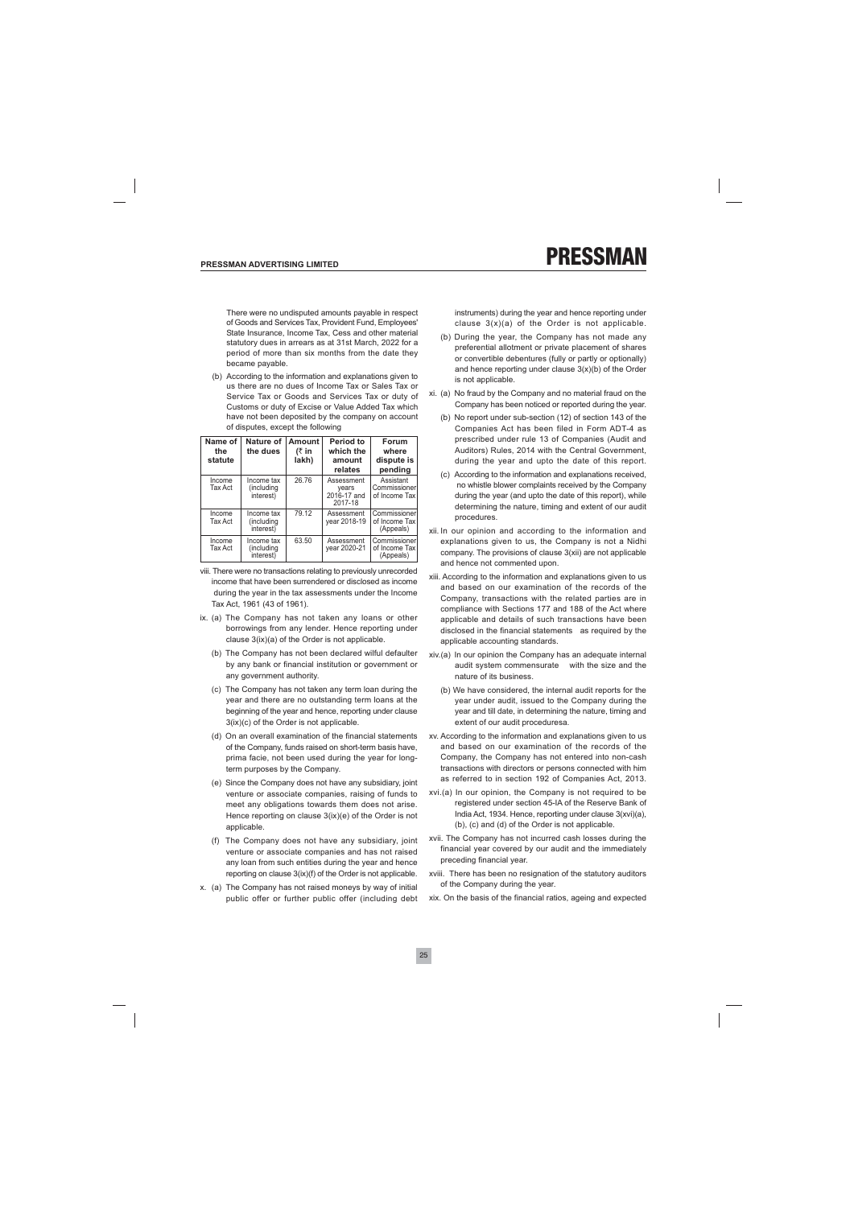There were no undisputed amounts payable in respect of Goods and Services Tax, Provident Fund, Employees' State Insurance, Income Tax, Cess and other material statutory dues in arrears as at 31st March, 2022 for a period of more than six months from the date they became payable.

(b) According to the information and explanations given to us there are no dues of Income Tax or Sales Tax or Service Tax or Goods and Services Tax or duty of Customs or duty of Excise or Value Added Tax which have not been deposited by the company on account of disputes, except the following

| Name of the statute | Nature of the dues | Amount (₹ in lakh) | Period to which the amount relates | Forum where dispute is pending |
|---|---|---|---|---|
| Income Tax Act | Income tax (including interest) | 26.76 | Assessment years 2016-17 and 2017-18 | Assistant Commissioner of Income Tax |
| Income Tax Act | Income tax (including interest) | 79.12 | Assessment year 2018-19 | Commissioner of Income Tax (Appeals) |
| Income Tax Act | Income tax (including interest) | 63.50 | Assessment year 2020-21 | Commissioner of Income Tax (Appeals) |

viii. There were no transactions relating to previously unrecorded income that have been surrendered or disclosed as income during the year in the tax assessments under the Income Tax Act, 1961 (43 of 1961).

ix. (a) The Company has not taken any loans or other borrowings from any lender. Hence reporting under clause 3(ix)(a) of the Order is not applicable.

(b) The Company has not been declared wilful defaulter by any bank or financial institution or government or any government authority.

(c) The Company has not taken any term loan during the year and there are no outstanding term loans at the beginning of the year and hence, reporting under clause 3(ix)(c) of the Order is not applicable.

(d) On an overall examination of the financial statements of the Company, funds raised on short-term basis have, prima facie, not been used during the year for long-term purposes by the Company.

(e) Since the Company does not have any subsidiary, joint venture or associate companies, raising of funds to meet any obligations towards them does not arise. Hence reporting on clause 3(ix)(e) of the Order is not applicable.

(f) The Company does not have any subsidiary, joint venture or associate companies and has not raised any loan from such entities during the year and hence reporting on clause 3(ix)(f) of the Order is not applicable.

x. (a) The Company has not raised moneys by way of initial public offer or further public offer (including debt instruments) during the year and hence reporting under clause 3(x)(a) of the Order is not applicable.

(b) During the year, the Company has not made any preferential allotment or private placement of shares or convertible debentures (fully or partly or optionally) and hence reporting under clause 3(x)(b) of the Order is not applicable.

xi. (a) No fraud by the Company and no material fraud on the Company has been noticed or reported during the year.

(b) No report under sub-section (12) of section 143 of the Companies Act has been filed in Form ADT-4 as prescribed under rule 13 of Companies (Audit and Auditors) Rules, 2014 with the Central Government, during the year and upto the date of this report.

(c) According to the information and explanations received, no whistle blower complaints received by the Company during the year (and upto the date of this report), while determining the nature, timing and extent of our audit procedures.

xii. In our opinion and according to the information and explanations given to us, the Company is not a Nidhi company. The provisions of clause 3(xii) are not applicable and hence not commented upon.

xiii. According to the information and explanations given to us and based on our examination of the records of the Company, transactions with the related parties are in compliance with Sections 177 and 188 of the Act where applicable and details of such transactions have been disclosed in the financial statements as required by the applicable accounting standards.

xiv. (a) In our opinion the Company has an adequate internal audit system commensurate with the size and the nature of its business.

(b) We have considered, the internal audit reports for the year under audit, issued to the Company during the year and till date, in determining the nature, timing and extent of our audit proceduresa.

xv. According to the information and explanations given to us and based on our examination of the records of the Company, the Company has not entered into non-cash transactions with directors or persons connected with him as referred to in section 192 of Companies Act, 2013.

xvi. (a) In our opinion, the Company is not required to be registered under section 45-IA of the Reserve Bank of India Act, 1934. Hence, reporting under clause 3(xvi)(a), (b), (c) and (d) of the Order is not applicable.

xvii. The Company has not incurred cash losses during the financial year covered by our audit and the immediately preceding financial year.

xviii. There has been no resignation of the statutory auditors of the Company during the year.

xix. On the basis of the financial ratios, ageing and expected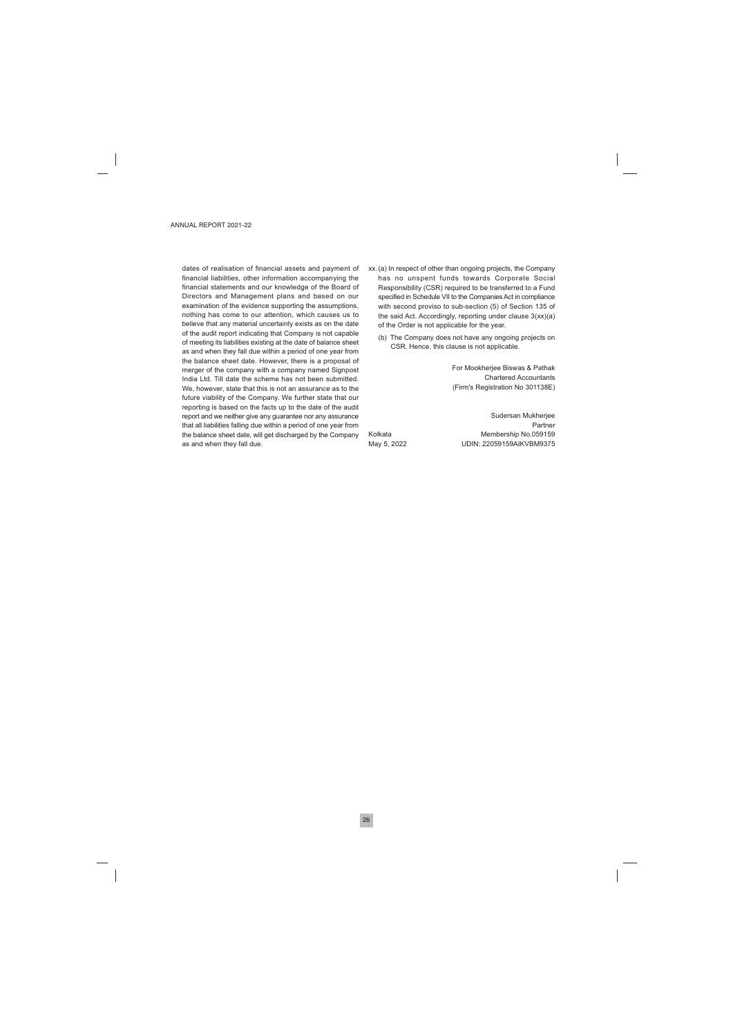dates of realisation of financial assets and payment of financial liabilities, other information accompanying the financial statements and our knowledge of the Board of Directors and Management plans and based on our examination of the evidence supporting the assumptions, nothing has come to our attention, which causes us to believe that any material uncertainty exists as on the date of the audit report indicating that Company is not capable of meeting its liabilities existing at the date of balance sheet as and when they fall due within a period of one year from the balance sheet date. However, there is a proposal of merger of the company with a company named Signpost India Ltd. Till date the scheme has not been submitted. We, however, state that this is not an assurance as to the future viability of the Company. We further state that our reporting is based on the facts up to the date of the audit report and we neither give any guarantee nor any assurance that all liabilities falling due within a period of one year from the balance sheet date, will get discharged by the Company as and when they fall due.

xx. (a) In respect of other than ongoing projects, the Company has no unspent funds towards Corporate Social Responsibility (CSR) required to be transferred to a Fund specified in Schedule VII to the Companies Act in compliance with second proviso to sub-section (5) of Section 135 of the said Act. Accordingly, reporting under clause 3(xx)(a) of the Order is not applicable for the year.

(b) The Company does not have any ongoing projects on CSR. Hence, this clause is not applicable.

For Mookherjee Biswas & Pathak
Chartered Accountants
(Firm's Registration No 301138E)

Sudersan Mukherjee
Partner
Membership No.059159
UDIN: 22059159AIKVBM9375

Kolkata
May 5, 2022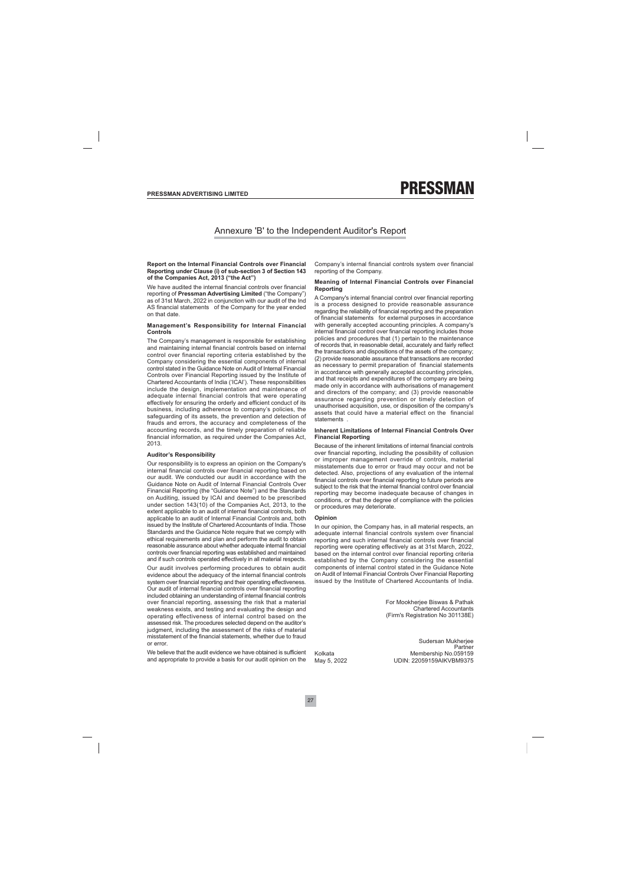# Annexure 'B' to the Independent Auditor's Report

**Report on the Internal Financial Controls over Financial Reporting under Clause (i) of sub-section 3 of Section 143 of the Companies Act, 2013 ("the Act")**

We have audited the internal financial controls over financial reporting of **Pressman Advertising Limited** ("the Company") as of 31st March, 2022 in conjunction with our audit of the Ind AS financial statements of the Company for the year ended on that date.

### Management's Responsibility for Internal Financial Controls

The Company's management is responsible for establishing and maintaining internal financial controls based on internal control over financial reporting criteria established by the Company considering the essential components of internal control stated in the Guidance Note on Audit of Internal Financial Controls over Financial Reporting issued by the Institute of Chartered Accountants of India ('ICAI'). These responsibilities include the design, implementation and maintenance of adequate internal financial controls that were operating effectively for ensuring the orderly and efficient conduct of its business, including adherence to company's policies, the safeguarding of its assets, the prevention and detection of frauds and errors, the accuracy and completeness of the accounting records, and the timely preparation of reliable financial information, as required under the Companies Act, 2013.

### Auditor's Responsibility

Our responsibility is to express an opinion on the Company's internal financial controls over financial reporting based on our audit. We conducted our audit in accordance with the Guidance Note on Audit of Internal Financial Controls Over Financial Reporting (the "Guidance Note") and the Standards on Auditing, issued by ICAI and deemed to be prescribed under section 143(10) of the Companies Act, 2013, to the extent applicable to an audit of internal financial controls, both applicable to an audit of Internal Financial Controls and, both issued by the Institute of Chartered Accountants of India. Those Standards and the Guidance Note require that we comply with ethical requirements and plan and perform the audit to obtain reasonable assurance about whether adequate internal financial controls over financial reporting was established and maintained and if such controls operated effectively in all material respects.

Our audit involves performing procedures to obtain audit evidence about the adequacy of the internal financial controls system over financial reporting and their operating effectiveness. Our audit of internal financial controls over financial reporting included obtaining an understanding of internal financial controls over financial reporting, assessing the risk that a material weakness exists, and testing and evaluating the design and operating effectiveness of internal control based on the assessed risk. The procedures selected depend on the auditor's judgment, including the assessment of the risks of material misstatement of the financial statements, whether due to fraud or error.

We believe that the audit evidence we have obtained is sufficient and appropriate to provide a basis for our audit opinion on the Company's internal financial controls system over financial reporting of the Company.

### Meaning of Internal Financial Controls over Financial Reporting

A Company's internal financial control over financial reporting is a process designed to provide reasonable assurance regarding the reliability of financial reporting and the preparation of financial statements for external purposes in accordance with generally accepted accounting principles. A company's internal financial control over financial reporting includes those policies and procedures that (1) pertain to the maintenance of records that, in reasonable detail, accurately and fairly reflect the transactions and dispositions of the assets of the company; (2) provide reasonable assurance that transactions are recorded as necessary to permit preparation of financial statements in accordance with generally accepted accounting principles, and that receipts and expenditures of the company are being made only in accordance with authorisations of management and directors of the company; and (3) provide reasonable assurance regarding prevention or timely detection of unauthorised acquisition, use, or disposition of the company's assets that could have a material effect on the financial statements .

### Inherent Limitations of Internal Financial Controls Over Financial Reporting

Because of the inherent limitations of internal financial controls over financial reporting, including the possibility of collusion or improper management override of controls, material misstatements due to error or fraud may occur and not be detected. Also, projections of any evaluation of the internal financial controls over financial reporting to future periods are subject to the risk that the internal financial control over financial reporting may become inadequate because of changes in conditions, or that the degree of compliance with the policies or procedures may deteriorate.

### Opinion

In our opinion, the Company has, in all material respects, an adequate internal financial controls system over financial reporting and such internal financial controls over financial reporting were operating effectively as at 31st March, 2022, based on the internal control over financial reporting criteria established by the Company considering the essential components of internal control stated in the Guidance Note on Audit of Internal Financial Controls Over Financial Reporting issued by the Institute of Chartered Accountants of India.

For Mookherjee Biswas & Pathak
Chartered Accountants
(Firm's Registration No 301138E)

Sudersan Mukherjee
Partner
Membership No.059159
UDIN: 22059159AIKVBM9375

Kolkata
May 5, 2022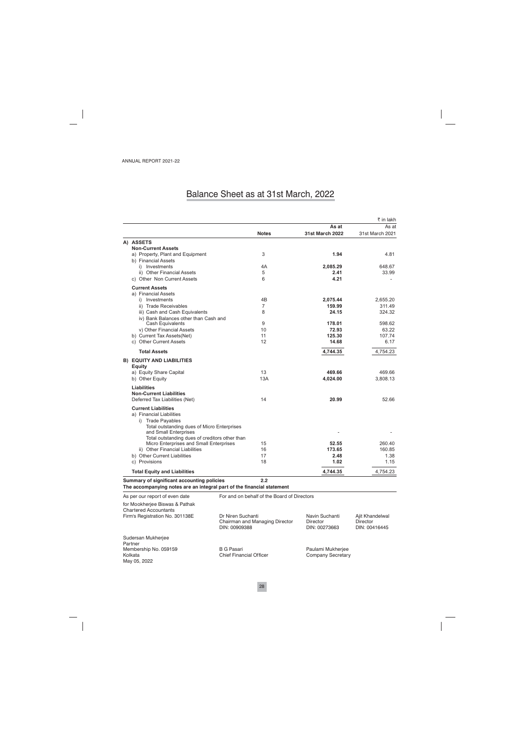# Balance Sheet as at 31st March, 2022

₹ in lakh

| | Notes | As at 31st March 2022 | As at 31st March 2021 |
|---|---|---|---|
| **A) ASSETS** | | | |
| **Non-Current Assets** | | | |
| a) Property, Plant and Equipment | 3 | **1.94** | 4.81 |
| b) Financial Assets | | | |
| i) Investments | 4A | **2,085.29** | 648.67 |
| ii) Other Financial Assets | 5 | **2.41** | 33.99 |
| c) Other Non Current Assets | 6 | **4.21** | - |
| **Current Assets** | | | |
| a) Financial Assets | | | |
| i) Investments | 4B | **2,075.44** | 2,655.20 |
| ii) Trade Receivables | 7 | **159.99** | 311.49 |
| iii) Cash and Cash Equivalents | 8 | **24.15** | 324.32 |
| iv) Bank Balances other than Cash and Cash Equivalents | 9 | **178.01** | 598.62 |
| v) Other Financial Assets | 10 | **72.93** | 63.22 |
| b) Current Tax Assets(Net) | 11 | **125.30** | 107.74 |
| c) Other Current Assets | 12 | **14.68** | 6.17 |
| **Total Assets** | | **4,744.35** | 4,754.23 |
| **B) EQUITY AND LIABILITIES** | | | |
| **Equity** | | | |
| a) Equity Share Capital | 13 | **469.66** | 469.66 |
| b) Other Equity | 13A | **4,024.00** | 3,808.13 |
| **Liabilities** | | | |
| **Non-Current Liabilities** | | | |
| Deferred Tax Liabilities (Net) | 14 | **20.99** | 52.66 |
| **Current Liabilities** | | | |
| a) Financial Liabilities | | | |
| i) Trade Payables | | | |
| Total outstanding dues of Micro Enterprises and Small Enterprises | | - | - |
| Total outstanding dues of creditors other than Micro Enterprises and Small Enterprises | 15 | **52.55** | 260.40 |
| ii) Other Financial Liabilities | 16 | **173.65** | 160.85 |
| b) Other Current Liabilities | 17 | **2.48** | 1.38 |
| c) Provisions | 18 | **1.02** | 1.15 |
| **Total Equity and Liabilities** | | **4,744.35** | 4,754.23 |

**Summary of significant accounting policies** **2.2**

**The accompanying notes are an integral part of the financial statement**

As per our report of even date

for Mookherjee Biswas & Pathak
Chartered Accountants
Firm's Registration No. 301138E

Sudersan Mukherjee
Partner
Membership No. 059159
Kolkata
May 05, 2022

For and on behalf of the Board of Directors

Dr Niren Suchanti
Chairman and Managing Director
DIN: 00909388

Navin Suchanti
Director
DIN: 00273663

Ajit Khandelwal
Director
DIN: 00416445

B G Pasari
Chief Financial Officer

Paulami Mukherjee
Company Secretary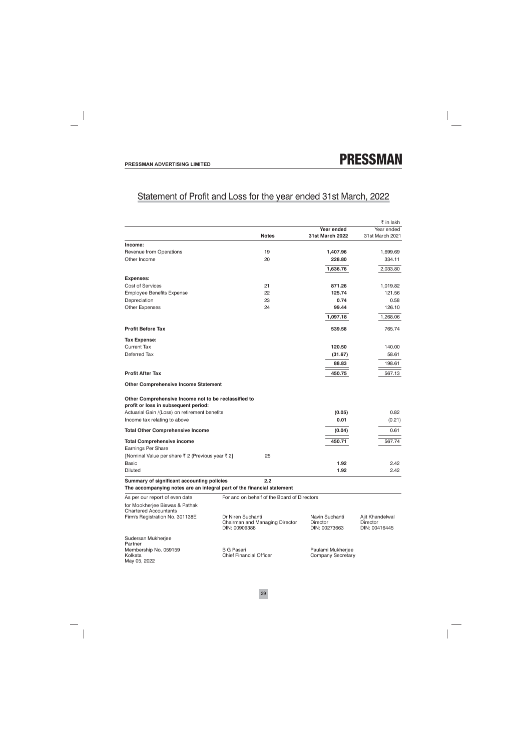# Statement of Profit and Loss for the year ended 31st March, 2022

₹ in lakh

| | Notes | Year ended 31st March 2022 | Year ended 31st March 2021 |
|---|---|---|---|
| **Income:** | | | |
| Revenue from Operations | 19 | **1,407.96** | 1,699.69 |
| Other Income | 20 | **228.80** | 334.11 |
| | | **1,636.76** | 2,033.80 |
| **Expenses:** | | | |
| Cost of Services | 21 | **871.26** | 1,019.82 |
| Employee Benefits Expense | 22 | **125.74** | 121.56 |
| Depreciation | 23 | **0.74** | 0.58 |
| Other Expenses | 24 | **99.44** | 126.10 |
| | | **1,097.18** | 1,268.06 |
| **Profit Before Tax** | | **539.58** | 765.74 |
| **Tax Expense:** | | | |
| Current Tax | | **120.50** | 140.00 |
| Deferred Tax | | **(31.67)** | 58.61 |
| | | **88.83** | 198.61 |
| **Profit After Tax** | | **450.75** | 567.13 |
| **Other Comprehensive Income Statement** | | | |
| **Other Comprehensive Income not to be reclassified to profit or loss in subsequent period:** | | | |
| Actuarial Gain /(Loss) on retirement benefits | | **(0.05)** | 0.82 |
| Income tax relating to above | | **0.01** | (0.21) |
| **Total Other Comprehensive Income** | | **(0.04)** | 0.61 |
| **Total Comprehensive income** | | **450.71** | 567.74 |
| Earnings Per Share | | | |
| [Nominal Value per share ₹ 2 (Previous year ₹ 2] | 25 | | |
| Basic | | **1.92** | 2.42 |
| Diluted | | **1.92** | 2.42 |

**Summary of significant accounting policies** 2.2

**The accompanying notes are an integral part of the financial statement**

As per our report of even date
for Mookherjee Biswas & Pathak
Chartered Accountants
Firm's Registration No. 301138E

Sudersan Mukherjee
Partner
Membership No. 059159
Kolkata
May 05, 2022

For and on behalf of the Board of Directors

Dr Niren Suchanti
Chairman and Managing Director
DIN: 00909388

Navin Suchanti
Director
DIN: 00273663

Ajit Khandelwal
Director
DIN: 00416445

B G Pasari
Chief Financial Officer

Paulami Mukherjee
Company Secretary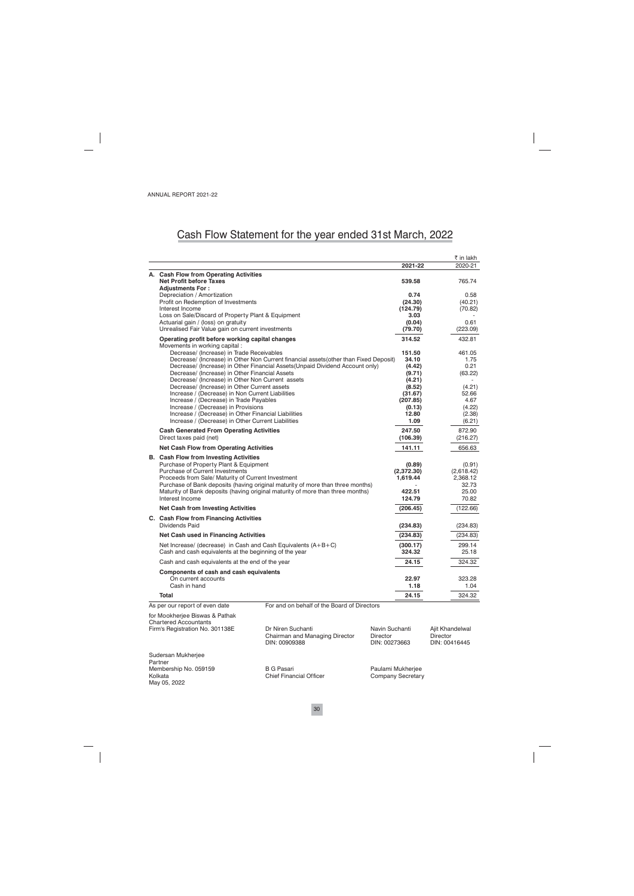# Cash Flow Statement for the year ended 31st March, 2022

₹ in lakh

| | 2021-22 | 2020-21 |
|---|---|---|
| **A. Cash Flow from Operating Activities** | | |
| **Net Profit before Taxes** | **539.58** | 765.74 |
| **Adjustments For :** | | |
| Depreciation / Amortization | **0.74** | 0.58 |
| Profit on Redemption of Investments | **(24.30)** | (40.21) |
| Interest Income | **(124.79)** | (70.82) |
| Loss on Sale/Discard of Property Plant & Equipment | **3.03** | - |
| Actuarial gain / (loss) on gratuity | **(0.04)** | 0.61 |
| Unrealised Fair Value gain on current investments | **(79.70)** | (223.09) |
| **Operating profit before working capital changes** | **314.52** | 432.81 |
| Movements in working capital : | | |
| Decrease/ (Increase) in Trade Receivables | **151.50** | 461.05 |
| Decrease/ (Increase) in Other Non Current financial assets(other than Fixed Deposit) | **34.10** | 1.75 |
| Decrease/ (Increase) in Other Financial Assets(Unpaid Dividend Account only) | **(4.42)** | 0.21 |
| Decrease/ (Increase) in Other Financial Assets | **(9.71)** | (63.22) |
| Decrease/ (Increase) in Other Non Current assets | **(4.21)** | - |
| Decrease/ (Increase) in Other Current assets | **(8.52)** | (4.21) |
| Increase / (Decrease) in Non Current Liabilities | **(31.67)** | 52.66 |
| Increase / (Decrease) in Trade Payables | **(207.85)** | 4.67 |
| Increase / (Decrease) in Provisions | **(0.13)** | (4.22) |
| Increase / (Decrease) in Other Financial Liabilities | **12.80** | (2.38) |
| Increase / (Decrease) in Other Current Liabilities | **1.09** | (6.21) |
| **Cash Generated From Operating Activities** | **247.50** | 872.90 |
| Direct taxes paid (net) | **(106.39)** | (216.27) |
| **Net Cash Flow from Operating Activities** | **141.11** | 656.63 |
| **B. Cash Flow from Investing Activities** | | |
| Purchase of Property Plant & Equipment | **(0.89)** | (0.91) |
| Purchase of Current Investments | **(2,372.30)** | (2,618.42) |
| Proceeds from Sale/ Maturity of Current Investment | **1,619.44** | 2,368.12 |
| Purchase of Bank deposits (having original maturity of more than three months) | - | 32.73 |
| Maturity of Bank deposits (having original maturity of more than three months) | **422.51** | 25.00 |
| Interest Income | **124.79** | 70.82 |
| **Net Cash from Investing Activities** | **(206.45)** | (122.66) |
| **C. Cash Flow from Financing Activities** | | |
| Dividends Paid | **(234.83)** | (234.83) |
| **Net Cash used in Financing Activities** | **(234.83)** | (234.83) |
| Net Increase/ (decrease) in Cash and Cash Equivalents (A+B+C) | **(300.17)** | 299.14 |
| Cash and cash equivalents at the beginning of the year | **324.32** | 25.18 |
| Cash and cash equivalents at the end of the year | **24.15** | 324.32 |
| **Components of cash and cash equivalents** | | |
| On current accounts | **22.97** | 323.28 |
| Cash in hand | **1.18** | 1.04 |
| **Total** | **24.15** | 324.32 |

As per our report of even date

for Mookherjee Biswas & Pathak
Chartered Accountants
Firm's Registration No. 301138E

Sudersan Mukherjee
Partner
Membership No. 059159
Kolkata
May 05, 2022

For and on behalf of the Board of Directors

Dr Niren Suchanti
Chairman and Managing Director
DIN: 00909388

Navin Suchanti
Director
DIN: 00273663

Ajit Khandelwal
Director
DIN: 00416445

B G Pasari
Chief Financial Officer

Paulami Mukherjee
Company Secretary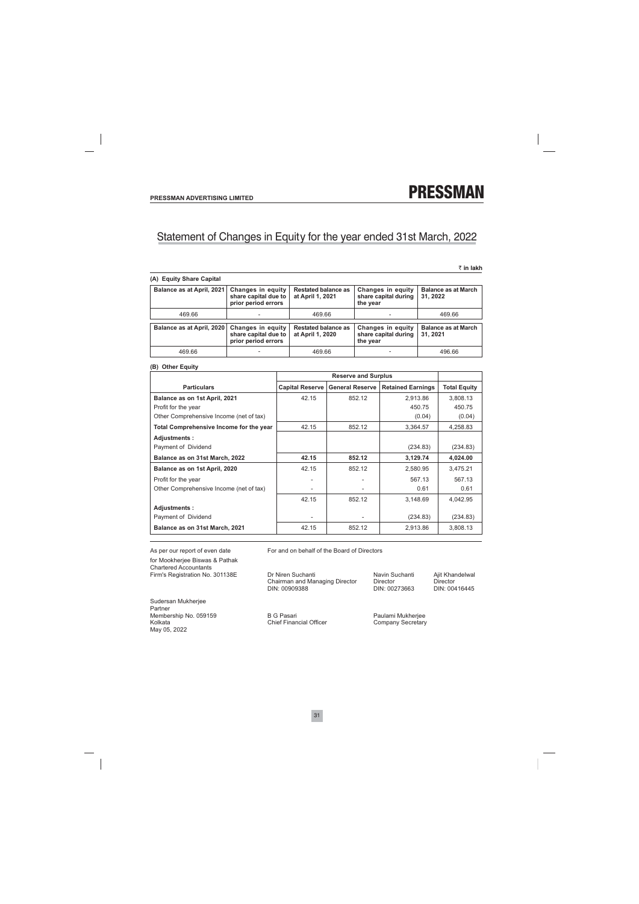# Statement of Changes in Equity for the year ended 31st March, 2022

₹ in lakh

**(A) Equity Share Capital**

| Balance as at April, 2021 | Changes in equity share capital due to prior period errors | Restated balance as at April 1, 2021 | Changes in equity share capital during the year | Balance as at March 31, 2022 |
|---|---|---|---|---|
| 469.66 | - | 469.66 | - | 469.66 |

| Balance as at April, 2020 | Changes in equity share capital due to prior period errors | Restated balance as at April 1, 2020 | Changes in equity share capital during the year | Balance as at March 31, 2021 |
|---|---|---|---|---|
| 469.66 | - | 469.66 | - | 496.66 |

**(B) Other Equity**

| | Reserve and Surplus | | | |
|---|---|---|---|---|
| **Particulars** | **Capital Reserve** | **General Reserve** | **Retained Earnings** | **Total Equity** |
| **Balance as on 1st April, 2021** | 42.15 | 852.12 | 2,913.86 | 3,808.13 |
| Profit for the year | | | 450.75 | 450.75 |
| Other Comprehensive Income (net of tax) | | | (0.04) | (0.04) |
| **Total Comprehensive Income for the year** | 42.15 | 852.12 | 3,364.57 | 4,258.83 |
| **Adjustments :** | | | | |
| Payment of Dividend | | | (234.83) | (234.83) |
| **Balance as on 31st March, 2022** | **42.15** | **852.12** | **3,129.74** | **4,024.00** |
| **Balance as on 1st April, 2020** | 42.15 | 852.12 | 2,580.95 | 3,475.21 |
| Profit for the year | - | - | 567.13 | 567.13 |
| Other Comprehensive Income (net of tax) | - | - | 0.61 | 0.61 |
| | 42.15 | 852.12 | 3,148.69 | 4,042.95 |
| **Adjustments :** | | | | |
| Payment of Dividend | - | - | (234.83) | (234.83) |
| **Balance as on 31st March, 2021** | 42.15 | 852.12 | 2,913.86 | 3,808.13 |

As per our report of even date

for Mookherjee Biswas & Pathak
Chartered Accountants
Firm's Registration No. 301138E

Sudersan Mukherjee
Partner
Membership No. 059159
Kolkata
May 05, 2022

For and on behalf of the Board of Directors

Dr Niren Suchanti
Chairman and Managing Director
DIN: 00909388

Navin Suchanti
Director
DIN: 00273663

Ajit Khandelwal
Director
DIN: 00416445

B G Pasari
Chief Financial Officer

Paulami Mukherjee
Company Secretary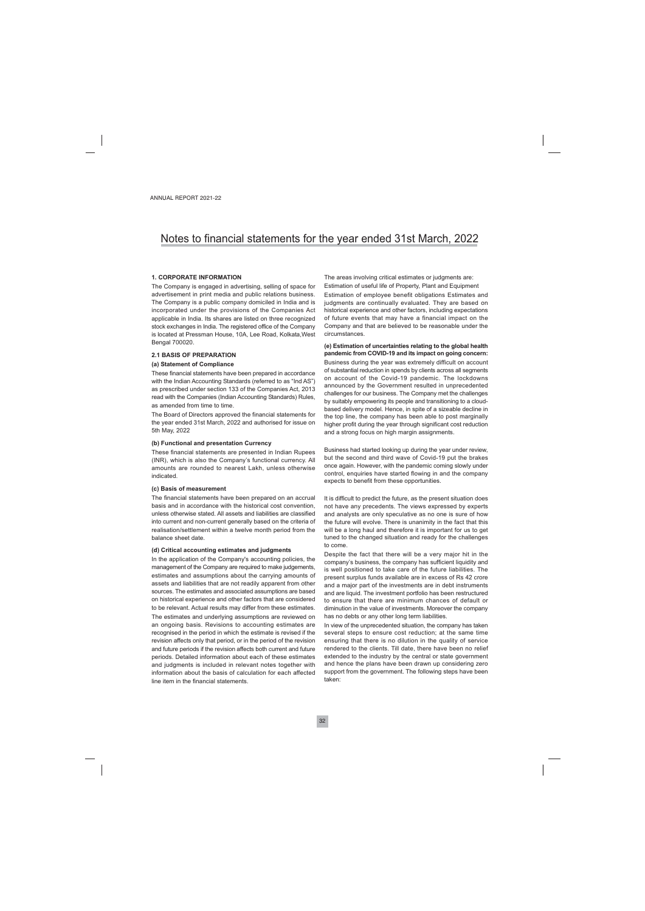# Notes to financial statements for the year ended 31st March, 2022

### 1. CORPORATE INFORMATION

The Company is engaged in advertising, selling of space for advertisement in print media and public relations business. The Company is a public company domiciled in India and is incorporated under the provisions of the Companies Act applicable in India. Its shares are listed on three recognized stock exchanges in India. The registered office of the Company is located at Pressman House, 10A, Lee Road, Kolkata,West Bengal 700020.

### 2.1 BASIS OF PREPARATION

#### (a) Statement of Compliance

These financial statements have been prepared in accordance with the Indian Accounting Standards (referred to as "Ind AS") as prescribed under section 133 of the Companies Act, 2013 read with the Companies (Indian Accounting Standards) Rules, as amended from time to time.

The Board of Directors approved the financial statements for the year ended 31st March, 2022 and authorised for issue on 5th May, 2022

#### (b) Functional and presentation Currency

These financial statements are presented in Indian Rupees (INR), which is also the Company's functional currency. All amounts are rounded to nearest Lakh, unless otherwise indicated.

#### (c) Basis of measurement

The financial statements have been prepared on an accrual basis and in accordance with the historical cost convention, unless otherwise stated. All assets and liabilities are classified into current and non-current generally based on the criteria of realisation/settlement within a twelve month period from the balance sheet date.

#### (d) Critical accounting estimates and judgments

In the application of the Company's accounting policies, the management of the Company are required to make judgements, estimates and assumptions about the carrying amounts of assets and liabilities that are not readily apparent from other sources. The estimates and associated assumptions are based on historical experience and other factors that are considered to be relevant. Actual results may differ from these estimates.

The estimates and underlying assumptions are reviewed on an ongoing basis. Revisions to accounting estimates are recognised in the period in which the estimate is revised if the revision affects only that period, or in the period of the revision and future periods if the revision affects both current and future periods. Detailed information about each of these estimates and judgments is included in relevant notes together with information about the basis of calculation for each affected line item in the financial statements.

The areas involving critical estimates or judgments are:

Estimation of useful life of Property, Plant and Equipment

Estimation of employee benefit obligations Estimates and judgments are continually evaluated. They are based on historical experience and other factors, including expectations of future events that may have a financial impact on the Company and that are believed to be reasonable under the circumstances.

#### (e) Estimation of uncertainties relating to the global health pandemic from COVID-19 and its impact on going concern:

Business during the year was extremely difficult on account of substantial reduction in spends by clients across all segments on account of the Covid-19 pandemic. The lockdowns announced by the Government resulted in unprecedented challenges for our business. The Company met the challenges by suitably empowering its people and transitioning to a cloud-based delivery model. Hence, in spite of a sizeable decline in the top line, the company has been able to post marginally higher profit during the year through significant cost reduction and a strong focus on high margin assignments.

Business had started looking up during the year under review, but the second and third wave of Covid-19 put the brakes once again. However, with the pandemic coming slowly under control, enquiries have started flowing in and the company expects to benefit from these opportunities.

It is difficult to predict the future, as the present situation does not have any precedents. The views expressed by experts and analysts are only speculative as no one is sure of how the future will evolve. There is unanimity in the fact that this will be a long haul and therefore it is important for us to get tuned to the changed situation and ready for the challenges to come.

Despite the fact that there will be a very major hit in the company's business, the company has sufficient liquidity and is well positioned to take care of the future liabilities. The present surplus funds available are in excess of Rs 42 crore and a major part of the investments are in debt instruments and are liquid. The investment portfolio has been restructured to ensure that there are minimum chances of default or diminution in the value of investments. Moreover the company has no debts or any other long term liabilities.

In view of the unprecedented situation, the company has taken several steps to ensure cost reduction; at the same time ensuring that there is no dilution in the quality of service rendered to the clients. Till date, there have been no relief extended to the industry by the central or state government and hence the plans have been drawn up considering zero support from the government. The following steps have been taken: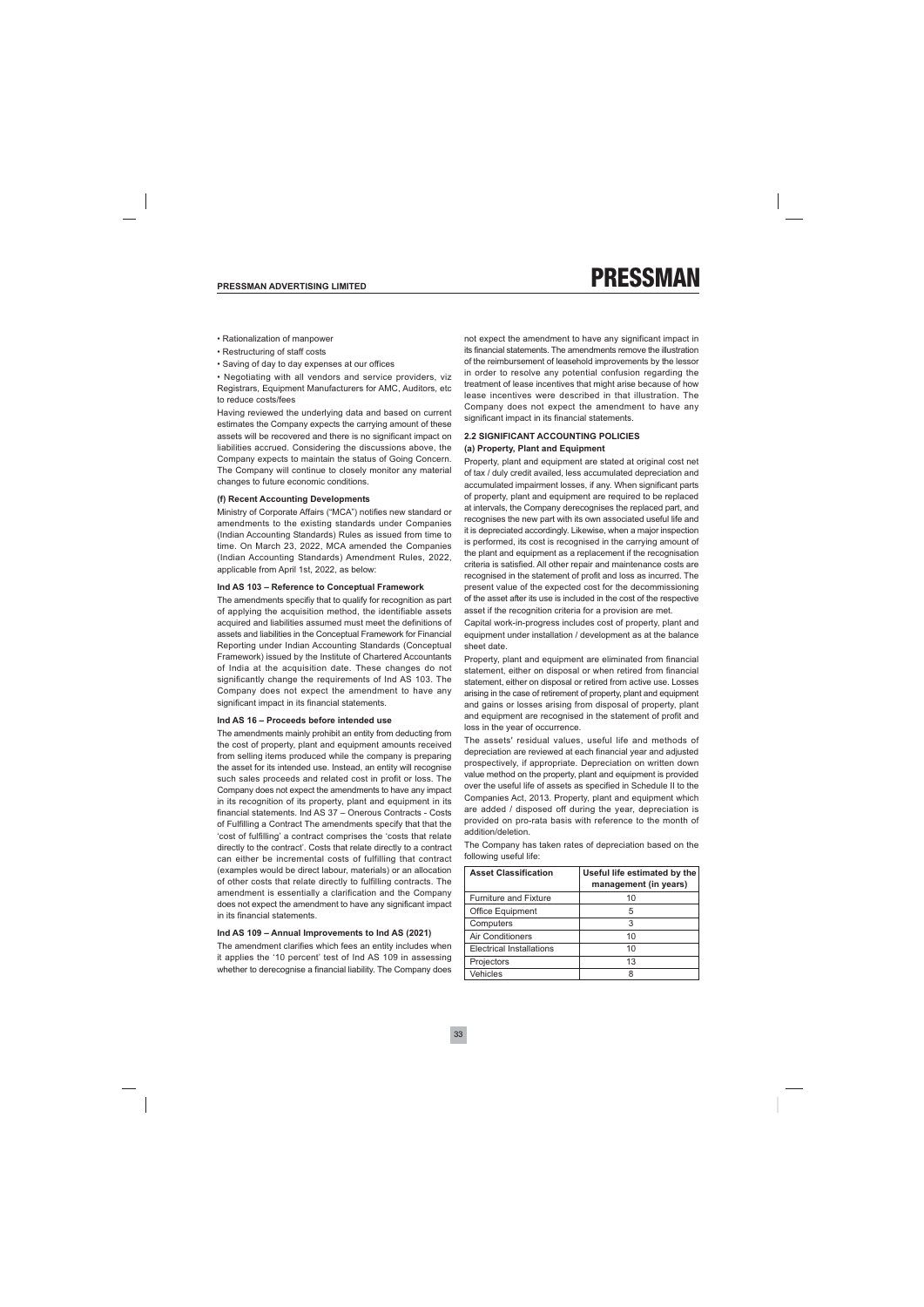- Rationalization of manpower
- Restructuring of staff costs
- Saving of day to day expenses at our offices
- Negotiating with all vendors and service providers, viz Registrars, Equipment Manufacturers for AMC, Auditors, etc to reduce costs/fees

Having reviewed the underlying data and based on current estimates the Company expects the carrying amount of these assets will be recovered and there is no significant impact on liabilities accrued. Considering the discussions above, the Company expects to maintain the status of Going Concern. The Company will continue to closely monitor any material changes to future economic conditions.

#### (f) Recent Accounting Developments

Ministry of Corporate Affairs ("MCA") notifies new standard or amendments to the existing standards under Companies (Indian Accounting Standards) Rules as issued from time to time. On March 23, 2022, MCA amended the Companies (Indian Accounting Standards) Amendment Rules, 2022, applicable from April 1st, 2022, as below:

#### Ind AS 103 – Reference to Conceptual Framework

The amendments specifiy that to qualify for recognition as part of applying the acquisition method, the identifiable assets acquired and liabilities assumed must meet the definitions of assets and liabilities in the Conceptual Framework for Financial Reporting under Indian Accounting Standards (Conceptual Framework) issued by the Institute of Chartered Accountants of India at the acquisition date. These changes do not significantly change the requirements of Ind AS 103. The Company does not expect the amendment to have any significant impact in its financial statements.

#### Ind AS 16 – Proceeds before intended use

The amendments mainly prohibit an entity from deducting from the cost of property, plant and equipment amounts received from selling items produced while the company is preparing the asset for its intended use. Instead, an entity will recognise such sales proceeds and related cost in profit or loss. The Company does not expect the amendments to have any impact in its recognition of its property, plant and equipment in its financial statements. Ind AS 37 – Onerous Contracts - Costs of Fulfilling a Contract The amendments specify that that the 'cost of fulfilling' a contract comprises the 'costs that relate directly to the contract'. Costs that relate directly to a contract can either be incremental costs of fulfilling that contract (examples would be direct labour, materials) or an allocation of other costs that relate directly to fulfilling contracts. The amendment is essentially a clarification and the Company does not expect the amendment to have any significant impact in its financial statements.

#### Ind AS 109 – Annual Improvements to Ind AS (2021)

The amendment clarifies which fees an entity includes when it applies the '10 percent' test of Ind AS 109 in assessing whether to derecognise a financial liability. The Company does not expect the amendment to have any significant impact in its financial statements. The amendments remove the illustration of the reimbursement of leasehold improvements by the lessor in order to resolve any potential confusion regarding the treatment of lease incentives that might arise because of how lease incentives were described in that illustration. The Company does not expect the amendment to have any significant impact in its financial statements.

### 2.2 SIGNIFICANT ACCOUNTING POLICIES

#### (a) Property, Plant and Equipment

Property, plant and equipment are stated at original cost net of tax / duty credit availed, less accumulated depreciation and accumulated impairment losses, if any. When significant parts of property, plant and equipment are required to be replaced at intervals, the Company derecognises the replaced part, and recognises the new part with its own associated useful life and it is depreciated accordingly. Likewise, when a major inspection is performed, its cost is recognised in the carrying amount of the plant and equipment as a replacement if the recognisation criteria is satisfied. All other repair and maintenance costs are recognised in the statement of profit and loss as incurred. The present value of the expected cost for the decommissioning of the asset after its use is included in the cost of the respective asset if the recognition criteria for a provision are met.

Capital work-in-progress includes cost of property, plant and equipment under installation / development as at the balance sheet date.

Property, plant and equipment are eliminated from financial statement, either on disposal or when retired from financial statement, either on disposal or retired from active use. Losses arising in the case of retirement of property, plant and equipment and gains or losses arising from disposal of property, plant and equipment are recognised in the statement of profit and loss in the year of occurrence.

The assets' residual values, useful life and methods of depreciation are reviewed at each financial year and adjusted prospectively, if appropriate. Depreciation on written down value method on the property, plant and equipment is provided over the useful life of assets as specified in Schedule II to the Companies Act, 2013. Property, plant and equipment which are added / disposed off during the year, depreciation is provided on pro-rata basis with reference to the month of addition/deletion.

The Company has taken rates of depreciation based on the following useful life:

| Asset Classification | Useful life estimated by the management (in years) |
|---|---|
| Furniture and Fixture | 10 |
| Office Equipment | 5 |
| Computers | 3 |
| Air Conditioners | 10 |
| Electrical Installations | 10 |
| Projectors | 13 |
| Vehicles | 8 |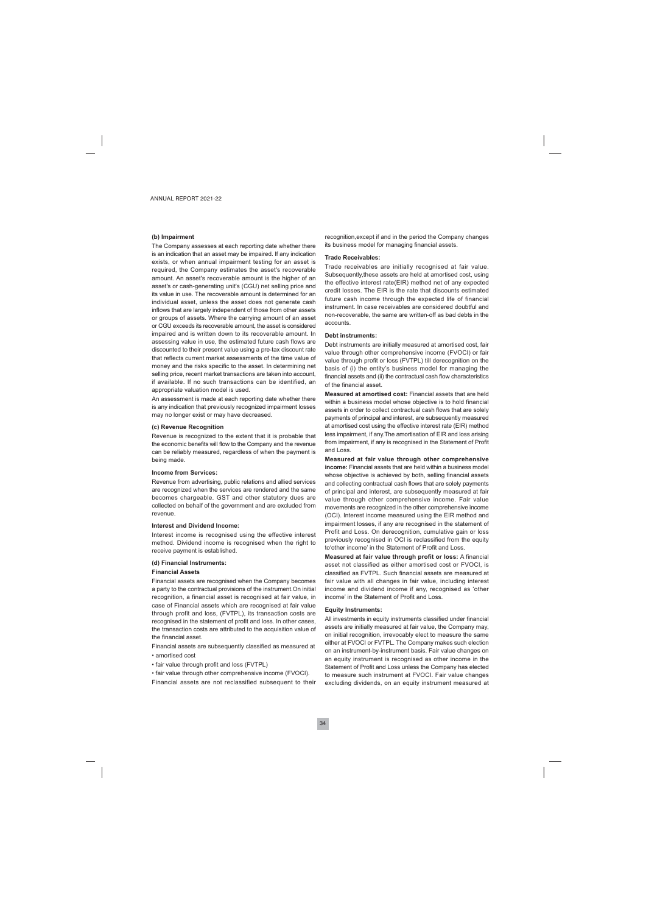### (b) Impairment

The Company assesses at each reporting date whether there is an indication that an asset may be impaired. If any indication exists, or when annual impairment testing for an asset is required, the Company estimates the asset's recoverable amount. An asset's recoverable amount is the higher of an asset's or cash-generating unit's (CGU) net selling price and its value in use. The recoverable amount is determined for an individual asset, unless the asset does not generate cash inflows that are largely independent of those from other assets or groups of assets. Where the carrying amount of an asset or CGU exceeds its recoverable amount, the asset is considered impaired and is written down to its recoverable amount. In assessing value in use, the estimated future cash flows are discounted to their present value using a pre-tax discount rate that reflects current market assessments of the time value of money and the risks specific to the asset. In determining net selling price, recent market transactions are taken into account, if available. If no such transactions can be identified, an appropriate valuation model is used.

An assessment is made at each reporting date whether there is any indication that previously recognized impairment losses may no longer exist or may have decreased.

### (c) Revenue Recognition

Revenue is recognized to the extent that it is probable that the economic benefits will flow to the Company and the revenue can be reliably measured, regardless of when the payment is being made.

#### Income from Services:

Revenue from advertising, public relations and allied services are recognized when the services are rendered and the same becomes chargeable. GST and other statutory dues are collected on behalf of the government and are excluded from revenue.

#### Interest and Dividend Income:

Interest income is recognised using the effective interest method. Dividend income is recognised when the right to receive payment is established.

### (d) Financial Instruments:

#### Financial Assets

Financial assets are recognised when the Company becomes a party to the contractual provisions of the instrument.On initial recognition, a financial asset is recognised at fair value, in case of Financial assets which are recognised at fair value through profit and loss, (FVTPL), its transaction costs are recognised in the statement of profit and loss. In other cases, the transaction costs are attributed to the acquisition value of the financial asset.

Financial assets are subsequently classified as measured at

- amortised cost
- fair value through profit and loss (FVTPL)
- fair value through other comprehensive income (FVOCI).

Financial assets are not reclassified subsequent to their recognition,except if and in the period the Company changes its business model for managing financial assets.

#### Trade Receivables:

Trade receivables are initially recognised at fair value. Subsequently,these assets are held at amortised cost, using the effective interest rate(EIR) method net of any expected credit losses. The EIR is the rate that discounts estimated future cash income through the expected life of financial instrument. In case receivables are considered doubtful and non-recoverable, the same are written-off as bad debts in the accounts.

#### Debt instruments:

Debt instruments are initially measured at amortised cost, fair value through other comprehensive income (FVOCI) or fair value through profit or loss (FVTPL) till derecognition on the basis of (i) the entity's business model for managing the financial assets and (ii) the contractual cash flow characteristics of the financial asset.

**Measured at amortised cost:** Financial assets that are held within a business model whose objective is to hold financial assets in order to collect contractual cash flows that are solely payments of principal and interest, are subsequently measured at amortised cost using the effective interest rate (EIR) method less impairment, if any.The amortisation of EIR and loss arising from impairment, if any is recognised in the Statement of Profit and Loss.

**Measured at fair value through other comprehensive income:** Financial assets that are held within a business model whose objective is achieved by both, selling financial assets and collecting contractual cash flows that are solely payments of principal and interest, are subsequently measured at fair value through other comprehensive income. Fair value movements are recognized in the other comprehensive income (OCI). Interest income measured using the EIR method and impairment losses, if any are recognised in the statement of Profit and Loss. On derecognition, cumulative gain or loss previously recognised in OCI is reclassified from the equity to'other income' in the Statement of Profit and Loss.

**Measured at fair value through profit or loss:** A financial asset not classified as either amortised cost or FVOCI, is classified as FVTPL. Such financial assets are measured at fair value with all changes in fair value, including interest income and dividend income if any, recognised as 'other income' in the Statement of Profit and Loss.

#### Equity Instruments:

All investments in equity instruments classified under financial assets are initially measured at fair value, the Company may, on initial recognition, irrevocably elect to measure the same either at FVOCI or FVTPL. The Company makes such election on an instrument-by-instrument basis. Fair value changes on an equity instrument is recognised as other income in the Statement of Profit and Loss unless the Company has elected to measure such instrument at FVOCI. Fair value changes excluding dividends, on an equity instrument measured at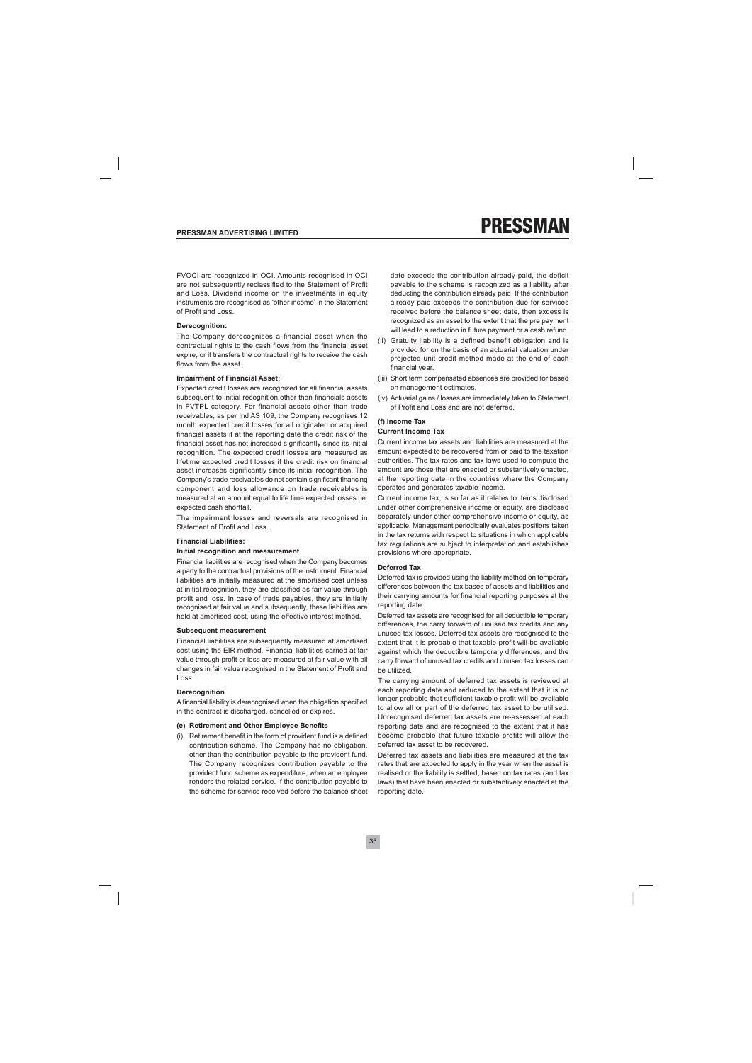FVOCI are recognized in OCI. Amounts recognised in OCI are not subsequently reclassified to the Statement of Profit and Loss. Dividend income on the investments in equity instruments are recognised as 'other income' in the Statement of Profit and Loss.

**Derecognition:**

The Company derecognises a financial asset when the contractual rights to the cash flows from the financial asset expire, or it transfers the contractual rights to receive the cash flows from the asset.

**Impairment of Financial Asset:**

Expected credit losses are recognized for all financial assets subsequent to initial recognition other than financials assets in FVTPL category. For financial assets other than trade receivables, as per Ind AS 109, the Company recognises 12 month expected credit losses for all originated or acquired financial assets if at the reporting date the credit risk of the financial asset has not increased significantly since its initial recognition. The expected credit losses are measured as lifetime expected credit losses if the credit risk on financial asset increases significantly since its initial recognition. The Company's trade receivables do not contain significant financing component and loss allowance on trade receivables is measured at an amount equal to life time expected losses i.e. expected cash shortfall.

The impairment losses and reversals are recognised in Statement of Profit and Loss.

**Financial Liabilities:**

**Initial recognition and measurement**

Financial liabilities are recognised when the Company becomes a party to the contractual provisions of the instrument. Financial liabilities are initially measured at the amortised cost unless at initial recognition, they are classified as fair value through profit and loss. In case of trade payables, they are initially recognised at fair value and subsequently, these liabilities are held at amortised cost, using the effective interest method.

**Subsequent measurement**

Financial liabilities are subsequently measured at amortised cost using the EIR method. Financial liabilities carried at fair value through profit or loss are measured at fair value with all changes in fair value recognised in the Statement of Profit and Loss.

**Derecognition**

A financial liability is derecognised when the obligation specified in the contract is discharged, cancelled or expires.

**(e) Retirement and Other Employee Benefits**

(i) Retirement benefit in the form of provident fund is a defined contribution scheme. The Company has no obligation, other than the contribution payable to the provident fund. The Company recognizes contribution payable to the provident fund scheme as expenditure, when an employee renders the related service. If the contribution payable to the scheme for service received before the balance sheet date exceeds the contribution already paid, the deficit payable to the scheme is recognized as a liability after deducting the contribution already paid. If the contribution already paid exceeds the contribution due for services received before the balance sheet date, then excess is recognized as an asset to the extent that the pre payment will lead to a reduction in future payment or a cash refund.

(ii) Gratuity liability is a defined benefit obligation and is provided for on the basis of an actuarial valuation under projected unit credit method made at the end of each financial year.

(iii) Short term compensated absences are provided for based on management estimates.

(iv) Actuarial gains / losses are immediately taken to Statement of Profit and Loss and are not deferred.

**(f) Income Tax**

**Current Income Tax**

Current income tax assets and liabilities are measured at the amount expected to be recovered from or paid to the taxation authorities. The tax rates and tax laws used to compute the amount are those that are enacted or substantively enacted, at the reporting date in the countries where the Company operates and generates taxable income.

Current income tax, is so far as it relates to items disclosed under other comprehensive income or equity, are disclosed separately under other comprehensive income or equity, as applicable. Management periodically evaluates positions taken in the tax returns with respect to situations in which applicable tax regulations are subject to interpretation and establishes provisions where appropriate.

**Deferred Tax**

Deferred tax is provided using the liability method on temporary differences between the tax bases of assets and liabilities and their carrying amounts for financial reporting purposes at the reporting date.

Deferred tax assets are recognised for all deductible temporary differences, the carry forward of unused tax credits and any unused tax losses. Deferred tax assets are recognised to the extent that it is probable that taxable profit will be available against which the deductible temporary differences, and the carry forward of unused tax credits and unused tax losses can be utilized.

The carrying amount of deferred tax assets is reviewed at each reporting date and reduced to the extent that it is no longer probable that sufficient taxable profit will be available to allow all or part of the deferred tax asset to be utilised. Unrecognised deferred tax assets are re-assessed at each reporting date and are recognised to the extent that it has become probable that future taxable profits will allow the deferred tax asset to be recovered.

Deferred tax assets and liabilities are measured at the tax rates that are expected to apply in the year when the asset is realised or the liability is settled, based on tax rates (and tax laws) that have been enacted or substantively enacted at the reporting date.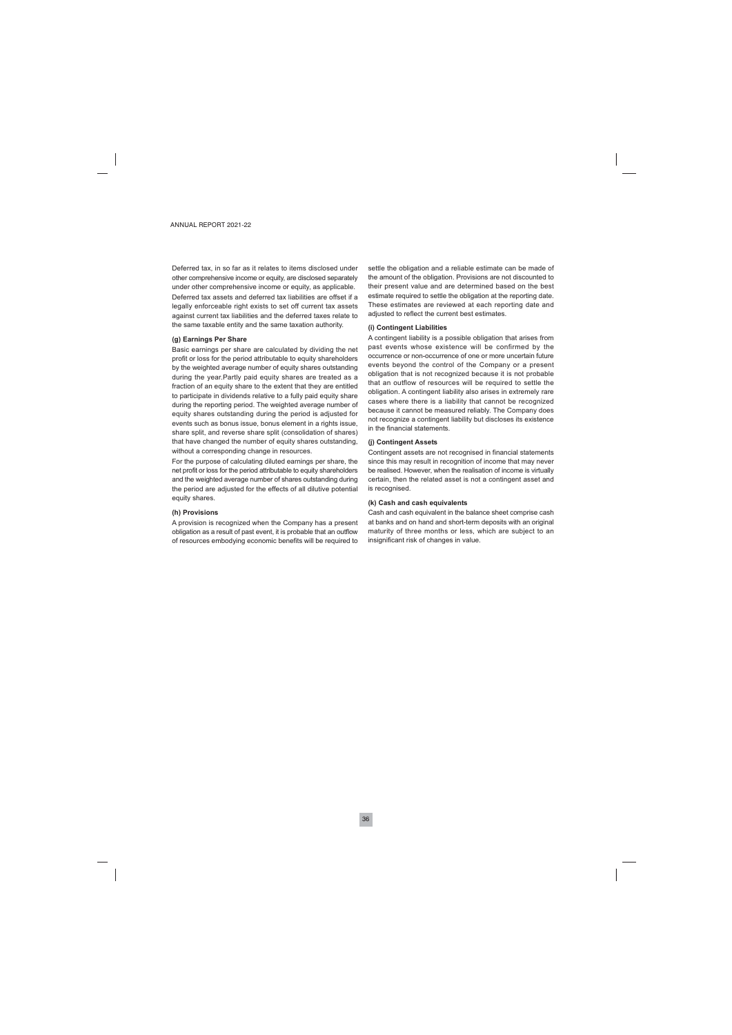Deferred tax, in so far as it relates to items disclosed under other comprehensive income or equity, are disclosed separately under other comprehensive income or equity, as applicable.

Deferred tax assets and deferred tax liabilities are offset if a legally enforceable right exists to set off current tax assets against current tax liabilities and the deferred taxes relate to the same taxable entity and the same taxation authority.

**(g) Earnings Per Share**

Basic earnings per share are calculated by dividing the net profit or loss for the period attributable to equity shareholders by the weighted average number of equity shares outstanding during the year.Partly paid equity shares are treated as a fraction of an equity share to the extent that they are entitled to participate in dividends relative to a fully paid equity share during the reporting period. The weighted average number of equity shares outstanding during the period is adjusted for events such as bonus issue, bonus element in a rights issue, share split, and reverse share split (consolidation of shares) that have changed the number of equity shares outstanding, without a corresponding change in resources.

For the purpose of calculating diluted earnings per share, the net profit or loss for the period attributable to equity shareholders and the weighted average number of shares outstanding during the period are adjusted for the effects of all dilutive potential equity shares.

**(h) Provisions**

A provision is recognized when the Company has a present obligation as a result of past event, it is probable that an outflow of resources embodying economic benefits will be required to settle the obligation and a reliable estimate can be made of the amount of the obligation. Provisions are not discounted to their present value and are determined based on the best estimate required to settle the obligation at the reporting date. These estimates are reviewed at each reporting date and adjusted to reflect the current best estimates.

**(i) Contingent Liabilities**

A contingent liability is a possible obligation that arises from past events whose existence will be confirmed by the occurrence or non-occurrence of one or more uncertain future events beyond the control of the Company or a present obligation that is not recognized because it is not probable that an outflow of resources will be required to settle the obligation. A contingent liability also arises in extremely rare cases where there is a liability that cannot be recognized because it cannot be measured reliably. The Company does not recognize a contingent liability but discloses its existence in the financial statements.

**(j) Contingent Assets**

Contingent assets are not recognised in financial statements since this may result in recognition of income that may never be realised. However, when the realisation of income is virtually certain, then the related asset is not a contingent asset and is recognised.

**(k) Cash and cash equivalents**

Cash and cash equivalent in the balance sheet comprise cash at banks and on hand and short-term deposits with an original maturity of three months or less, which are subject to an insignificant risk of changes in value.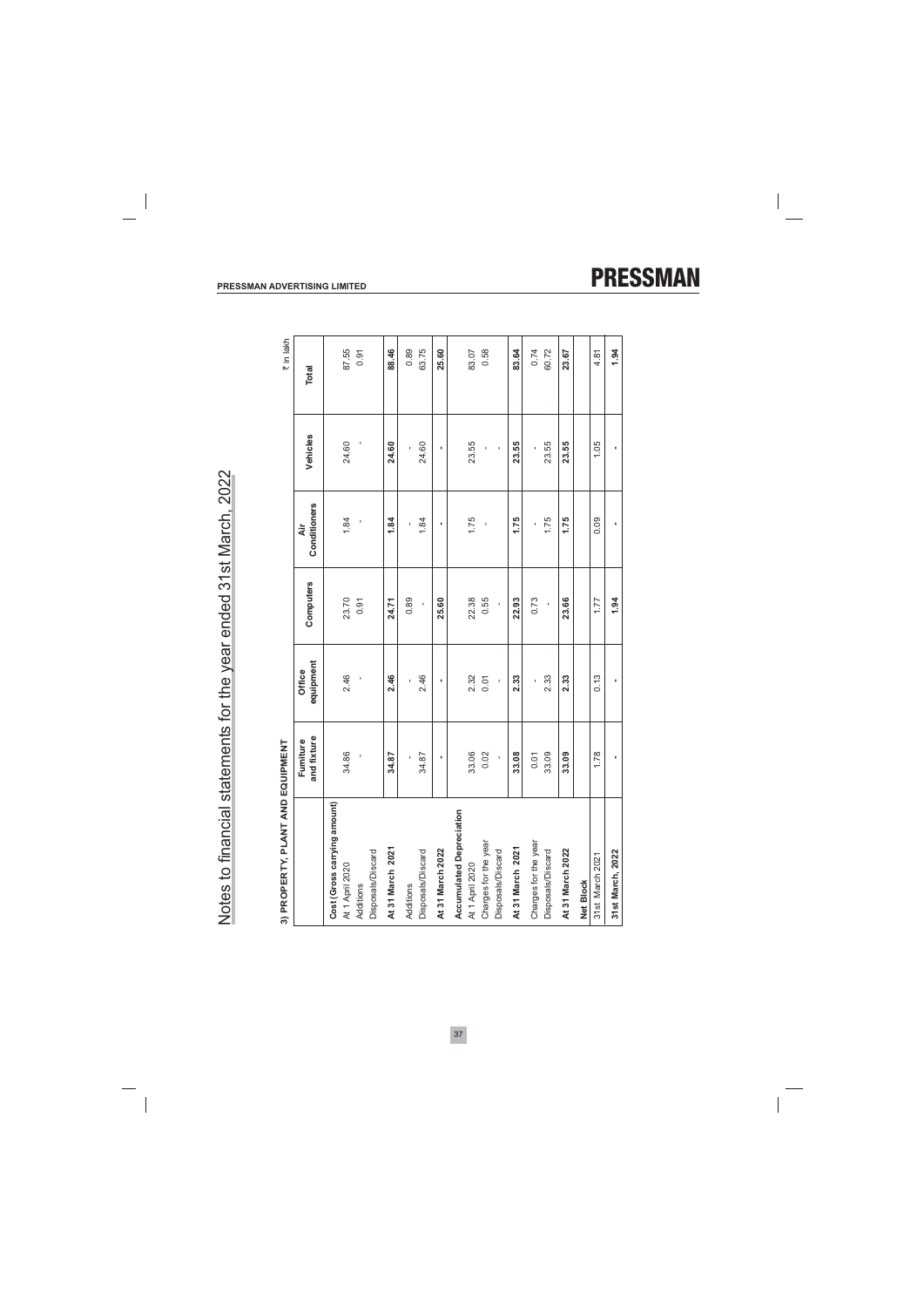# Notes to financial statements for the year ended 31st March, 2022

### 3) PROPERTY, PLANT AND EQUIPMENT

₹ in lakh

| | Furniture and fixture | Office equipment | Computers | Air Conditioners | Vehicles | Total |
|---|---|---|---|---|---|---|
| **Cost (Gross carrying amount)** | | | | | | |
| At 1 April 2020 | 34.86 | 2.46 | 23.70 | 1.84 | 24.60 | 87.55 |
| Additions | - | - | 0.91 | - | - | 0.91 |
| Disposals/Discard | | | | | | |
| **At 31 March 2021** | **34.87** | **2.46** | **24.71** | **1.84** | **24.60** | **88.46** |
| Additions | - | - | 0.89 | - | - | 0.89 |
| Disposals/Discard | 34.87 | 2.46 | - | 1.84 | 24.60 | 63.75 |
| **At 31 March 2022** | **-** | **-** | **25.60** | **-** | **-** | **25.60** |
| **Accumulated Depreciation** | | | | | | |
| At 1 April 2020 | 33.06 | 2.32 | 22.38 | 1.75 | 23.55 | 83.07 |
| Charges for the year | 0.02 | 0.01 | 0.55 | - | - | 0.58 |
| Disposals/Discard | - | - | - | | - | |
| **At 31 March 2021** | **33.08** | **2.33** | **22.93** | **1.75** | **23.55** | **83.64** |
| Charges for the year | 0.01 | - | 0.73 | - | - | 0.74 |
| Disposals/Discard | 33.09 | 2.33 | - | 1.75 | 23.55 | 60.72 |
| **At 31 March 2022** | **33.09** | **2.33** | **23.66** | **1.75** | **23.55** | **23.67** |
| **Net Block** | | | | | | |
| 31st March 2021 | 1.78 | 0.13 | 1.77 | 0.09 | 1.05 | 4.81 |
| **31st March, 2022** | **-** | **-** | **1.94** | **-** | **-** | **1.94** |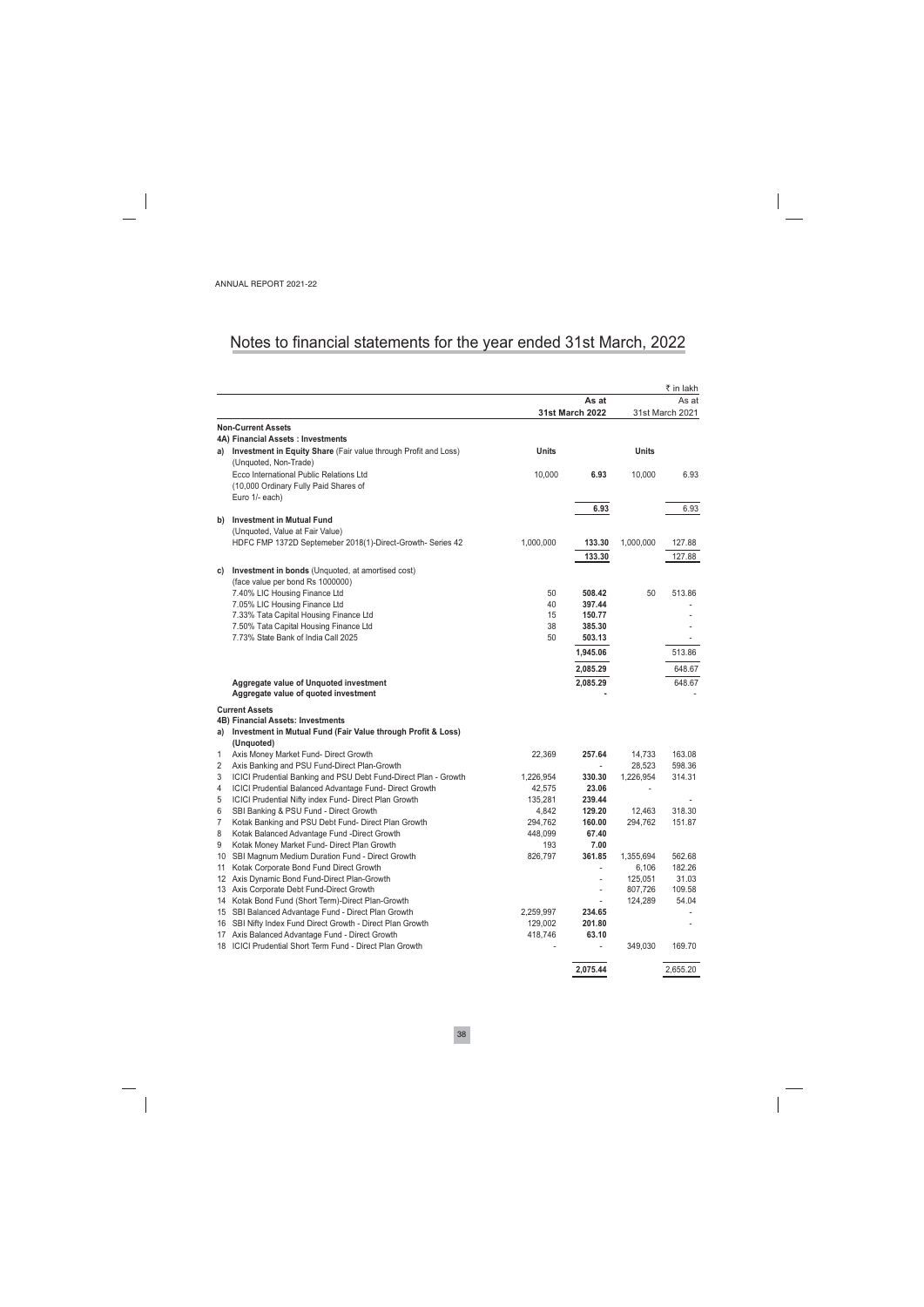# Notes to financial statements for the year ended 31st March, 2022

₹ in lakh

| | | As at 31st March 2022 | | As at 31st March 2021 | |
|---|---|---|---|---|---|
| | | Units | | Units | |
| **Non-Current Assets** | | | | | |
| **4A) Financial Assets : Investments** | | | | | |
| **a)** | **Investment in Equity Share** (Fair value through Profit and Loss) (Unquoted, Non-Trade) | **Units** | | **Units** | |
| | Ecco International Public Relations Ltd (10,000 Ordinary Fully Paid Shares of Euro 1/- each) | 10,000 | **6.93** | 10,000 | 6.93 |
| | | | **6.93** | | 6.93 |
| **b)** | **Investment in Mutual Fund** (Unquoted, Value at Fair Value) | | | | |
| | HDFC FMP 1372D Septemeber 2018(1)-Direct-Growth- Series 42 | 1,000,000 | **133.30** | 1,000,000 | 127.88 |
| | | | **133.30** | | 127.88 |
| **c)** | **Investment in bonds** (Unquoted, at amortised cost) (face value per bond Rs 1000000) | | | | |
| | 7.40% LIC Housing Finance Ltd | 50 | **508.42** | 50 | 513.86 |
| | 7.05% LIC Housing Finance Ltd | 40 | **397.44** | | - |
| | 7.33% Tata Capital Housing Finance Ltd | 15 | **150.77** | | - |
| | 7.50% Tata Capital Housing Finance Ltd | 38 | **385.30** | | - |
| | 7.73% State Bank of India Call 2025 | 50 | **503.13** | | - |
| | | | **1,945.06** | | 513.86 |
| | | | **2,085.29** | | 648.67 |
| | **Aggregate value of Unquoted investment** | | **2,085.29** | | 648.67 |
| | **Aggregate value of quoted investment** | | **-** | | - |
| **Current Assets** | | | | | |
| **4B) Financial Assets: Investments** | | | | | |
| **a)** | **Investment in Mutual Fund (Fair Value through Profit & Loss) (Unquoted)** | | | | |
| 1 | Axis Money Market Fund- Direct Growth | 22,369 | **257.64** | 14,733 | 163.08 |
| 2 | Axis Banking and PSU Fund-Direct Plan-Growth | | **-** | 28,523 | 598.36 |
| 3 | ICICI Prudential Banking and PSU Debt Fund-Direct Plan - Growth | 1,226,954 | **330.30** | 1,226,954 | 314.31 |
| 4 | ICICI Prudential Balanced Advantage Fund- Direct Growth | 42,575 | **23.06** | - | |
| 5 | ICICI Prudential Nifty index Fund- Direct Plan Growth | 135,281 | **239.44** | | - |
| 6 | SBI Banking & PSU Fund - Direct Growth | 4,842 | **129.20** | 12,463 | 318.30 |
| 7 | Kotak Banking and PSU Debt Fund- Direct Plan Growth | 294,762 | **160.00** | 294,762 | 151.87 |
| 8 | Kotak Balanced Advantage Fund -Direct Growth | 448,099 | **67.40** | | |
| 9 | Kotak Money Market Fund- Direct Plan Growth | 193 | **7.00** | | |
| 10 | SBI Magnum Medium Duration Fund - Direct Growth | 826,797 | **361.85** | 1,355,694 | 562.68 |
| 11 | Kotak Corporate Bond Fund Direct Growth | | **-** | 6,106 | 182.26 |
| 12 | Axis Dynamic Bond Fund-Direct Plan-Growth | | **-** | 125,051 | 31.03 |
| 13 | Axis Corporate Debt Fund-Direct Growth | | **-** | 807,726 | 109.58 |
| 14 | Kotak Bond Fund (Short Term)-Direct Plan-Growth | | **-** | 124,289 | 54.04 |
| 15 | SBI Balanced Advantage Fund - Direct Plan Growth | 2,259,997 | **234.65** | | - |
| 16 | SBI Nifty Index Fund Direct Growth - Direct Plan Growth | 129,002 | **201.80** | | - |
| 17 | Axis Balanced Advantage Fund - Direct Growth | 418,746 | **63.10** | | |
| 18 | ICICI Prudential Short Term Fund - Direct Plan Growth | - | **-** | 349,030 | 169.70 |
| | | | **2,075.44** | | 2,655.20 |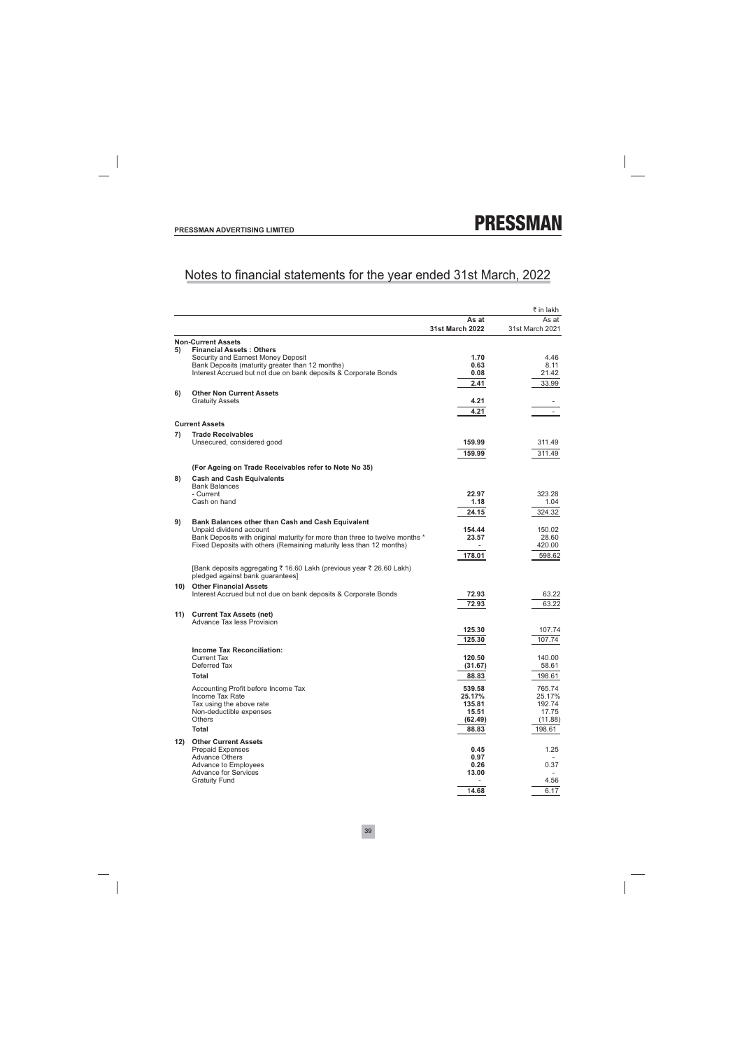## Notes to financial statements for the year ended 31st March, 2022

| | | As at 31st March 2022 | As at 31st March 2021 |
|---|---|---|---|
| | | | ₹ in lakh |
| | **Non-Current Assets** | | |
| **5)** | **Financial Assets : Others** | | |
| | Security and Earnest Money Deposit | **1.70** | 4.46 |
| | Bank Deposits (maturity greater than 12 months) | **0.63** | 8.11 |
| | Interest Accrued but not due on bank deposits & Corporate Bonds | **0.08** | 21.42 |
| | | **2.41** | 33.99 |
| **6)** | **Other Non Current Assets** | | |
| | Gratuity Assets | **4.21** | - |
| | | **4.21** | - |
| | **Current Assets** | | |
| **7)** | **Trade Receivables** | | |
| | Unsecured, considered good | **159.99** | 311.49 |
| | | **159.99** | 311.49 |
| | **(For Ageing on Trade Receivables refer to Note No 35)** | | |
| **8)** | **Cash and Cash Equivalents** | | |
| | Bank Balances | | |
| | - Current | **22.97** | 323.28 |
| | Cash on hand | **1.18** | 1.04 |
| | | **24.15** | 324.32 |
| **9)** | **Bank Balances other than Cash and Cash Equivalent** | | |
| | Unpaid dividend account | **154.44** | 150.02 |
| | Bank Deposits with original maturity for more than three to twelve months * | **23.57** | 28.60 |
| | Fixed Deposits with others (Remaining maturity less than 12 months) | - | 420.00 |
| | | **178.01** | 598.62 |
| | [Bank deposits aggregating ₹ 16.60 Lakh (previous year ₹ 26.60 Lakh) pledged against bank guarantees] | | |
| **10)** | **Other Financial Assets** | | |
| | Interest Accrued but not due on bank deposits & Corporate Bonds | **72.93** | 63.22 |
| | | **72.93** | 63.22 |
| **11)** | **Current Tax Assets (net)** | | |
| | Advance Tax less Provision | **125.30** | 107.74 |
| | | **125.30** | 107.74 |
| | **Income Tax Reconciliation:** | | |
| | Current Tax | **120.50** | 140.00 |
| | Deferred Tax | **(31.67)** | 58.61 |
| | **Total** | **88.83** | 198.61 |
| | Accounting Profit before Income Tax | **539.58** | 765.74 |
| | Income Tax Rate | **25.17%** | 25.17% |
| | Tax using the above rate | **135.81** | 192.74 |
| | Non-deductible expenses | **15.51** | 17.75 |
| | Others | **(62.49)** | (11.88) |
| | **Total** | **88.83** | 198.61 |
| **12)** | **Other Current Assets** | | |
| | Prepaid Expenses | **0.45** | 1.25 |
| | Advance Others | **0.97** | - |
| | Advance to Employees | **0.26** | 0.37 |
| | Advance for Services | **13.00** | - |
| | Gratuity Fund | - | 4.56 |
| | | **14.68** | 6.17 |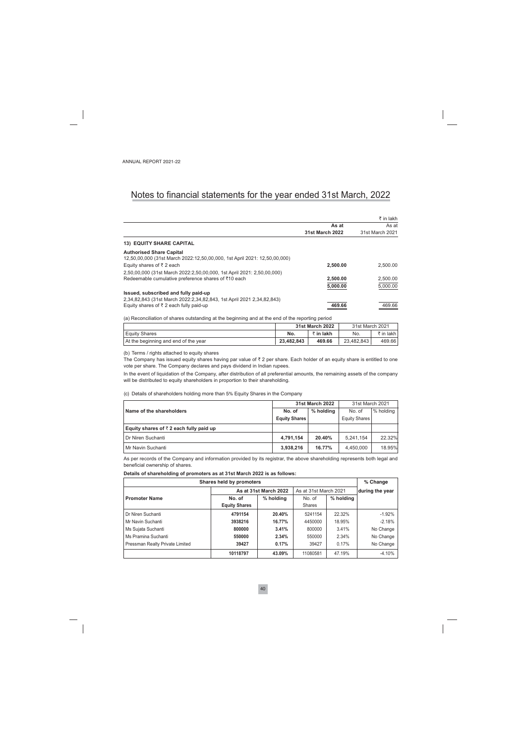# Notes to financial statements for the year ended 31st March, 2022

| | As at 31st March 2022 | ₹ in lakh As at 31st March 2021 |
|---|---|---|
| **13) EQUITY SHARE CAPITAL** | | |
| **Authorised Share Capital** | | |
| 12,50,00,000 (31st March 2022:12,50,00,000, 1st April 2021: 12,50,00,000) Equity shares of ₹ 2 each | **2,500.00** | 2,500.00 |
| 2,50,00,000 (31st March 2022:2,50,00,000, 1st April 2021: 2,50,00,000) Redeemable cumulative preference shares of ₹10 each | **2,500.00** | 2,500.00 |
| | **5,000.00** | 5,000.00 |
| **Issued, subscribed and fully paid-up** | | |
| 2,34,82,843 (31st March 2022:2,34,82,843, 1st April 2021 2,34,82,843) Equity shares of ₹ 2 each fully paid-up | **469.66** | 469.66 |

(a) Reconciliation of shares outstanding at the beginning and at the end of the reporting period

| | **31st March 2022** | | 31st March 2021 | |
|---|---|---|---|---|
| Equity Shares | **No.** | **₹ in lakh** | No. | ₹ in lakh |
| At the beginning and end of the year | **23,482,843** | **469.66** | 23,482,843 | 469.66 |

(b) Terms / rights attached to equity shares

The Company has issued equity shares having par value of ₹ 2 per share. Each holder of an equity share is entitled to one vote per share. The Company declares and pays dividend in Indian rupees.

In the event of liquidation of the Company, after distribution of all preferential amounts, the remaining assets of the company will be distributed to equity shareholders in proportion to their shareholding.

(c) Details of shareholders holding more than 5% Equity Shares in the Company

| Name of the shareholders | **31st March 2022** | | 31st March 2021 | |
|---|---|---|---|---|
| | **No. of Equity Shares** | **% holding** | No. of Equity Shares | % holding |
| **Equity shares of ₹ 2 each fully paid up** | | | | |
| Dr Niren Suchanti | **4,791,154** | **20.40%** | 5,241,154 | 22.32% |
| Mr Navin Suchanti | **3,938,216** | **16.77%** | 4,450,000 | 18.95% |

As per records of the Company and information provided by its registrar, the above shareholding represents both legal and beneficial ownership of shares.

**Details of shareholding of promoters as at 31st March 2022 is as follows:**

| Shares held by promoters | | | | | % Change |
|---|---|---|---|---|---|
| | **As at 31st March 2022** | | As at 31st March 2021 | | during the year |
| **Promoter Name** | **No. of Equity Shares** | **% holding** | No. of Shares | % holding | |
| Dr Niren Suchanti | **4791154** | **20.40%** | 5241154 | 22.32% | -1.92% |
| Mr Navin Suchanti | **3938216** | **16.77%** | 4450000 | 18.95% | -2.18% |
| Ms Sujata Suchanti | **800000** | **3.41%** | 800000 | 3.41% | No Change |
| Ms Pramina Suchanti | **550000** | **2.34%** | 550000 | 2.34% | No Change |
| Pressman Realty Private Limited | **39427** | **0.17%** | 39427 | 0.17% | No Change |
| | **10118797** | **43.09%** | 11080581 | 47.19% | -4.10% |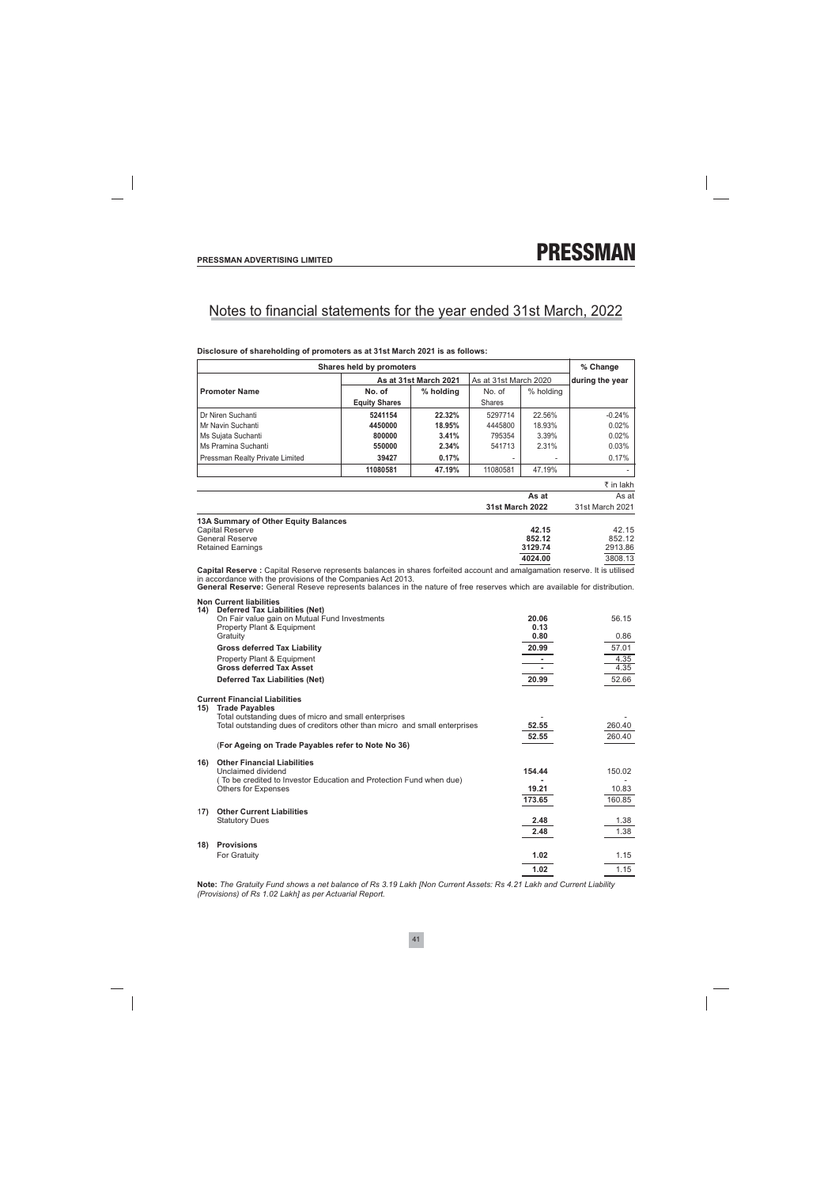# Notes to financial statements for the year ended 31st March, 2022

**Disclosure of shareholding of promoters as at 31st March 2021 is as follows:**

| Shares held by promoters | | | | | % Change |
|---|---|---|---|---|---|
| | As at 31st March 2021 | | As at 31st March 2020 | | during the year |
| **Promoter Name** | **No. of Equity Shares** | **% holding** | No. of Shares | % holding | |
| Dr Niren Suchanti | **5241154** | **22.32%** | 5297714 | 22.56% | -0.24% |
| Mr Navin Suchanti | **4450000** | **18.95%** | 4445800 | 18.93% | 0.02% |
| Ms Sujata Suchanti | **800000** | **3.41%** | 795354 | 3.39% | 0.02% |
| Ms Pramina Suchanti | **550000** | **2.34%** | 541713 | 2.31% | 0.03% |
| Pressman Realty Private Limited | **39427** | **0.17%** | - | - | 0.17% |
| | **11080581** | **47.19%** | 11080581 | 47.19% | - |

₹ in lakh

| | As at 31st March 2022 | As at 31st March 2021 |
|---|---|---|
| **13A Summary of Other Equity Balances** | | |
| Capital Reserve | **42.15** | 42.15 |
| General Reserve | **852.12** | 852.12 |
| Retained Earnings | **3129.74** | 2913.86 |
| | **4024.00** | 3808.13 |

**Capital Reserve :** Capital Reserve represents balances in shares forfeited account and amalgamation reserve. It is utilised in accordance with the provisions of the Companies Act 2013.

**General Reserve:** General Reseve represents balances in the nature of free reserves which are available for distribution.

| | As at 31st March 2022 | As at 31st March 2021 |
|---|---|---|
| **Non Current liabilities** | | |
| **14) Deferred Tax Liabilities (Net)** | | |
| On Fair value gain on Mutual Fund Investments | **20.06** | 56.15 |
| Property Plant & Equipment | **0.13** | |
| Gratuity | **0.80** | 0.86 |
| **Gross deferred Tax Liability** | **20.99** | 57.01 |
| Property Plant & Equipment | **-** | 4.35 |
| **Gross deferred Tax Asset** | **-** | 4.35 |
| **Deferred Tax Liabilities (Net)** | **20.99** | 52.66 |
| **Current Financial Liabilities** | | |
| **15) Trade Payables** | | |
| Total outstanding dues of micro and small enterprises | - | - |
| Total outstanding dues of creditors other than micro and small enterprises | **52.55** | 260.40 |
| | **52.55** | 260.40 |
| (**For Ageing on Trade Payables refer to Note No 36)** | | |
| **16) Other Financial Liabilities** | | |
| Unclaimed dividend | **154.44** | 150.02 |
| ( To be credited to Investor Education and Protection Fund when due) | **-** | - |
| Others for Expenses | **19.21** | 10.83 |
| | **173.65** | 160.85 |
| **17) Other Current Liabilities** | | |
| Statutory Dues | **2.48** | 1.38 |
| | **2.48** | 1.38 |
| **18) Provisions** | | |
| For Gratuity | **1.02** | 1.15 |
| | **1.02** | 1.15 |

**Note:** *The Gratuity Fund shows a net balance of Rs 3.19 Lakh [Non Current Assets: Rs 4.21 Lakh and Current Liability (Provisions) of Rs 1.02 Lakh] as per Actuarial Report.*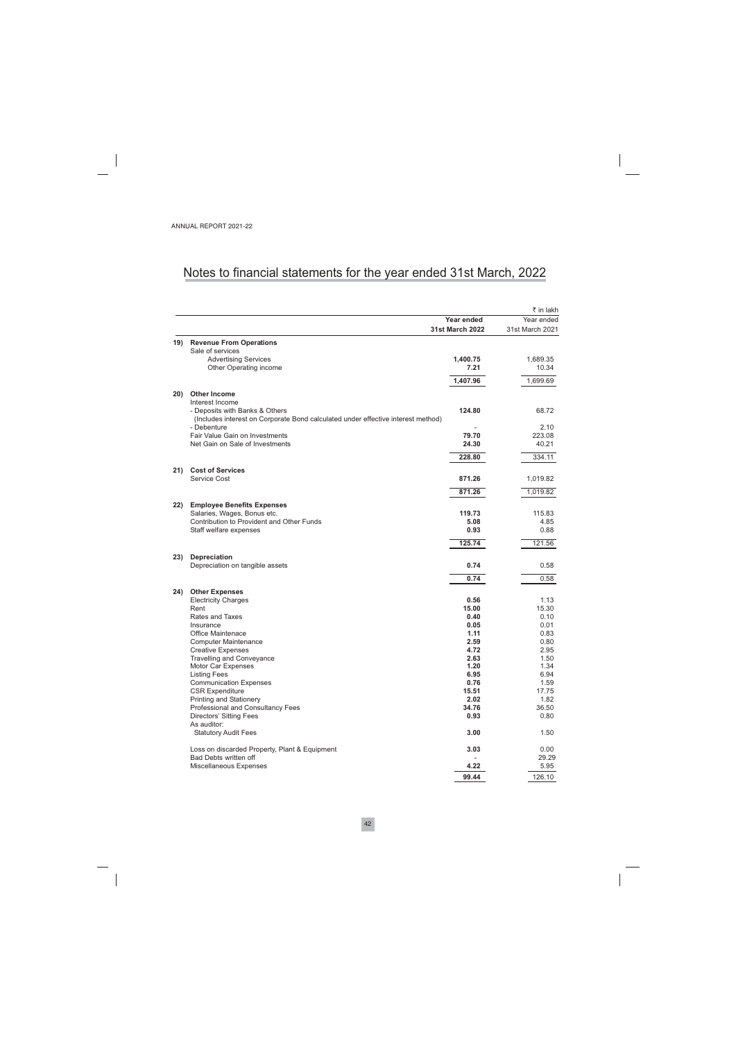# Notes to financial statements for the year ended 31st March, 2022

₹ in lakh

| | | Year ended 31st March 2022 | Year ended 31st March 2021 |
|---|---|---|---|
| **19)** | **Revenue From Operations** | | |
| | Sale of services | | |
| | Advertising Services | **1,400.75** | 1,689.35 |
| | Other Operating income | **7.21** | 10.34 |
| | | **1,407.96** | 1,699.69 |
| **20)** | **Other Income** | | |
| | Interest Income | | |
| | - Deposits with Banks & Others | **124.80** | 68.72 |
| | (Includes interest on Corporate Bond calculated under effective interest method) | | |
| | - Debenture | - | 2.10 |
| | Fair Value Gain on Investments | **79.70** | 223.08 |
| | Net Gain on Sale of Investments | **24.30** | 40.21 |
| | | **228.80** | 334.11 |
| **21)** | **Cost of Services** | | |
| | Service Cost | **871.26** | 1,019.82 |
| | | **871.26** | 1,019.82 |
| **22)** | **Employee Benefits Expenses** | | |
| | Salaries, Wages, Bonus etc. | **119.73** | 115.83 |
| | Contribution to Provident and Other Funds | **5.08** | 4.85 |
| | Staff welfare expenses | **0.93** | 0.88 |
| | | **125.74** | 121.56 |
| **23)** | **Depreciation** | | |
| | Depreciation on tangible assets | **0.74** | 0.58 |
| | | **0.74** | 0.58 |
| **24)** | **Other Expenses** | | |
| | Electricity Charges | **0.56** | 1.13 |
| | Rent | **15.00** | 15.30 |
| | Rates and Taxes | **0.40** | 0.10 |
| | Insurance | **0.05** | 0.01 |
| | Office Maintenace | **1.11** | 0.83 |
| | Computer Maintenance | **2.59** | 0.80 |
| | Creative Expenses | **4.72** | 2.95 |
| | Travelling and Conveyance | **2.63** | 1.50 |
| | Motor Car Expenses | **1.20** | 1.34 |
| | Listing Fees | **6.95** | 6.94 |
| | Communication Expenses | **0.76** | 1.59 |
| | CSR Expenditure | **15.51** | 17.75 |
| | Printing and Stationery | **2.02** | 1.82 |
| | Professional and Consultancy Fees | **34.76** | 36.50 |
| | Directors' Sitting Fees | **0.93** | 0.80 |
| | As auditor: | | |
| | Statutory Audit Fees | **3.00** | 1.50 |
| | Loss on discarded Property, Plant & Equipment | **3.03** | 0.00 |
| | Bad Debts written off | - | 29.29 |
| | Miscellaneous Expenses | **4.22** | 5.95 |
| | | **99.44** | 126.10 |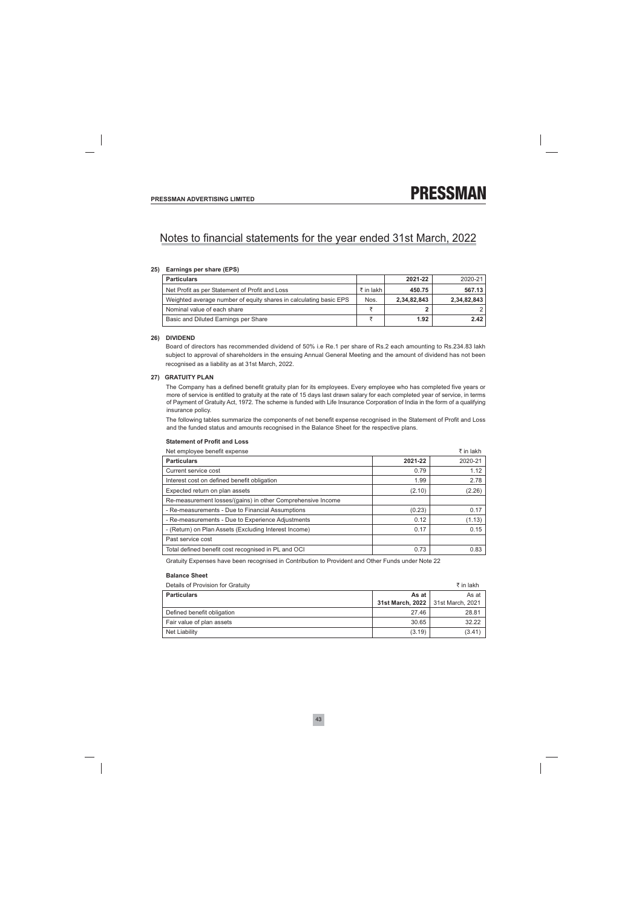# Notes to financial statements for the year ended 31st March, 2022

## 25) Earnings per share (EPS)

| Particulars | | 2021-22 | 2020-21 |
|---|---|---|---|
| Net Profit as per Statement of Profit and Loss | ₹ in lakh | **450.75** | **567.13** |
| Weighted average number of equity shares in calculating basic EPS | Nos. | **2,34,82,843** | **2,34,82,843** |
| Nominal value of each share | ₹ | **2** | 2 |
| Basic and Diluted Earnings per Share | ₹ | **1.92** | **2.42** |

## 26) DIVIDEND

Board of directors has recommended dividend of 50% i.e Re.1 per share of Rs.2 each amounting to Rs.234.83 lakh subject to approval of shareholders in the ensuing Annual General Meeting and the amount of dividend has not been recognised as a liability as at 31st March, 2022.

## 27) GRATUITY PLAN

The Company has a defined benefit gratuity plan for its employees. Every employee who has completed five years or more of service is entitled to gratuity at the rate of 15 days last drawn salary for each completed year of service, in terms of Payment of Gratuity Act, 1972. The scheme is funded with Life Insurance Corporation of India in the form of a qualifying insurance policy.

The following tables summarize the components of net benefit expense recognised in the Statement of Profit and Loss and the funded status and amounts recognised in the Balance Sheet for the respective plans.

### Statement of Profit and Loss

Net employee benefit expense ₹ in lakh

| Particulars | 2021-22 | 2020-21 |
|---|---|---|
| Current service cost | 0.79 | 1.12 |
| Interest cost on defined benefit obligation | 1.99 | 2.78 |
| Expected return on plan assets | (2.10) | (2.26) |
| Re-measurement losses/(gains) in other Comprehensive Income | | |
| - Re-measurements - Due to Financial Assumptions | (0.23) | 0.17 |
| - Re-measurements - Due to Experience Adjustments | 0.12 | (1.13) |
| - (Return) on Plan Assets (Excluding Interest Income) | 0.17 | 0.15 |
| Past service cost | | |
| Total defined benefit cost recognised in PL and OCI | 0.73 | 0.83 |

Gratuity Expenses have been recognised in Contribution to Provident and Other Funds under Note 22

### Balance Sheet

Details of Provision for Gratuity ₹ in lakh

| Particulars | As at 31st March, 2022 | As at 31st March, 2021 |
|---|---|---|
| Defined benefit obligation | 27.46 | 28.81 |
| Fair value of plan assets | 30.65 | 32.22 |
| Net Liability | (3.19) | (3.41) |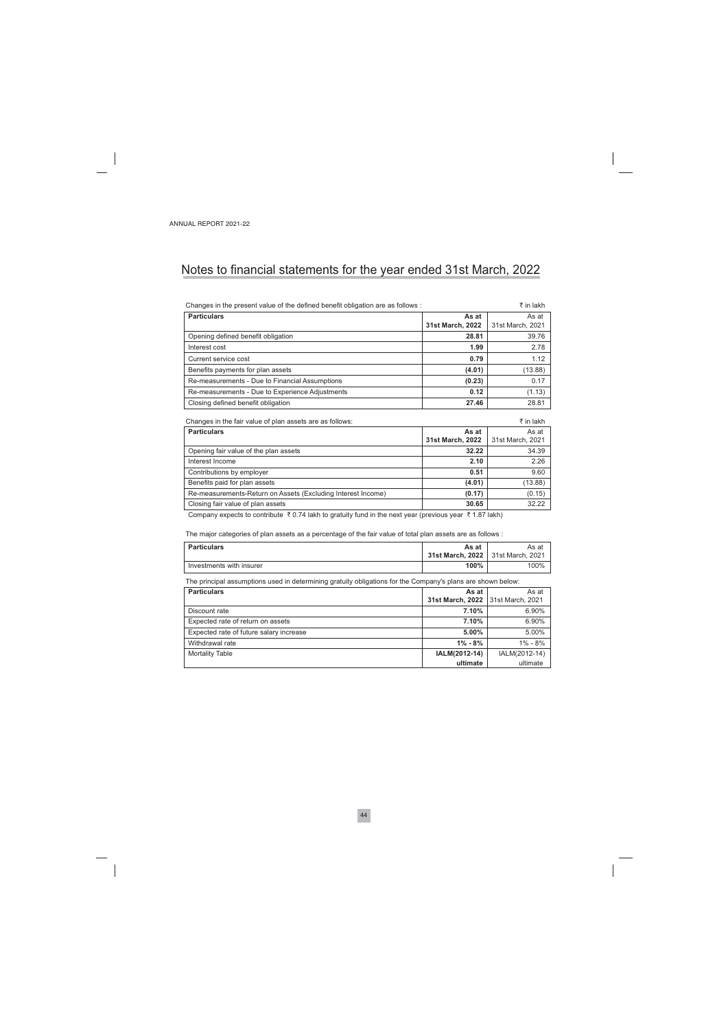# Notes to financial statements for the year ended 31st March, 2022

Changes in the present value of the defined benefit obligation are as follows : ₹ in lakh

| Particulars | As at 31st March, 2022 | As at 31st March, 2021 |
|---|---|---|
| Opening defined benefit obligation | **28.81** | 39.76 |
| Interest cost | **1.99** | 2.78 |
| Current service cost | **0.79** | 1.12 |
| Benefits payments for plan assets | **(4.01)** | (13.88) |
| Re-measurements - Due to Financial Assumptions | **(0.23)** | 0.17 |
| Re-measurements - Due to Experience Adjustments | **0.12** | (1.13) |
| Closing defined benefit obligation | **27.46** | 28.81 |

Changes in the fair value of plan assets are as follows: ₹ in lakh

| Particulars | As at 31st March, 2022 | As at 31st March, 2021 |
|---|---|---|
| Opening fair value of the plan assets | **32.22** | 34.39 |
| Interest Income | **2.10** | 2.26 |
| Contributions by employer | **0.51** | 9.60 |
| Benefits paid for plan assets | **(4.01)** | (13.88) |
| Re-measurements-Return on Assets (Excluding Interest Income) | **(0.17)** | (0.15) |
| Closing fair value of plan assets | **30.65** | 32.22 |

Company expects to contribute ₹ 0.74 lakh to gratuity fund in the next year (previous year ₹ 1.87 lakh)

The major categories of plan assets as a percentage of the fair value of total plan assets are as follows :

| Particulars | As at 31st March, 2022 | As at 31st March, 2021 |
|---|---|---|
| Investments with insurer | **100%** | 100% |

The principal assumptions used in determining gratuity obligations for the Company's plans are shown below:

| Particulars | As at 31st March, 2022 | As at 31st March, 2021 |
|---|---|---|
| Discount rate | **7.10%** | 6.90% |
| Expected rate of return on assets | **7.10%** | 6.90% |
| Expected rate of future salary increase | **5.00%** | 5.00% |
| Withdrawal rate | **1% - 8%** | 1% - 8% |
| Mortality Table | **IALM(2012-14) ultimate** | IALM(2012-14) ultimate |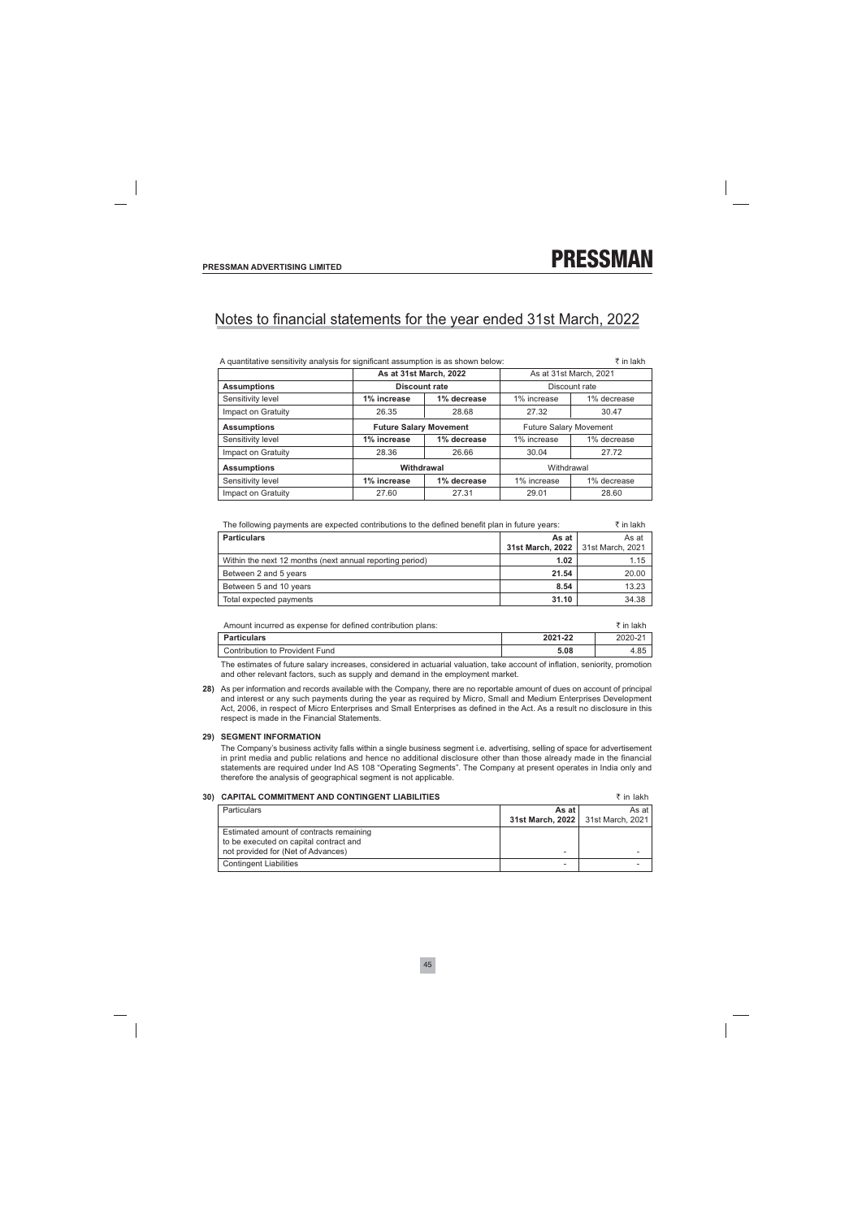# Notes to financial statements for the year ended 31st March, 2022

A quantitative sensitivity analysis for significant assumption is as shown below: ₹ in lakh

| | As at 31st March, 2022 | | As at 31st March, 2021 | |
|---|---|---|---|---|
| **Assumptions** | **Discount rate** | | Discount rate | |
| Sensitivity level | **1% increase** | **1% decrease** | 1% increase | 1% decrease |
| Impact on Gratuity | 26.35 | 28.68 | 27.32 | 30.47 |
| **Assumptions** | **Future Salary Movement** | | Future Salary Movement | |
| Sensitivity level | **1% increase** | **1% decrease** | 1% increase | 1% decrease |
| Impact on Gratuity | 28.36 | 26.66 | 30.04 | 27.72 |
| **Assumptions** | **Withdrawal** | | Withdrawal | |
| Sensitivity level | **1% increase** | **1% decrease** | 1% increase | 1% decrease |
| Impact on Gratuity | 27.60 | 27.31 | 29.01 | 28.60 |

The following payments are expected contributions to the defined benefit plan in future years: ₹ in lakh

| **Particulars** | **As at 31st March, 2022** | As at 31st March, 2021 |
|---|---|---|
| Within the next 12 months (next annual reporting period) | **1.02** | 1.15 |
| Between 2 and 5 years | **21.54** | 20.00 |
| Between 5 and 10 years | **8.54** | 13.23 |
| Total expected payments | **31.10** | 34.38 |

Amount incurred as expense for defined contribution plans: ₹ in lakh

| **Particulars** | **2021-22** | 2020-21 |
|---|---|---|
| Contribution to Provident Fund | **5.08** | 4.85 |

The estimates of future salary increases, considered in actuarial valuation, take account of inflation, seniority, promotion and other relevant factors, such as supply and demand in the employment market.

**28)** As per information and records available with the Company, there are no reportable amount of dues on account of principal and interest or any such payments during the year as required by Micro, Small and Medium Enterprises Development Act, 2006, in respect of Micro Enterprises and Small Enterprises as defined in the Act. As a result no disclosure in this respect is made in the Financial Statements.

**29) SEGMENT INFORMATION**

The Company's business activity falls within a single business segment i.e. advertising, selling of space for advertisement in print media and public relations and hence no additional disclosure other than those already made in the financial statements are required under Ind AS 108 "Operating Segments". The Company at present operates in India only and therefore the analysis of geographical segment is not applicable.

**30) CAPITAL COMMITMENT AND CONTINGENT LIABILITIES** ₹ in lakh

| Particulars | **As at 31st March, 2022** | As at 31st March, 2021 |
|---|---|---|
| Estimated amount of contracts remaining to be executed on capital contract and not provided for (Net of Advances) | - | - |
| Contingent Liabilities | - | - |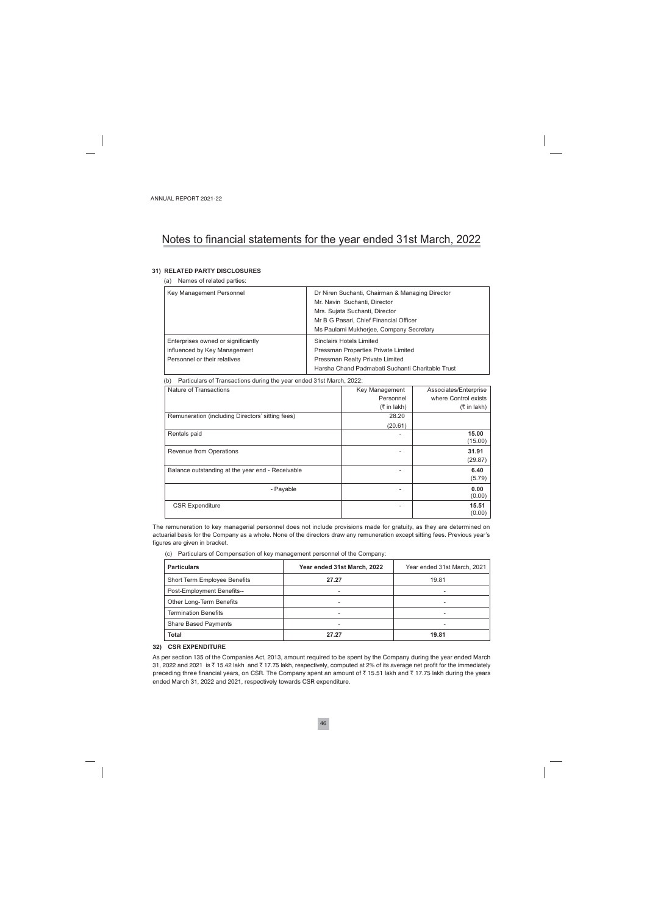# Notes to financial statements for the year ended 31st March, 2022

### 31) RELATED PARTY DISCLOSURES

(a) Names of related parties:

| | |
|---|---|
| Key Management Personnel | Dr Niren Suchanti, Chairman & Managing Director<br>Mr. Navin Suchanti, Director<br>Mrs. Sujata Suchanti, Director<br>Mr B G Pasari, Chief Financial Officer<br>Ms Paulami Mukherjee, Company Secretary |
| Enterprises owned or significantly influenced by Key Management Personnel or their relatives | Sinclairs Hotels Limited<br>Pressman Properties Private Limited<br>Pressman Realty Private Limited<br>Harsha Chand Padmabati Suchanti Charitable Trust |

(b) Particulars of Transactions during the year ended 31st March, 2022:

| Nature of Transactions | Key Management Personnel (₹ in lakh) | Associates/Enterprise where Control exists (₹ in lakh) |
|---|---|---|
| Remuneration (including Directors' sitting fees) | 28.20<br>(20.61) | |
| Rentals paid | - | **15.00**<br>(15.00) |
| Revenue from Operations | - | **31.91**<br>(29.87) |
| Balance outstanding at the year end - Receivable | - | **6.40**<br>(5.79) |
| - Payable | - | **0.00**<br>(0.00) |
| CSR Expenditure | - | **15.51**<br>(0.00) |

The remuneration to key managerial personnel does not include provisions made for gratuity, as they are determined on actuarial basis for the Company as a whole. None of the directors draw any remuneration except sitting fees. Previous year's figures are given in bracket.

(c) Particulars of Compensation of key management personnel of the Company:

| Particulars | Year ended 31st March, 2022 | Year ended 31st March, 2021 |
|---|---|---|
| Short Term Employee Benefits | **27.27** | 19.81 |
| Post-Employment Benefits-- | - | - |
| Other Long-Term Benefits | - | - |
| Termination Benefits | - | - |
| Share Based Payments | - | - |
| **Total** | **27.27** | **19.81** |

### 32) CSR EXPENDITURE

As per section 135 of the Companies Act, 2013, amount required to be spent by the Company during the year ended March 31, 2022 and 2021 is ₹ 15.42 lakh and ₹ 17.75 lakh, respectively, computed at 2% of its average net profit for the immediately preceding three financial years, on CSR. The Company spent an amount of ₹ 15.51 lakh and ₹ 17.75 lakh during the years ended March 31, 2022 and 2021, respectively towards CSR expenditure.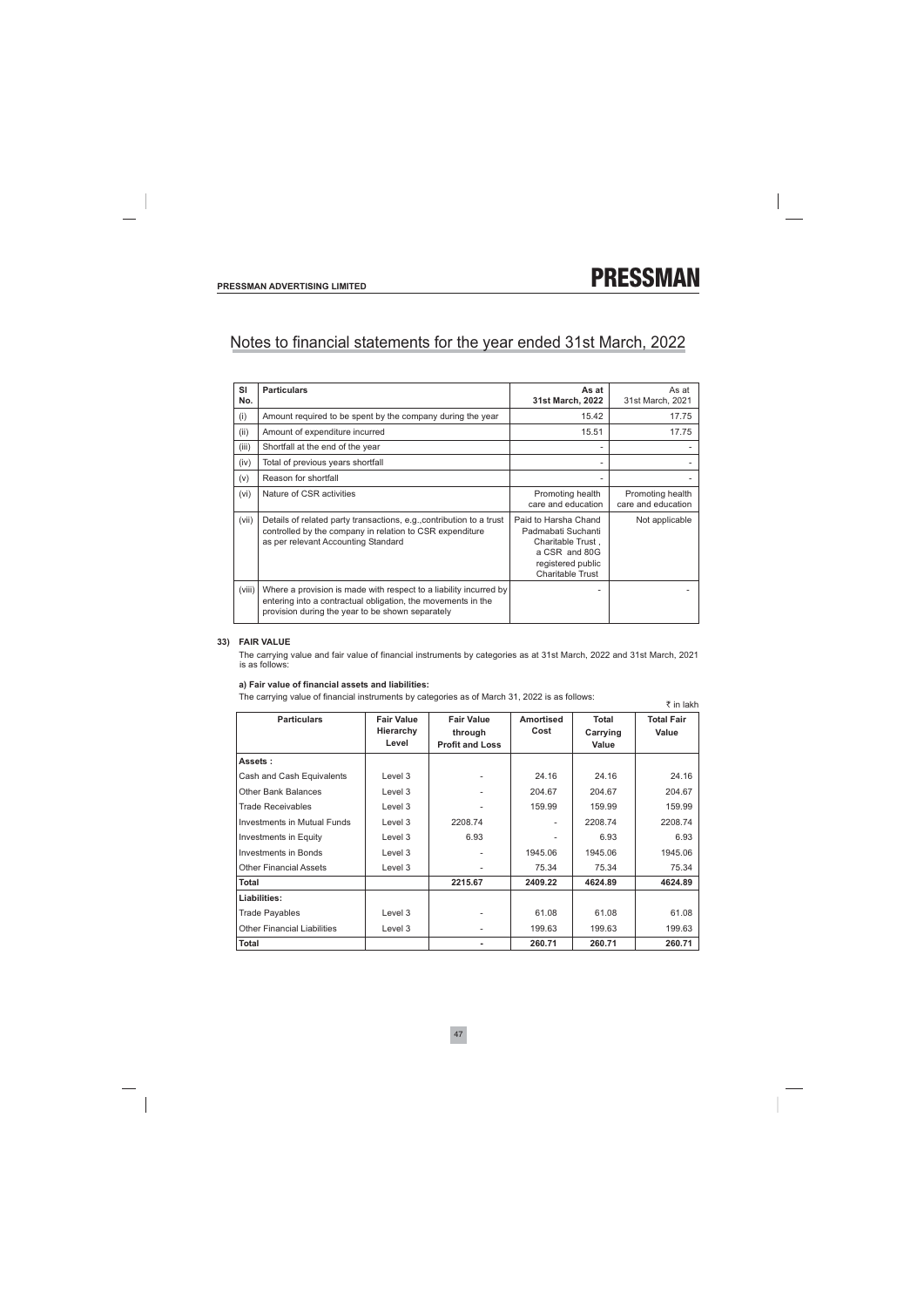## Notes to financial statements for the year ended 31st March, 2022

| Sl No. | Particulars | As at 31st March, 2022 | As at 31st March, 2021 |
|---|---|---|---|
| (i) | Amount required to be spent by the company during the year | 15.42 | 17.75 |
| (ii) | Amount of expenditure incurred | 15.51 | 17.75 |
| (iii) | Shortfall at the end of the year | - | - |
| (iv) | Total of previous years shortfall | - | - |
| (v) | Reason for shortfall | - | - |
| (vi) | Nature of CSR activities | Promoting health care and education | Promoting health care and education |
| (vii) | Details of related party transactions, e.g.,contribution to a trust controlled by the company in relation to CSR expenditure as per relevant Accounting Standard | Paid to Harsha Chand Padmabati Suchanti Charitable Trust , a CSR and 80G registered public Charitable Trust | Not applicable |
| (viii) | Where a provision is made with respect to a liability incurred by entering into a contractual obligation, the movements in the provision during the year to be shown separately | - | - |

### 33) FAIR VALUE

The carrying value and fair value of financial instruments by categories as at 31st March, 2022 and 31st March, 2021 is as follows:

**a) Fair value of financial assets and liabilities:**

The carrying value of financial instruments by categories as of March 31, 2022 is as follows:

₹ in lakh

| Particulars | Fair Value Hierarchy Level | Fair Value through Profit and Loss | Amortised Cost | Total Carrying Value | Total Fair Value |
|---|---|---|---|---|---|
| **Assets :** | | | | | |
| Cash and Cash Equivalents | Level 3 | - | 24.16 | 24.16 | 24.16 |
| Other Bank Balances | Level 3 | - | 204.67 | 204.67 | 204.67 |
| Trade Receivables | Level 3 | - | 159.99 | 159.99 | 159.99 |
| Investments in Mutual Funds | Level 3 | 2208.74 | - | 2208.74 | 2208.74 |
| Investments in Equity | Level 3 | 6.93 | - | 6.93 | 6.93 |
| Investments in Bonds | Level 3 | - | 1945.06 | 1945.06 | 1945.06 |
| Other Financial Assets | Level 3 | - | 75.34 | 75.34 | 75.34 |
| **Total** | | **2215.67** | **2409.22** | **4624.89** | **4624.89** |
| **Liabilities:** | | | | | |
| Trade Payables | Level 3 | - | 61.08 | 61.08 | 61.08 |
| Other Financial Liabilities | Level 3 | - | 199.63 | 199.63 | 199.63 |
| **Total** | | **-** | **260.71** | **260.71** | **260.71** |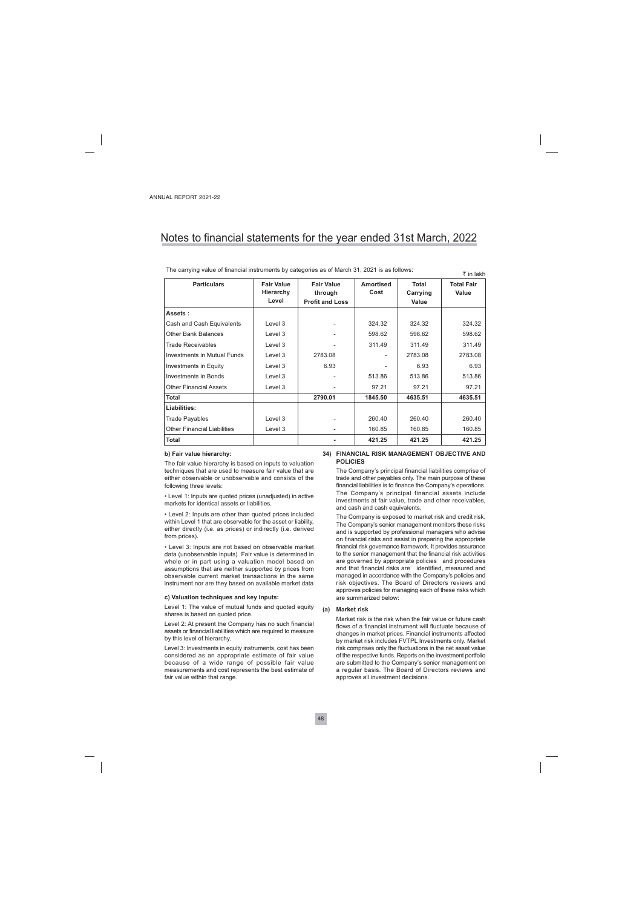# Notes to financial statements for the year ended 31st March, 2022

The carrying value of financial instruments by categories as of March 31, 2021 is as follows:

₹ in lakh

| Particulars | Fair Value Hierarchy Level | Fair Value through Profit and Loss | Amortised Cost | Total Carrying Value | Total Fair Value |
|---|---|---|---|---|---|
| **Assets :** | | | | | |
| Cash and Cash Equivalents | Level 3 | - | 324.32 | 324.32 | 324.32 |
| Other Bank Balances | Level 3 | - | 598.62 | 598.62 | 598.62 |
| Trade Receivables | Level 3 | - | 311.49 | 311.49 | 311.49 |
| Investments in Mutual Funds | Level 3 | 2783.08 | - | 2783.08 | 2783.08 |
| Investments in Equity | Level 3 | 6.93 | - | 6.93 | 6.93 |
| Investments in Bonds | Level 3 | - | 513.86 | 513.86 | 513.86 |
| Other Financial Assets | Level 3 | - | 97.21 | 97.21 | 97.21 |
| **Total** | | **2790.01** | **1845.50** | **4635.51** | **4635.51** |
| **Liabilities:** | | | | | |
| Trade Payables | Level 3 | - | 260.40 | 260.40 | 260.40 |
| Other Financial Liabilities | Level 3 | - | 160.85 | 160.85 | 160.85 |
| **Total** | | **-** | **421.25** | **421.25** | **421.25** |

**b) Fair value hierarchy:**

The fair value hierarchy is based on inputs to valuation techniques that are used to measure fair value that are either observable or unobservable and consists of the following three levels:

• Level 1: Inputs are quoted prices (unadjusted) in active markets for identical assets or liabilities.

• Level 2: Inputs are other than quoted prices included within Level 1 that are observable for the asset or liability, either directly (i.e. as prices) or indirectly (i.e. derived from prices).

• Level 3: Inputs are not based on observable market data (unobservable inputs). Fair value is determined in whole or in part using a valuation model based on assumptions that are neither supported by prices from observable current market transactions in the same instrument nor are they based on available market data

**c) Valuation techniques and key inputs:**

Level 1: The value of mutual funds and quoted equity shares is based on quoted price.

Level 2: At present the Company has no such financial assets or financial liabilities which are required to measure by this level of hierarchy.

Level 3: Investments in equity instruments, cost has been considered as an appropriate estimate of fair value because of a wide range of possible fair value measurements and cost represents the best estimate of fair value within that range.

**34) FINANCIAL RISK MANAGEMENT OBJECTIVE AND POLICIES**

The Company's principal financial liabilities comprise of trade and other payables only. The main purpose of these financial liabilities is to finance the Company's operations. The Company's principal financial assets include investments at fair value, trade and other receivables, and cash and cash equivalents.

The Company is exposed to market risk and credit risk. The Company's senior management monitors these risks and is supported by professional managers who advise on financial risks and assist in preparing the appropriate financial risk governance framework. It provides assurance to the senior management that the financial risk activities are governed by appropriate policies and procedures and that financial risks are identified, measured and managed in accordance with the Company's policies and risk objectives. The Board of Directors reviews and approves policies for managing each of these risks which are summarized below:

**(a) Market risk**

Market risk is the risk when the fair value or future cash flows of a financial instrument will fluctuate because of changes in market prices. Financial instruments affected by market risk includes FVTPL Investments only. Market risk comprises only the fluctuations in the net asset value of the respective funds. Reports on the investment portfolio are submitted to the Company's senior management on a regular basis. The Board of Directors reviews and approves all investment decisions.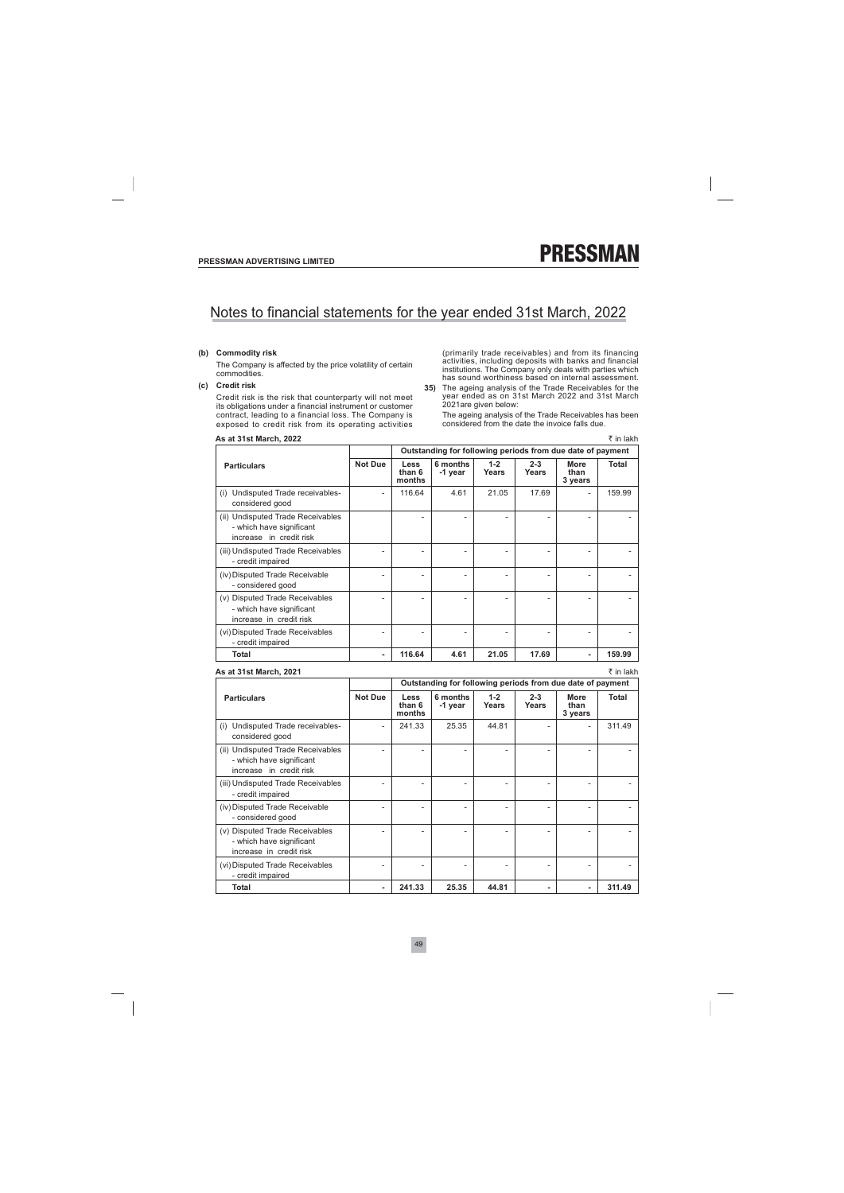# Notes to financial statements for the year ended 31st March, 2022

**(b) Commodity risk**

The Company is affected by the price volatility of certain commodities.

**(c) Credit risk**

Credit risk is the risk that counterparty will not meet its obligations under a financial instrument or customer contract, leading to a financial loss. The Company is exposed to credit risk from its operating activities (primarily trade receivables) and from its financing activities, including deposits with banks and financial institutions. The Company only deals with parties which has sound worthiness based on internal assessment.

**35)** The ageing analysis of the Trade Receivables for the year ended as on 31st March 2022 and 31st March 2021are given below:

The ageing analysis of the Trade Receivables has been considered from the date the invoice falls due.

**As at 31st March, 2022**

₹ in lakh

| Particulars | Not Due | Outstanding for following periods from due date of payment | | | | | |
|---|---|---|---|---|---|---|---|
| | | Less than 6 months | 6 months -1 year | 1-2 Years | 2-3 Years | More than 3 years | Total |
| (i) Undisputed Trade receivables- considered good | - | 116.64 | 4.61 | 21.05 | 17.69 | - | 159.99 |
| (ii) Undisputed Trade Receivables - which have significant increase in credit risk | | - | - | - | - | - | - |
| (iii) Undisputed Trade Receivables - credit impaired | - | - | - | - | - | - | - |
| (iv) Disputed Trade Receivable - considered good | - | - | - | - | - | - | - |
| (v) Disputed Trade Receivables - which have significant increase in credit risk | - | - | - | - | - | - | - |
| (vi) Disputed Trade Receivables - credit impaired | - | - | - | - | - | - | - |
| **Total** | **-** | **116.64** | **4.61** | **21.05** | **17.69** | **-** | **159.99** |

**As at 31st March, 2021**

₹ in lakh

| Particulars | Not Due | Outstanding for following periods from due date of payment | | | | | |
|---|---|---|---|---|---|---|---|
| | | Less than 6 months | 6 months -1 year | 1-2 Years | 2-3 Years | More than 3 years | Total |
| (i) Undisputed Trade receivables- considered good | - | 241.33 | 25.35 | 44.81 | - | - | 311.49 |
| (ii) Undisputed Trade Receivables - which have significant increase in credit risk | - | - | - | - | - | - | - |
| (iii) Undisputed Trade Receivables - credit impaired | - | - | - | - | - | - | - |
| (iv) Disputed Trade Receivable - considered good | - | - | - | - | - | - | - |
| (v) Disputed Trade Receivables - which have significant increase in credit risk | - | - | - | - | - | - | - |
| (vi) Disputed Trade Receivables - credit impaired | - | - | - | - | - | - | - |
| **Total** | **-** | **241.33** | **25.35** | **44.81** | **-** | **-** | **311.49** |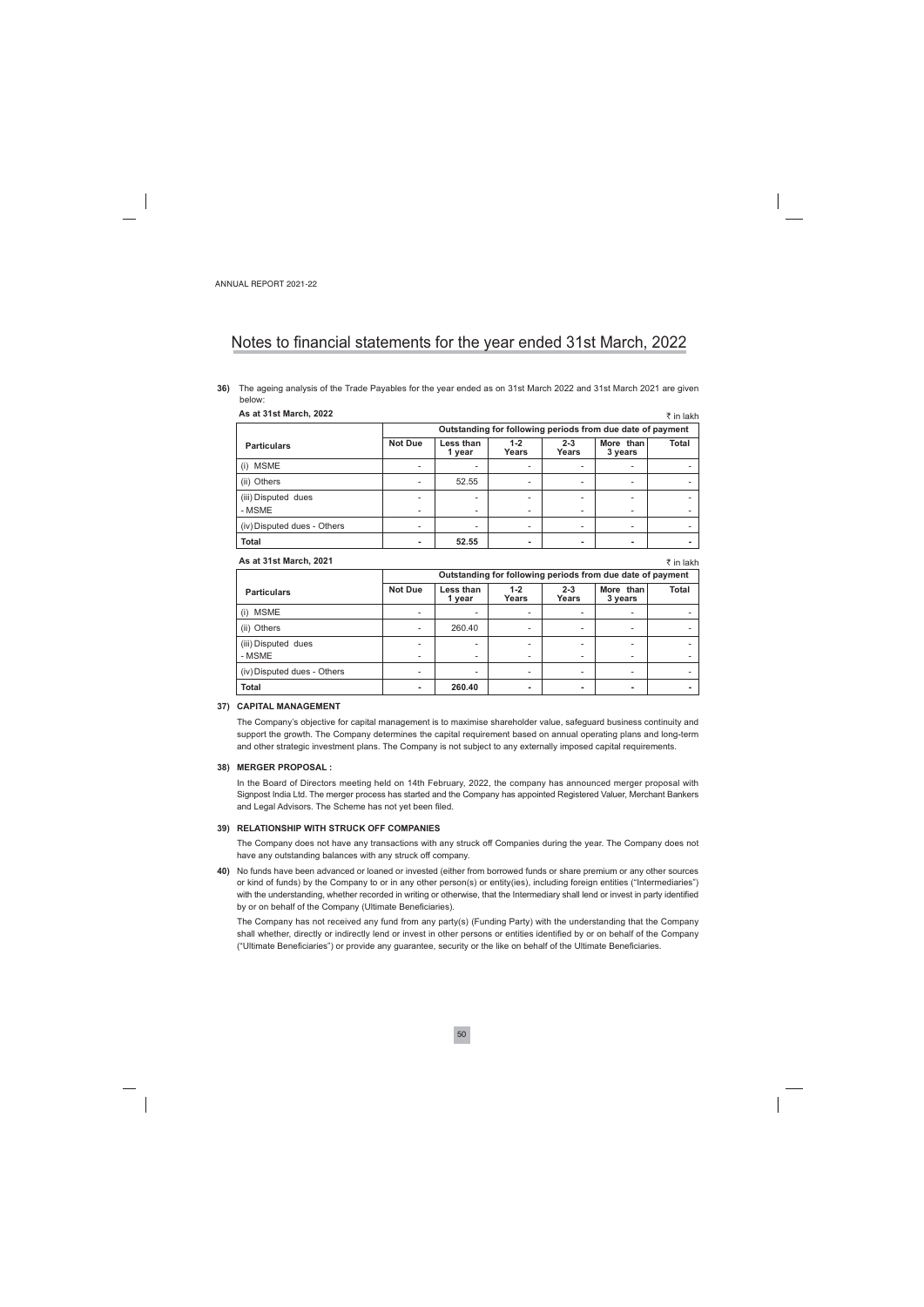# Notes to financial statements for the year ended 31st March, 2022

**36)** The ageing analysis of the Trade Payables for the year ended as on 31st March 2022 and 31st March 2021 are given below:

**As at 31st March, 2022**

₹ in lakh

| Particulars | Outstanding for following periods from due date of payment | | | | | |
|---|---|---|---|---|---|---|
| | **Not Due** | **Less than 1 year** | **1-2 Years** | **2-3 Years** | **More than 3 years** | **Total** |
| (i) MSME | - | - | - | - | - | - |
| (ii) Others | - | 52.55 | - | - | - | - |
| (iii) Disputed dues | - | - | - | - | - | - |
| - MSME | - | - | - | - | - | - |
| (iv) Disputed dues - Others | - | - | - | - | - | - |
| **Total** | **-** | **52.55** | **-** | **-** | **-** | **-** |

**As at 31st March, 2021**

₹ in lakh

| Particulars | Outstanding for following periods from due date of payment | | | | | |
|---|---|---|---|---|---|---|
| | **Not Due** | **Less than 1 year** | **1-2 Years** | **2-3 Years** | **More than 3 years** | **Total** |
| (i) MSME | - | - | - | - | - | - |
| (ii) Others | - | 260.40 | - | - | - | - |
| (iii) Disputed dues | - | - | - | - | - | - |
| - MSME | - | - | - | - | - | - |
| (iv) Disputed dues - Others | - | - | - | - | - | - |
| **Total** | **-** | **260.40** | **-** | **-** | **-** | **-** |

**37) CAPITAL MANAGEMENT**

The Company's objective for capital management is to maximise shareholder value, safeguard business continuity and support the growth. The Company determines the capital requirement based on annual operating plans and long-term and other strategic investment plans. The Company is not subject to any externally imposed capital requirements.

**38) MERGER PROPOSAL :**

In the Board of Directors meeting held on 14th February, 2022, the company has announced merger proposal with Signpost India Ltd. The merger process has started and the Company has appointed Registered Valuer, Merchant Bankers and Legal Advisors. The Scheme has not yet been filed.

**39) RELATIONSHIP WITH STRUCK OFF COMPANIES**

The Company does not have any transactions with any struck off Companies during the year. The Company does not have any outstanding balances with any struck off company.

**40)** No funds have been advanced or loaned or invested (either from borrowed funds or share premium or any other sources or kind of funds) by the Company to or in any other person(s) or entity(ies), including foreign entities ("Intermediaries") with the understanding, whether recorded in writing or otherwise, that the Intermediary shall lend or invest in party identified by or on behalf of the Company (Ultimate Beneficiaries).

The Company has not received any fund from any party(s) (Funding Party) with the understanding that the Company shall whether, directly or indirectly lend or invest in other persons or entities identified by or on behalf of the Company ("Ultimate Beneficiaries") or provide any guarantee, security or the like on behalf of the Ultimate Beneficiaries.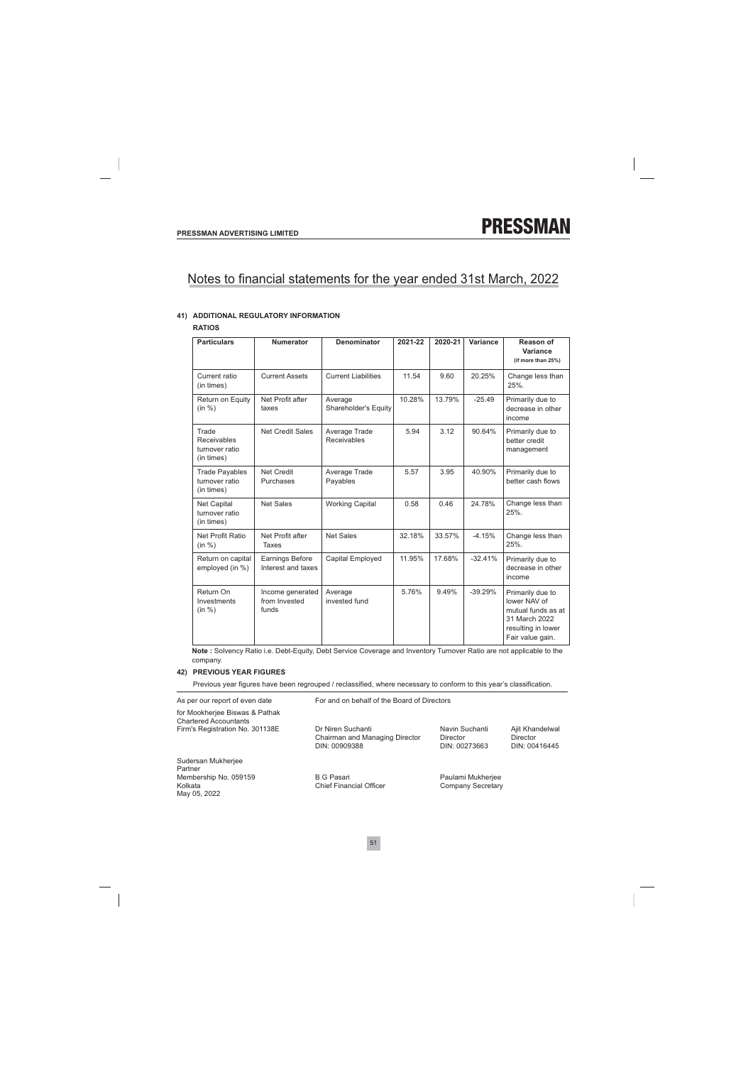# Notes to financial statements for the year ended 31st March, 2022

## 41) ADDITIONAL REGULATORY INFORMATION

### RATIOS

| Particulars | Numerator | Denominator | 2021-22 | 2020-21 | Variance | Reason of Variance (if more than 25%) |
|---|---|---|---|---|---|---|
| Current ratio (in times) | Current Assets | Current Liabilities | 11.54 | 9.60 | 20.25% | Change less than 25%. |
| Return on Equity (in %) | Net Profit after taxes | Average Shareholder's Equity | 10.28% | 13.79% | -25.49 | Primarily due to decrease in other income |
| Trade Receivables turnover ratio (in times) | Net Credit Sales | Average Trade Receivables | 5.94 | 3.12 | 90.64% | Primarily due to better credit management |
| Trade Payables turnover ratio (in times) | Net Credit Purchases | Average Trade Payables | 5.57 | 3.95 | 40.90% | Primarily due to better cash flows |
| Net Capital turnover ratio (in times) | Net Sales | Working Capital | 0.58 | 0.46 | 24.78% | Change less than 25%. |
| Net Profit Ratio (in %) | Net Profit after Taxes | Net Sales | 32.18% | 33.57% | -4.15% | Change less than 25%. |
| Return on capital employed (in %) | Earnings Before Interest and taxes | Capital Employed | 11.95% | 17.68% | -32.41% | Primarily due to decrease in other income |
| Return On Investments (in %) | Income generated from Invested funds | Average invested fund | 5.76% | 9.49% | -39.29% | Primarily due to lower NAV of mutual funds as at 31 March 2022 resulting in lower Fair value gain. |

**Note :** Solvency Ratio i.e. Debt-Equity, Debt Service Coverage and Inventory Turnover Ratio are not applicable to the company.

## 42) PREVIOUS YEAR FIGURES

Previous year figures have been regrouped / reclassified, where necessary to conform to this year's classification.

As per our report of even date

For and on behalf of the Board of Directors

for Mookherjee Biswas & Pathak
Chartered Accountants
Firm's Registration No. 301138E

Dr Niren Suchanti
Chairman and Managing Director
DIN: 00909388

Navin Suchanti
Director
DIN: 00273663

Ajit Khandelwal
Director
DIN: 00416445

Sudersan Mukherjee
Partner
Membership No. 059159
Kolkata
May 05, 2022

B G Pasari
Chief Financial Officer

Paulami Mukherjee
Company Secretary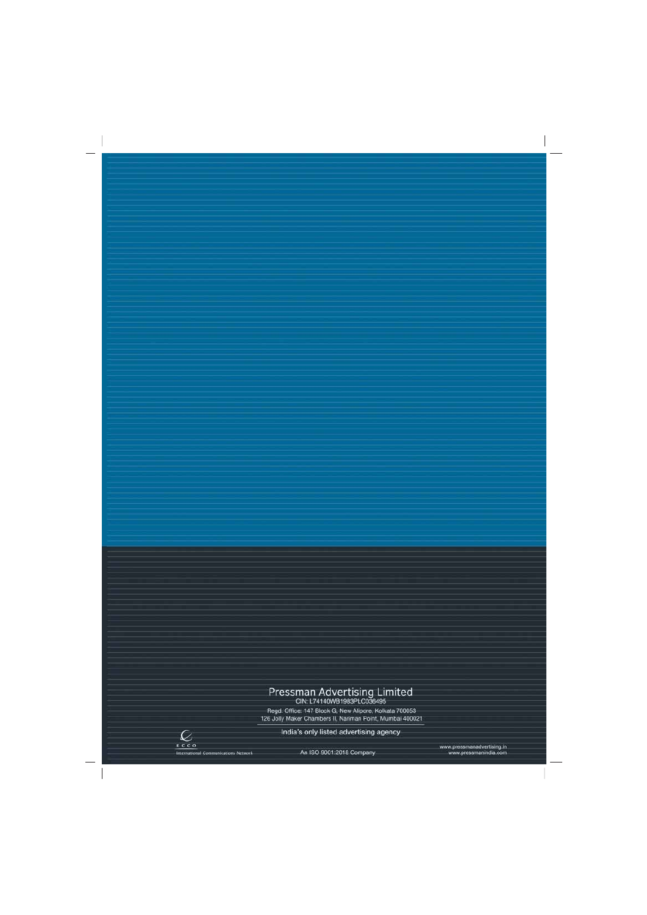# Pressman Advertising Limited

CIN: L74140WB1983PLC036495

Regd. Office: 147 Block G, New Alipore, Kolkata 700053

126 Jolly Maker Chambers II, Nariman Point, Mumbai 400021

India's only listed advertising agency

ECCO

International Communications Network

An ISO 9001:2018 Company

www.pressmanadvertising.in

www.pressmanindia.com